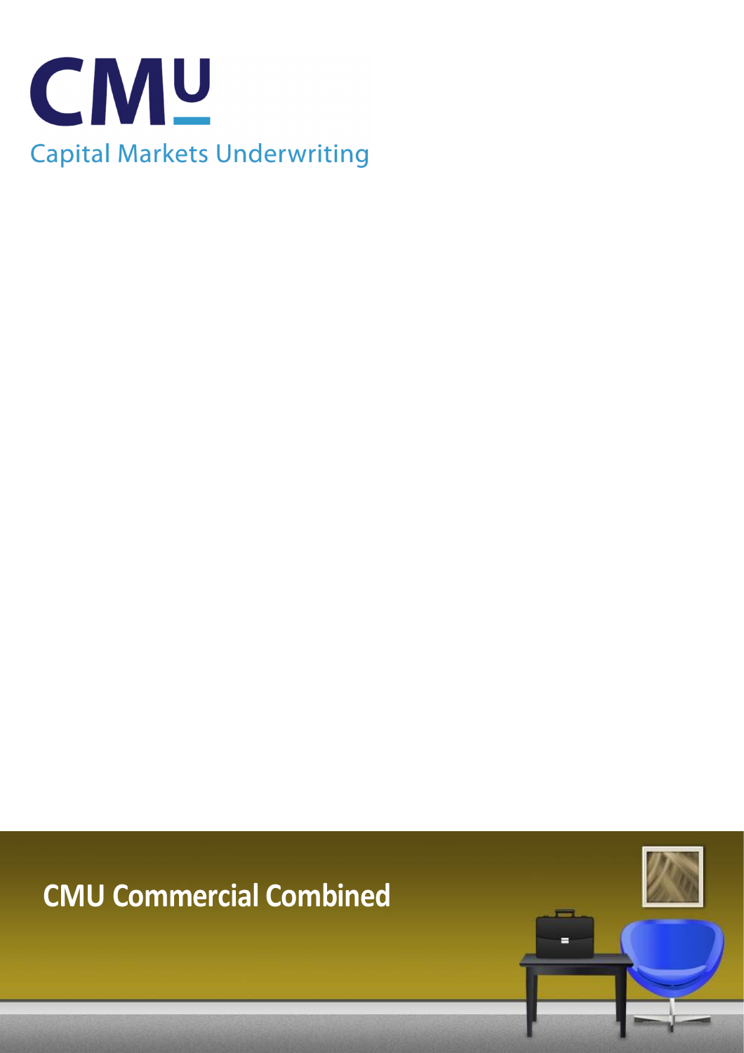CMU

Capital Markets Underwriting

# CMU Commercial Combined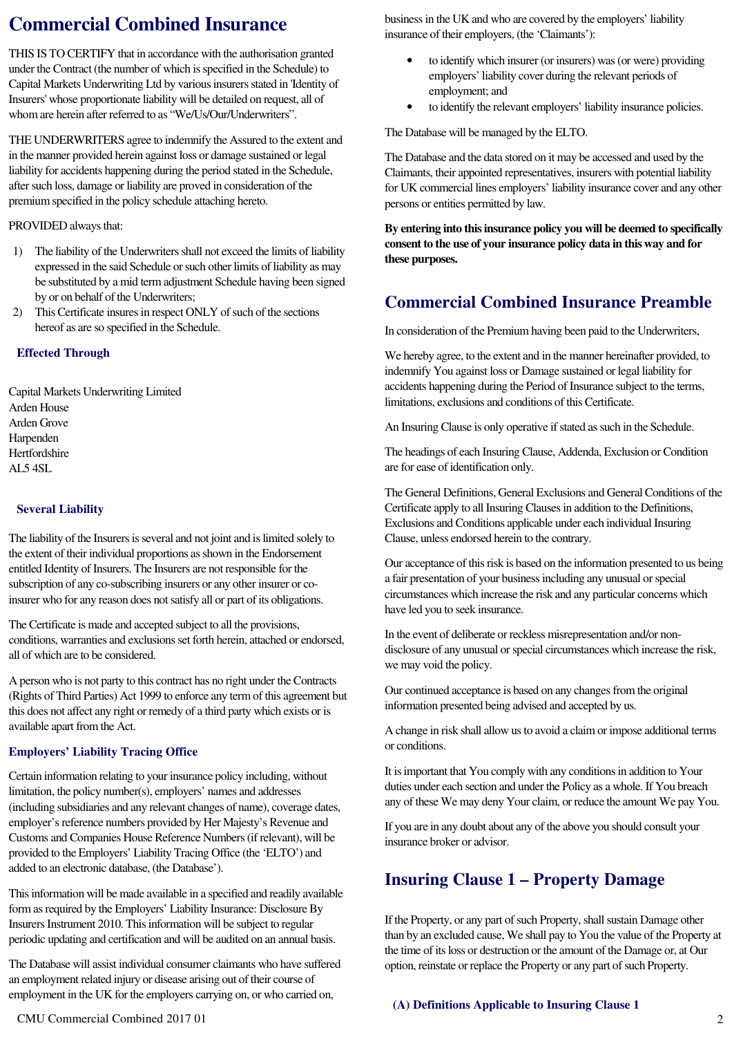# Commercial Combined Insurance

THIS IS TO CERTIFY that in accordance with the authorisation granted under the Contract (the number of which is specified in the Schedule) to Capital Markets Underwriting Ltd by various insurers stated in 'Identity of Insurers' whose proportionate liability will be detailed on request, all of whom are herein after referred to as "We/Us/Our/Underwriters".

THE UNDERWRITERS agree to indemnify the Assured to the extent and in the manner provided herein against loss or damage sustained or legal liability for accidents happening during the period stated in the Schedule, after such loss, damage or liability are proved in consideration of the premium specified in the policy schedule attaching hereto.

PROVIDED always that:

1) The liability of the Underwriters shall not exceed the limits of liability expressed in the said Schedule or such other limits of liability as may be substituted by a mid term adjustment Schedule having been signed by or on behalf of the Underwriters;
2) This Certificate insures in respect ONLY of such of the sections hereof as are so specified in the Schedule.

### Effected Through

Capital Markets Underwriting Limited
Arden House
Arden Grove
Harpenden
Hertfordshire
AL5 4SL

### Several Liability

The liability of the Insurers is several and not joint and is limited solely to the extent of their individual proportions as shown in the Endorsement entitled Identity of Insurers. The Insurers are not responsible for the subscription of any co-subscribing insurers or any other insurer or co-insurer who for any reason does not satisfy all or part of its obligations.

The Certificate is made and accepted subject to all the provisions, conditions, warranties and exclusions set forth herein, attached or endorsed, all of which are to be considered.

A person who is not party to this contract has no right under the Contracts (Rights of Third Parties) Act 1999 to enforce any term of this agreement but this does not affect any right or remedy of a third party which exists or is available apart from the Act.

### Employers' Liability Tracing Office

Certain information relating to your insurance policy including, without limitation, the policy number(s), employers' names and addresses (including subsidiaries and any relevant changes of name), coverage dates, employer's reference numbers provided by Her Majesty's Revenue and Customs and Companies House Reference Numbers (if relevant), will be provided to the Employers' Liability Tracing Office (the 'ELTO') and added to an electronic database, (the Database').

This information will be made available in a specified and readily available form as required by the Employers' Liability Insurance: Disclosure By Insurers Instrument 2010. This information will be subject to regular periodic updating and certification and will be audited on an annual basis.

The Database will assist individual consumer claimants who have suffered an employment related injury or disease arising out of their course of employment in the UK for the employers carrying on, or who carried on, business in the UK and who are covered by the employers' liability insurance of their employers, (the 'Claimants'):

- to identify which insurer (or insurers) was (or were) providing employers' liability cover during the relevant periods of employment; and
- to identify the relevant employers' liability insurance policies.

The Database will be managed by the ELTO.

The Database and the data stored on it may be accessed and used by the Claimants, their appointed representatives, insurers with potential liability for UK commercial lines employers' liability insurance cover and any other persons or entities permitted by law.

**By entering into this insurance policy you will be deemed to specifically consent to the use of your insurance policy data in this way and for these purposes.**

## Commercial Combined Insurance Preamble

In consideration of the Premium having been paid to the Underwriters,

We hereby agree, to the extent and in the manner hereinafter provided, to indemnify You against loss or Damage sustained or legal liability for accidents happening during the Period of Insurance subject to the terms, limitations, exclusions and conditions of this Certificate.

An Insuring Clause is only operative if stated as such in the Schedule.

The headings of each Insuring Clause, Addenda, Exclusion or Condition are for ease of identification only.

The General Definitions, General Exclusions and General Conditions of the Certificate apply to all Insuring Clauses in addition to the Definitions, Exclusions and Conditions applicable under each individual Insuring Clause, unless endorsed herein to the contrary.

Our acceptance of this risk is based on the information presented to us being a fair presentation of your business including any unusual or special circumstances which increase the risk and any particular concerns which have led you to seek insurance.

In the event of deliberate or reckless misrepresentation and/or non-disclosure of any unusual or special circumstances which increase the risk, we may void the policy.

Our continued acceptance is based on any changes from the original information presented being advised and accepted by us.

A change in risk shall allow us to avoid a claim or impose additional terms or conditions.

It is important that You comply with any conditions in addition to Your duties under each section and under the Policy as a whole. If You breach any of these We may deny Your claim, or reduce the amount We pay You.

If you are in any doubt about any of the above you should consult your insurance broker or advisor.

## Insuring Clause 1 – Property Damage

If the Property, or any part of such Property, shall sustain Damage other than by an excluded cause, We shall pay to You the value of the Property at the time of its loss or destruction or the amount of the Damage or, at Our option, reinstate or replace the Property or any part of such Property.

### (A) Definitions Applicable to Insuring Clause 1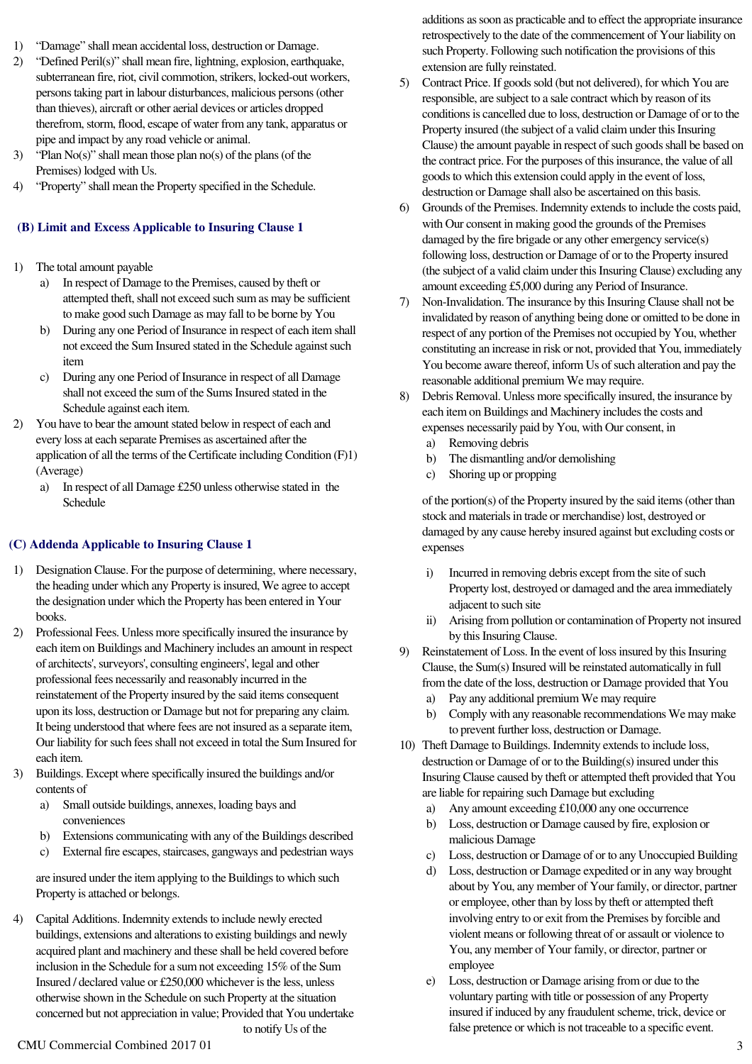1) "Damage" shall mean accidental loss, destruction or Damage.
2) "Defined Peril(s)" shall mean fire, lightning, explosion, earthquake, subterranean fire, riot, civil commotion, strikers, locked-out workers, persons taking part in labour disturbances, malicious persons (other than thieves), aircraft or other aerial devices or articles dropped therefrom, storm, flood, escape of water from any tank, apparatus or pipe and impact by any road vehicle or animal.
3) "Plan No(s)" shall mean those plan no(s) of the plans (of the Premises) lodged with Us.
4) "Property" shall mean the Property specified in the Schedule.

## (B) Limit and Excess Applicable to Insuring Clause 1

1) The total amount payable
   a) In respect of Damage to the Premises, caused by theft or attempted theft, shall not exceed such sum as may be sufficient to make good such Damage as may fall to be borne by You
   b) During any one Period of Insurance in respect of each item shall not exceed the Sum Insured stated in the Schedule against such item
   c) During any one Period of Insurance in respect of all Damage shall not exceed the sum of the Sums Insured stated in the Schedule against each item.
2) You have to bear the amount stated below in respect of each and every loss at each separate Premises as ascertained after the application of all the terms of the Certificate including Condition (F)1) (Average)
   a) In respect of all Damage £250 unless otherwise stated in the Schedule

## (C) Addenda Applicable to Insuring Clause 1

1) Designation Clause. For the purpose of determining, where necessary, the heading under which any Property is insured, We agree to accept the designation under which the Property has been entered in Your books.
2) Professional Fees. Unless more specifically insured the insurance by each item on Buildings and Machinery includes an amount in respect of architects', surveyors', consulting engineers', legal and other professional fees necessarily and reasonably incurred in the reinstatement of the Property insured by the said items consequent upon its loss, destruction or Damage but not for preparing any claim. It being understood that where fees are not insured as a separate item, Our liability for such fees shall not exceed in total the Sum Insured for each item.
3) Buildings. Except where specifically insured the buildings and/or contents of
   a) Small outside buildings, annexes, loading bays and conveniences
   b) Extensions communicating with any of the Buildings described
   c) External fire escapes, staircases, gangways and pedestrian ways

   are insured under the item applying to the Buildings to which such Property is attached or belongs.
4) Capital Additions. Indemnity extends to include newly erected buildings, extensions and alterations to existing buildings and newly acquired plant and machinery and these shall be held covered before inclusion in the Schedule for a sum not exceeding 15% of the Sum Insured / declared value or £250,000 whichever is the less, unless otherwise shown in the Schedule on such Property at the situation concerned but not appreciation in value; Provided that You undertake to notify Us of the additions as soon as practicable and to effect the appropriate insurance retrospectively to the date of the commencement of Your liability on such Property. Following such notification the provisions of this extension are fully reinstated.
5) Contract Price. If goods sold (but not delivered), for which You are responsible, are subject to a sale contract which by reason of its conditions is cancelled due to loss, destruction or Damage of or to the Property insured (the subject of a valid claim under this Insuring Clause) the amount payable in respect of such goods shall be based on the contract price. For the purposes of this insurance, the value of all goods to which this extension could apply in the event of loss, destruction or Damage shall also be ascertained on this basis.
6) Grounds of the Premises. Indemnity extends to include the costs paid, with Our consent in making good the grounds of the Premises damaged by the fire brigade or any other emergency service(s) following loss, destruction or Damage of or to the Property insured (the subject of a valid claim under this Insuring Clause) excluding any amount exceeding £5,000 during any Period of Insurance.
7) Non-Invalidation. The insurance by this Insuring Clause shall not be invalidated by reason of anything being done or omitted to be done in respect of any portion of the Premises not occupied by You, whether constituting an increase in risk or not, provided that You, immediately You become aware thereof, inform Us of such alteration and pay the reasonable additional premium We may require.
8) Debris Removal. Unless more specifically insured, the insurance by each item on Buildings and Machinery includes the costs and expenses necessarily paid by You, with Our consent, in
   a) Removing debris
   b) The dismantling and/or demolishing
   c) Shoring up or propping

   of the portion(s) of the Property insured by the said items (other than stock and materials in trade or merchandise) lost, destroyed or damaged by any cause hereby insured against but excluding costs or expenses

   i) Incurred in removing debris except from the site of such Property lost, destroyed or damaged and the area immediately adjacent to such site
   ii) Arising from pollution or contamination of Property not insured by this Insuring Clause.
9) Reinstatement of Loss. In the event of loss insured by this Insuring Clause, the Sum(s) Insured will be reinstated automatically in full from the date of the loss, destruction or Damage provided that You
   a) Pay any additional premium We may require
   b) Comply with any reasonable recommendations We may make to prevent further loss, destruction or Damage.
10) Theft Damage to Buildings. Indemnity extends to include loss, destruction or Damage of or to the Building(s) insured under this Insuring Clause caused by theft or attempted theft provided that You are liable for repairing such Damage but excluding
    a) Any amount exceeding £10,000 any one occurrence
    b) Loss, destruction or Damage caused by fire, explosion or malicious Damage
    c) Loss, destruction or Damage of or to any Unoccupied Building
    d) Loss, destruction or Damage expedited or in any way brought about by You, any member of Your family, or director, partner or employee, other than by loss by theft or attempted theft involving entry to or exit from the Premises by forcible and violent means or following threat of or assault or violence to You, any member of Your family, or director, partner or employee
    e) Loss, destruction or Damage arising from or due to the voluntary parting with title or possession of any Property insured if induced by any fraudulent scheme, trick, device or false pretence or which is not traceable to a specific event.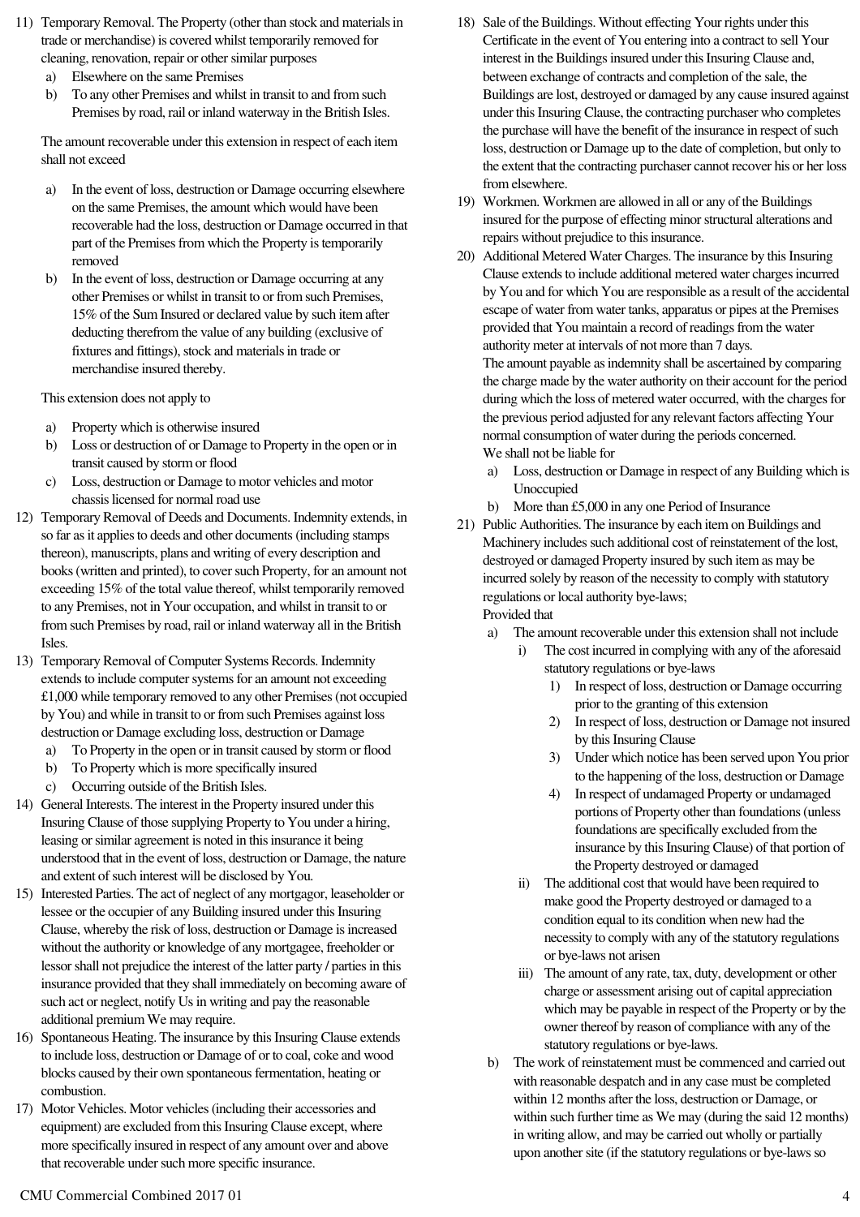11) Temporary Removal. The Property (other than stock and materials in trade or merchandise) is covered whilst temporarily removed for cleaning, renovation, repair or other similar purposes

    a) Elsewhere on the same Premises
    b) To any other Premises and whilst in transit to and from such Premises by road, rail or inland waterway in the British Isles.

    The amount recoverable under this extension in respect of each item shall not exceed

    a) In the event of loss, destruction or Damage occurring elsewhere on the same Premises, the amount which would have been recoverable had the loss, destruction or Damage occurred in that part of the Premises from which the Property is temporarily removed
    b) In the event of loss, destruction or Damage occurring at any other Premises or whilst in transit to or from such Premises, 15% of the Sum Insured or declared value by such item after deducting therefrom the value of any building (exclusive of fixtures and fittings), stock and materials in trade or merchandise insured thereby.

    This extension does not apply to

    a) Property which is otherwise insured
    b) Loss or destruction of or Damage to Property in the open or in transit caused by storm or flood
    c) Loss, destruction or Damage to motor vehicles and motor chassis licensed for normal road use

12) Temporary Removal of Deeds and Documents. Indemnity extends, in so far as it applies to deeds and other documents (including stamps thereon), manuscripts, plans and writing of every description and books (written and printed), to cover such Property, for an amount not exceeding 15% of the total value thereof, whilst temporarily removed to any Premises, not in Your occupation, and whilst in transit to or from such Premises by road, rail or inland waterway all in the British Isles.

13) Temporary Removal of Computer Systems Records. Indemnity extends to include computer systems for an amount not exceeding £1,000 while temporary removed to any other Premises (not occupied by You) and while in transit to or from such Premises against loss destruction or Damage excluding loss, destruction or Damage

    a) To Property in the open or in transit caused by storm or flood
    b) To Property which is more specifically insured
    c) Occurring outside of the British Isles.

14) General Interests. The interest in the Property insured under this Insuring Clause of those supplying Property to You under a hiring, leasing or similar agreement is noted in this insurance it being understood that in the event of loss, destruction or Damage, the nature and extent of such interest will be disclosed by You.

15) Interested Parties. The act of neglect of any mortgagor, leaseholder or lessee or the occupier of any Building insured under this Insuring Clause, whereby the risk of loss, destruction or Damage is increased without the authority or knowledge of any mortgagee, freeholder or lessor shall not prejudice the interest of the latter party / parties in this insurance provided that they shall immediately on becoming aware of such act or neglect, notify Us in writing and pay the reasonable additional premium We may require.

16) Spontaneous Heating. The insurance by this Insuring Clause extends to include loss, destruction or Damage of or to coal, coke and wood blocks caused by their own spontaneous fermentation, heating or combustion.

17) Motor Vehicles. Motor vehicles (including their accessories and equipment) are excluded from this Insuring Clause except, where more specifically insured in respect of any amount over and above that recoverable under such more specific insurance.

18) Sale of the Buildings. Without effecting Your rights under this Certificate in the event of You entering into a contract to sell Your interest in the Buildings insured under this Insuring Clause and, between exchange of contracts and completion of the sale, the Buildings are lost, destroyed or damaged by any cause insured against under this Insuring Clause, the contracting purchaser who completes the purchase will have the benefit of the insurance in respect of such loss, destruction or Damage up to the date of completion, but only to the extent that the contracting purchaser cannot recover his or her loss from elsewhere.

19) Workmen. Workmen are allowed in all or any of the Buildings insured for the purpose of effecting minor structural alterations and repairs without prejudice to this insurance.

20) Additional Metered Water Charges. The insurance by this Insuring Clause extends to include additional metered water charges incurred by You and for which You are responsible as a result of the accidental escape of water from water tanks, apparatus or pipes at the Premises provided that You maintain a record of readings from the water authority meter at intervals of not more than 7 days.
    The amount payable as indemnity shall be ascertained by comparing the charge made by the water authority on their account for the period during which the loss of metered water occurred, with the charges for the previous period adjusted for any relevant factors affecting Your normal consumption of water during the periods concerned.
    We shall not be liable for

    a) Loss, destruction or Damage in respect of any Building which is Unoccupied
    b) More than £5,000 in any one Period of Insurance

21) Public Authorities. The insurance by each item on Buildings and Machinery includes such additional cost of reinstatement of the lost, destroyed or damaged Property insured by such item as may be incurred solely by reason of the necessity to comply with statutory regulations or local authority bye-laws;
    Provided that

    a) The amount recoverable under this extension shall not include
        i) The cost incurred in complying with any of the aforesaid statutory regulations or bye-laws
            1) In respect of loss, destruction or Damage occurring prior to the granting of this extension
            2) In respect of loss, destruction or Damage not insured by this Insuring Clause
            3) Under which notice has been served upon You prior to the happening of the loss, destruction or Damage
            4) In respect of undamaged Property or undamaged portions of Property other than foundations (unless foundations are specifically excluded from the insurance by this Insuring Clause) of that portion of the Property destroyed or damaged
        ii) The additional cost that would have been required to make good the Property destroyed or damaged to a condition equal to its condition when new had the necessity to comply with any of the statutory regulations or bye-laws not arisen
        iii) The amount of any rate, tax, duty, development or other charge or assessment arising out of capital appreciation which may be payable in respect of the Property or by the owner thereof by reason of compliance with any of the statutory regulations or bye-laws.
    b) The work of reinstatement must be commenced and carried out with reasonable despatch and in any case must be completed within 12 months after the loss, destruction or Damage, or within such further time as We may (during the said 12 months) in writing allow, and may be carried out wholly or partially upon another site (if the statutory regulations or bye-laws so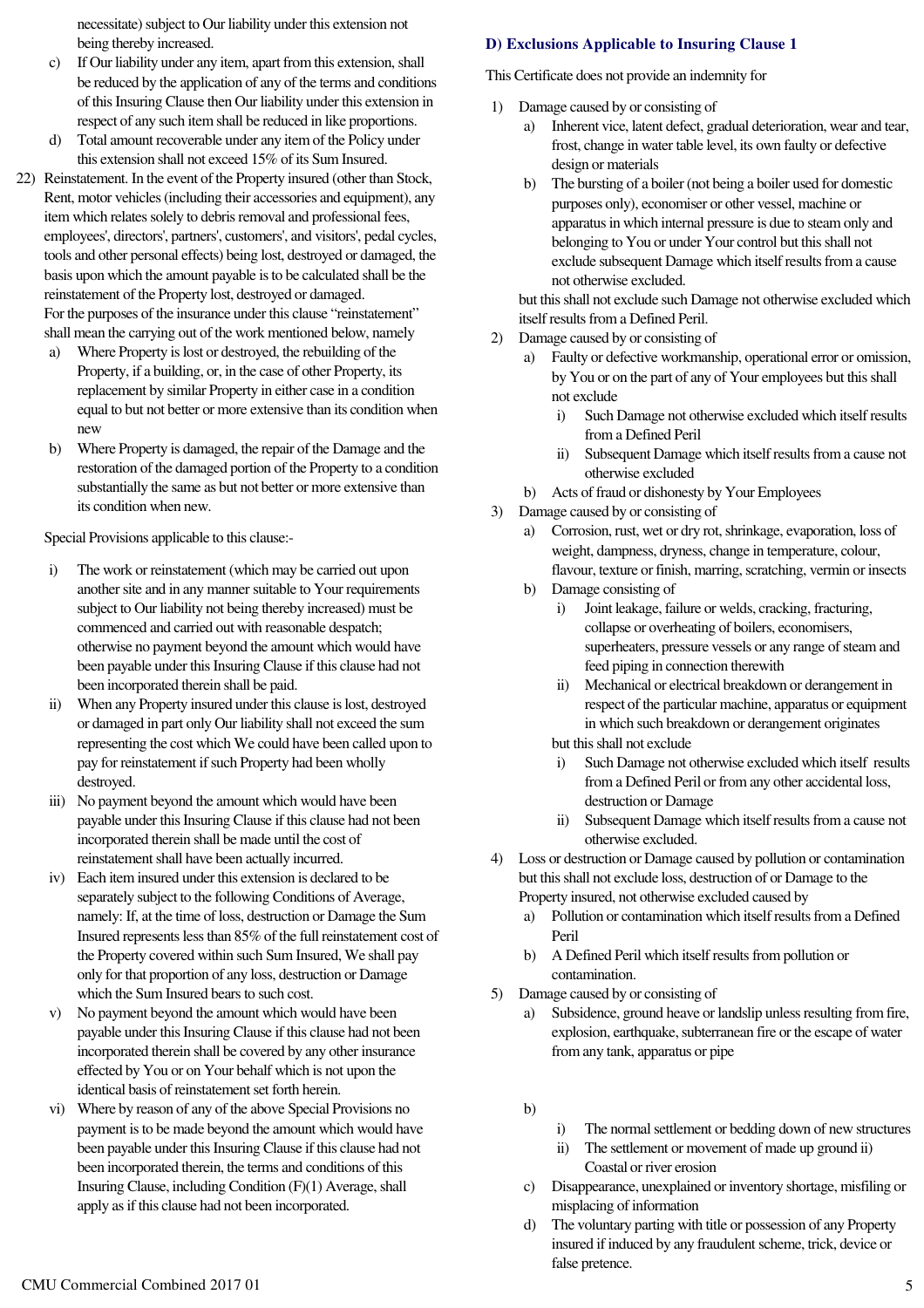necessitate) subject to Our liability under this extension not being thereby increased.

c) If Our liability under any item, apart from this extension, shall be reduced by the application of any of the terms and conditions of this Insuring Clause then Our liability under this extension in respect of any such item shall be reduced in like proportions.

d) Total amount recoverable under any item of the Policy under this extension shall not exceed 15% of its Sum Insured.

22) Reinstatement. In the event of the Property insured (other than Stock, Rent, motor vehicles (including their accessories and equipment), any item which relates solely to debris removal and professional fees, employees', directors', partners', customers', and visitors', pedal cycles, tools and other personal effects) being lost, destroyed or damaged, the basis upon which the amount payable is to be calculated shall be the reinstatement of the Property lost, destroyed or damaged.
For the purposes of the insurance under this clause "reinstatement" shall mean the carrying out of the work mentioned below, namely

   a) Where Property is lost or destroyed, the rebuilding of the Property, if a building, or, in the case of other Property, its replacement by similar Property in either case in a condition equal to but not better or more extensive than its condition when new

   b) Where Property is damaged, the repair of the Damage and the restoration of the damaged portion of the Property to a condition substantially the same as but not better or more extensive than its condition when new.

   Special Provisions applicable to this clause:-

   i) The work or reinstatement (which may be carried out upon another site and in any manner suitable to Your requirements subject to Our liability not being thereby increased) must be commenced and carried out with reasonable despatch; otherwise no payment beyond the amount which would have been payable under this Insuring Clause if this clause had not been incorporated therein shall be paid.

   ii) When any Property insured under this clause is lost, destroyed or damaged in part only Our liability shall not exceed the sum representing the cost which We could have been called upon to pay for reinstatement if such Property had been wholly destroyed.

   iii) No payment beyond the amount which would have been payable under this Insuring Clause if this clause had not been incorporated therein shall be made until the cost of reinstatement shall have been actually incurred.

   iv) Each item insured under this extension is declared to be separately subject to the following Conditions of Average, namely: If, at the time of loss, destruction or Damage the Sum Insured represents less than 85% of the full reinstatement cost of the Property covered within such Sum Insured, We shall pay only for that proportion of any loss, destruction or Damage which the Sum Insured bears to such cost.

   v) No payment beyond the amount which would have been payable under this Insuring Clause if this clause had not been incorporated therein shall be covered by any other insurance effected by You or on Your behalf which is not upon the identical basis of reinstatement set forth herein.

   vi) Where by reason of any of the above Special Provisions no payment is to be made beyond the amount which would have been payable under this Insuring Clause if this clause had not been incorporated therein, the terms and conditions of this Insuring Clause, including Condition (F)(1) Average, shall apply as if this clause had not been incorporated.

### D) Exclusions Applicable to Insuring Clause 1

This Certificate does not provide an indemnity for

1) Damage caused by or consisting of
   a) Inherent vice, latent defect, gradual deterioration, wear and tear, frost, change in water table level, its own faulty or defective design or materials
   b) The bursting of a boiler (not being a boiler used for domestic purposes only), economiser or other vessel, machine or apparatus in which internal pressure is due to steam only and belonging to You or under Your control but this shall not exclude subsequent Damage which itself results from a cause not otherwise excluded.

   but this shall not exclude such Damage not otherwise excluded which itself results from a Defined Peril.

2) Damage caused by or consisting of
   a) Faulty or defective workmanship, operational error or omission, by You or on the part of any of Your employees but this shall not exclude
      i) Such Damage not otherwise excluded which itself results from a Defined Peril
      ii) Subsequent Damage which itself results from a cause not otherwise excluded
   b) Acts of fraud or dishonesty by Your Employees

3) Damage caused by or consisting of
   a) Corrosion, rust, wet or dry rot, shrinkage, evaporation, loss of weight, dampness, dryness, change in temperature, colour, flavour, texture or finish, marring, scratching, vermin or insects
   b) Damage consisting of
      i) Joint leakage, failure or welds, cracking, fracturing, collapse or overheating of boilers, economisers, superheaters, pressure vessels or any range of steam and feed piping in connection therewith
      ii) Mechanical or electrical breakdown or derangement in respect of the particular machine, apparatus or equipment in which such breakdown or derangement originates

   but this shall not exclude
      i) Such Damage not otherwise excluded which itself results from a Defined Peril or from any other accidental loss, destruction or Damage
      ii) Subsequent Damage which itself results from a cause not otherwise excluded.

4) Loss or destruction or Damage caused by pollution or contamination but this shall not exclude loss, destruction of or Damage to the Property insured, not otherwise excluded caused by
   a) Pollution or contamination which itself results from a Defined Peril
   b) A Defined Peril which itself results from pollution or contamination.

5) Damage caused by or consisting of
   a) Subsidence, ground heave or landslip unless resulting from fire, explosion, earthquake, subterranean fire or the escape of water from any tank, apparatus or pipe
   b)
      i) The normal settlement or bedding down of new structures
      ii) The settlement or movement of made up ground ii) Coastal or river erosion
   c) Disappearance, unexplained or inventory shortage, misfiling or misplacing of information
   d) The voluntary parting with title or possession of any Property insured if induced by any fraudulent scheme, trick, device or false pretence.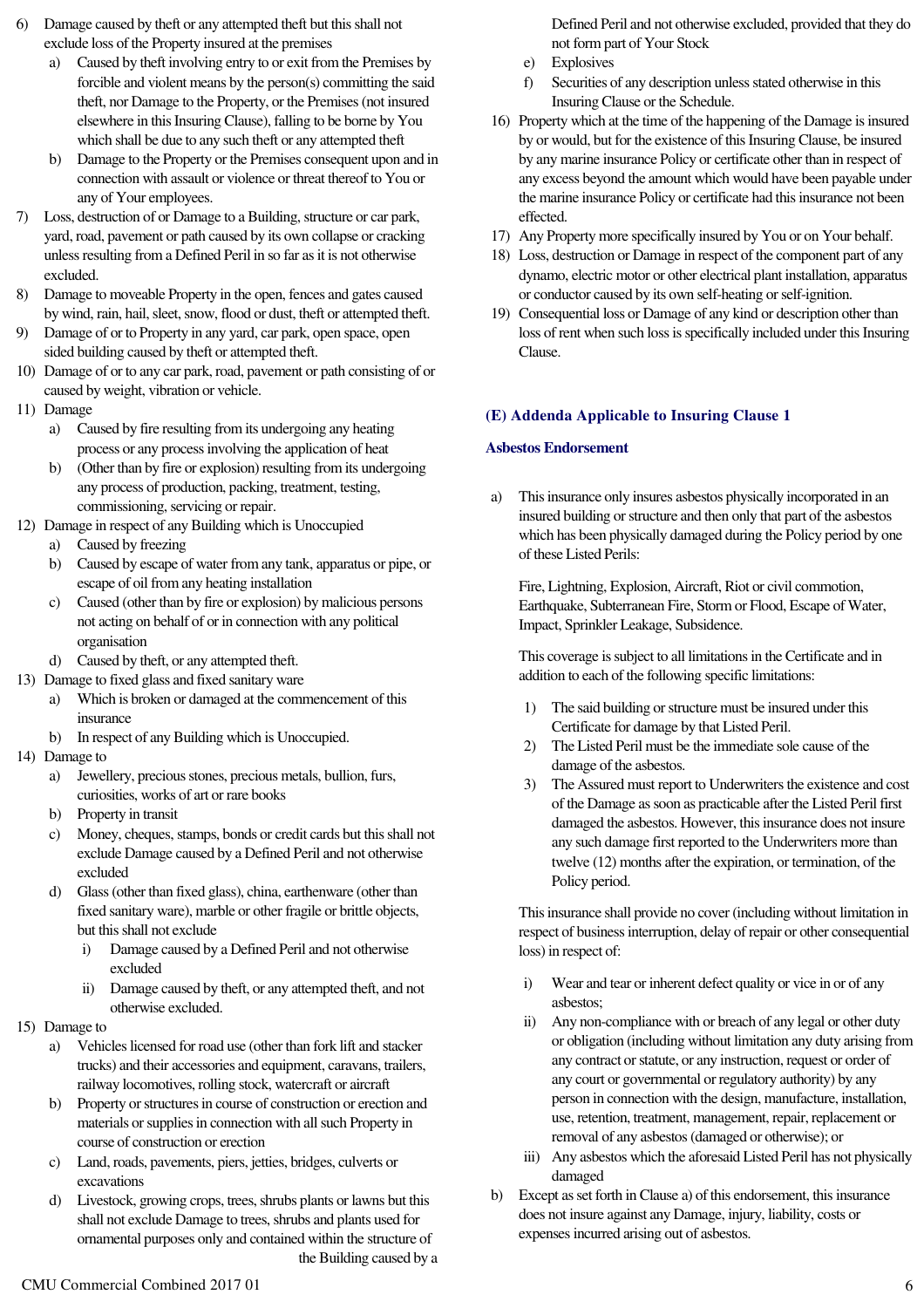6) Damage caused by theft or any attempted theft but this shall not exclude loss of the Property insured at the premises
   a) Caused by theft involving entry to or exit from the Premises by forcible and violent means by the person(s) committing the said theft, nor Damage to the Property, or the Premises (not insured elsewhere in this Insuring Clause), falling to be borne by You which shall be due to any such theft or any attempted theft
   b) Damage to the Property or the Premises consequent upon and in connection with assault or violence or threat thereof to You or any of Your employees.
7) Loss, destruction of or Damage to a Building, structure or car park, yard, road, pavement or path caused by its own collapse or cracking unless resulting from a Defined Peril in so far as it is not otherwise excluded.
8) Damage to moveable Property in the open, fences and gates caused by wind, rain, hail, sleet, snow, flood or dust, theft or attempted theft.
9) Damage of or to Property in any yard, car park, open space, open sided building caused by theft or attempted theft.
10) Damage of or to any car park, road, pavement or path consisting of or caused by weight, vibration or vehicle.
11) Damage
    a) Caused by fire resulting from its undergoing any heating process or any process involving the application of heat
    b) (Other than by fire or explosion) resulting from its undergoing any process of production, packing, treatment, testing, commissioning, servicing or repair.
12) Damage in respect of any Building which is Unoccupied
    a) Caused by freezing
    b) Caused by escape of water from any tank, apparatus or pipe, or escape of oil from any heating installation
    c) Caused (other than by fire or explosion) by malicious persons not acting on behalf of or in connection with any political organisation
    d) Caused by theft, or any attempted theft.
13) Damage to fixed glass and fixed sanitary ware
    a) Which is broken or damaged at the commencement of this insurance
    b) In respect of any Building which is Unoccupied.
14) Damage to
    a) Jewellery, precious stones, precious metals, bullion, furs, curiosities, works of art or rare books
    b) Property in transit
    c) Money, cheques, stamps, bonds or credit cards but this shall not exclude Damage caused by a Defined Peril and not otherwise excluded
    d) Glass (other than fixed glass), china, earthenware (other than fixed sanitary ware), marble or other fragile or brittle objects, but this shall not exclude
       i) Damage caused by a Defined Peril and not otherwise excluded
       ii) Damage caused by theft, or any attempted theft, and not otherwise excluded.
15) Damage to
    a) Vehicles licensed for road use (other than fork lift and stacker trucks) and their accessories and equipment, caravans, trailers, railway locomotives, rolling stock, watercraft or aircraft
    b) Property or structures in course of construction or erection and materials or supplies in connection with all such Property in course of construction or erection
    c) Land, roads, pavements, piers, jetties, bridges, culverts or excavations
    d) Livestock, growing crops, trees, shrubs plants or lawns but this shall not exclude Damage to trees, shrubs and plants used for ornamental purposes only and contained within the structure of the Building caused by a Defined Peril and not otherwise excluded, provided that they do not form part of Your Stock
    e) Explosives
    f) Securities of any description unless stated otherwise in this Insuring Clause or the Schedule.
16) Property which at the time of the happening of the Damage is insured by or would, but for the existence of this Insuring Clause, be insured by any marine insurance Policy or certificate other than in respect of any excess beyond the amount which would have been payable under the marine insurance Policy or certificate had this insurance not been effected.
17) Any Property more specifically insured by You or on Your behalf.
18) Loss, destruction or Damage in respect of the component part of any dynamo, electric motor or other electrical plant installation, apparatus or conductor caused by its own self-heating or self-ignition.
19) Consequential loss or Damage of any kind or description other than loss of rent when such loss is specifically included under this Insuring Clause.

## (E) Addenda Applicable to Insuring Clause 1

### Asbestos Endorsement

a) This insurance only insures asbestos physically incorporated in an insured building or structure and then only that part of the asbestos which has been physically damaged during the Policy period by one of these Listed Perils:

   Fire, Lightning, Explosion, Aircraft, Riot or civil commotion, Earthquake, Subterranean Fire, Storm or Flood, Escape of Water, Impact, Sprinkler Leakage, Subsidence.

   This coverage is subject to all limitations in the Certificate and in addition to each of the following specific limitations:

   1) The said building or structure must be insured under this Certificate for damage by that Listed Peril.
   2) The Listed Peril must be the immediate sole cause of the damage of the asbestos.
   3) The Assured must report to Underwriters the existence and cost of the Damage as soon as practicable after the Listed Peril first damaged the asbestos. However, this insurance does not insure any such damage first reported to the Underwriters more than twelve (12) months after the expiration, or termination, of the Policy period.

   This insurance shall provide no cover (including without limitation in respect of business interruption, delay of repair or other consequential loss) in respect of:

   i) Wear and tear or inherent defect quality or vice in or of any asbestos;
   ii) Any non-compliance with or breach of any legal or other duty or obligation (including without limitation any duty arising from any contract or statute, or any instruction, request or order of any court or governmental or regulatory authority) by any person in connection with the design, manufacture, installation, use, retention, treatment, management, repair, replacement or removal of any asbestos (damaged or otherwise); or
   iii) Any asbestos which the aforesaid Listed Peril has not physically damaged

b) Except as set forth in Clause a) of this endorsement, this insurance does not insure against any Damage, injury, liability, costs or expenses incurred arising out of asbestos.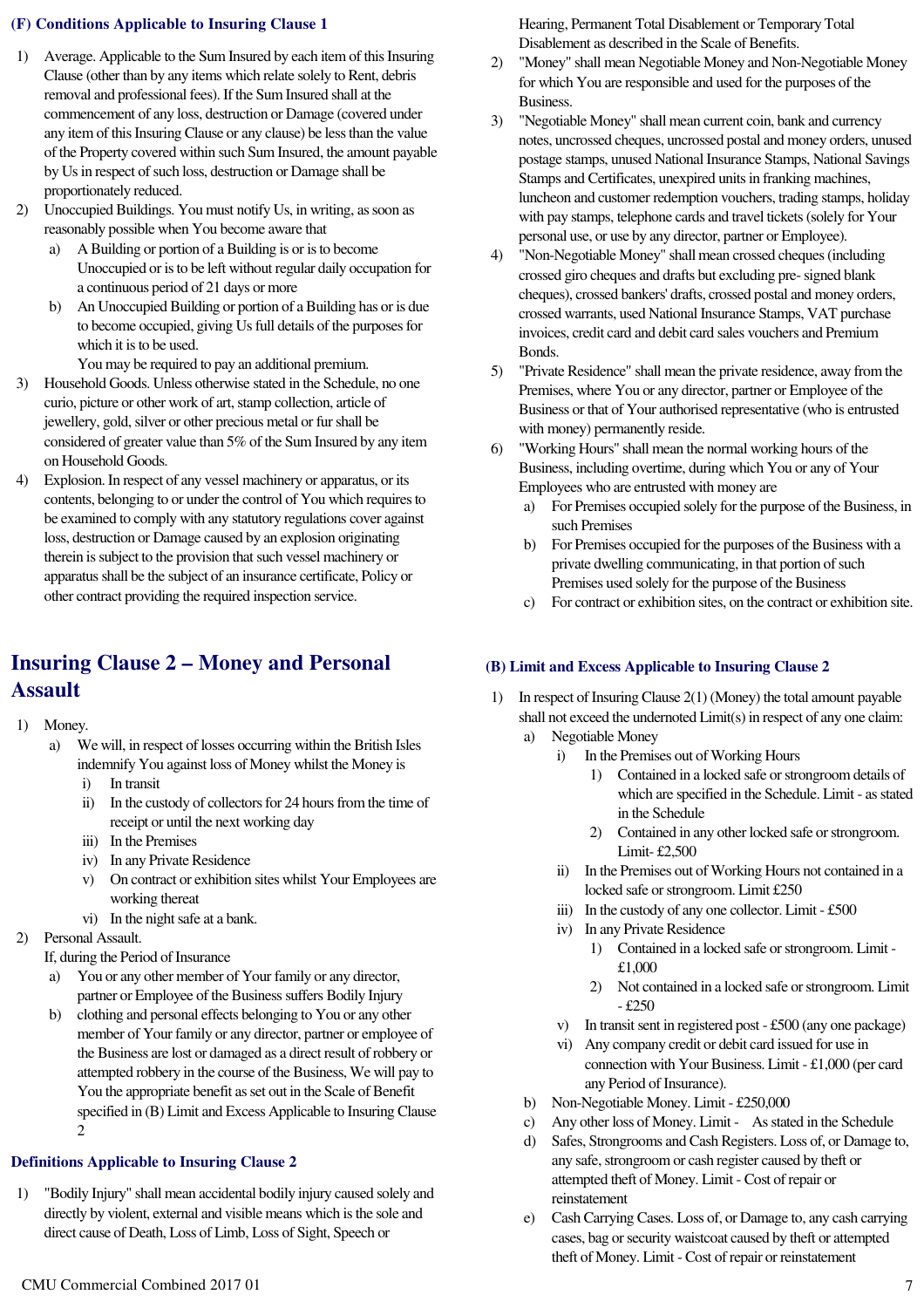### (F) Conditions Applicable to Insuring Clause 1

1) Average. Applicable to the Sum Insured by each item of this Insuring Clause (other than by any items which relate solely to Rent, debris removal and professional fees). If the Sum Insured shall at the commencement of any loss, destruction or Damage (covered under any item of this Insuring Clause or any clause) be less than the value of the Property covered within such Sum Insured, the amount payable by Us in respect of such loss, destruction or Damage shall be proportionately reduced.
2) Unoccupied Buildings. You must notify Us, in writing, as soon as reasonably possible when You become aware that
   a) A Building or portion of a Building is or is to become Unoccupied or is to be left without regular daily occupation for a continuous period of 21 days or more
   b) An Unoccupied Building or portion of a Building has or is due to become occupied, giving Us full details of the purposes for which it is to be used.

   You may be required to pay an additional premium.
3) Household Goods. Unless otherwise stated in the Schedule, no one curio, picture or other work of art, stamp collection, article of jewellery, gold, silver or other precious metal or fur shall be considered of greater value than 5% of the Sum Insured by any item on Household Goods.
4) Explosion. In respect of any vessel machinery or apparatus, or its contents, belonging to or under the control of You which requires to be examined to comply with any statutory regulations cover against loss, destruction or Damage caused by an explosion originating therein is subject to the provision that such vessel machinery or apparatus shall be the subject of an insurance certificate, Policy or other contract providing the required inspection service.

# Insuring Clause 2 – Money and Personal Assault

1) Money.
   a) We will, in respect of losses occurring within the British Isles indemnify You against loss of Money whilst the Money is
      i) In transit
      ii) In the custody of collectors for 24 hours from the time of receipt or until the next working day
      iii) In the Premises
      iv) In any Private Residence
      v) On contract or exhibition sites whilst Your Employees are working thereat
      vi) In the night safe at a bank.
2) Personal Assault.

   If, during the Period of Insurance
   a) You or any other member of Your family or any director, partner or Employee of the Business suffers Bodily Injury
   b) clothing and personal effects belonging to You or any other member of Your family or any director, partner or employee of the Business are lost or damaged as a direct result of robbery or attempted robbery in the course of the Business, We will pay to You the appropriate benefit as set out in the Scale of Benefit specified in (B) Limit and Excess Applicable to Insuring Clause 2

### Definitions Applicable to Insuring Clause 2

1) "Bodily Injury" shall mean accidental bodily injury caused solely and directly by violent, external and visible means which is the sole and direct cause of Death, Loss of Limb, Loss of Sight, Speech or Hearing, Permanent Total Disablement or Temporary Total Disablement as described in the Scale of Benefits.
2) "Money" shall mean Negotiable Money and Non-Negotiable Money for which You are responsible and used for the purposes of the Business.
3) "Negotiable Money" shall mean current coin, bank and currency notes, uncrossed cheques, uncrossed postal and money orders, unused postage stamps, unused National Insurance Stamps, National Savings Stamps and Certificates, unexpired units in franking machines, luncheon and customer redemption vouchers, trading stamps, holiday with pay stamps, telephone cards and travel tickets (solely for Your personal use, or use by any director, partner or Employee).
4) "Non-Negotiable Money" shall mean crossed cheques (including crossed giro cheques and drafts but excluding pre- signed blank cheques), crossed bankers' drafts, crossed postal and money orders, crossed warrants, used National Insurance Stamps, VAT purchase invoices, credit card and debit card sales vouchers and Premium Bonds.
5) "Private Residence" shall mean the private residence, away from the Premises, where You or any director, partner or Employee of the Business or that of Your authorised representative (who is entrusted with money) permanently reside.
6) "Working Hours" shall mean the normal working hours of the Business, including overtime, during which You or any of Your Employees who are entrusted with money are
   a) For Premises occupied solely for the purpose of the Business, in such Premises
   b) For Premises occupied for the purposes of the Business with a private dwelling communicating, in that portion of such Premises used solely for the purpose of the Business
   c) For contract or exhibition sites, on the contract or exhibition site.

### (B) Limit and Excess Applicable to Insuring Clause 2

1) In respect of Insuring Clause 2(1) (Money) the total amount payable shall not exceed the undernoted Limit(s) in respect of any one claim:
   a) Negotiable Money
      i) In the Premises out of Working Hours
         1) Contained in a locked safe or strongroom details of which are specified in the Schedule. Limit - as stated in the Schedule
         2) Contained in any other locked safe or strongroom. Limit- £2,500
      ii) In the Premises out of Working Hours not contained in a locked safe or strongroom. Limit £250
      iii) In the custody of any one collector. Limit - £500
      iv) In any Private Residence
         1) Contained in a locked safe or strongroom. Limit - £1,000
         2) Not contained in a locked safe or strongroom. Limit - £250
      v) In transit sent in registered post - £500 (any one package)
      vi) Any company credit or debit card issued for use in connection with Your Business. Limit - £1,000 (per card any Period of Insurance).
   b) Non-Negotiable Money. Limit - £250,000
   c) Any other loss of Money. Limit - As stated in the Schedule
   d) Safes, Strongrooms and Cash Registers. Loss of, or Damage to, any safe, strongroom or cash register caused by theft or attempted theft of Money. Limit - Cost of repair or reinstatement
   e) Cash Carrying Cases. Loss of, or Damage to, any cash carrying cases, bag or security waistcoat caused by theft or attempted theft of Money. Limit - Cost of repair or reinstatement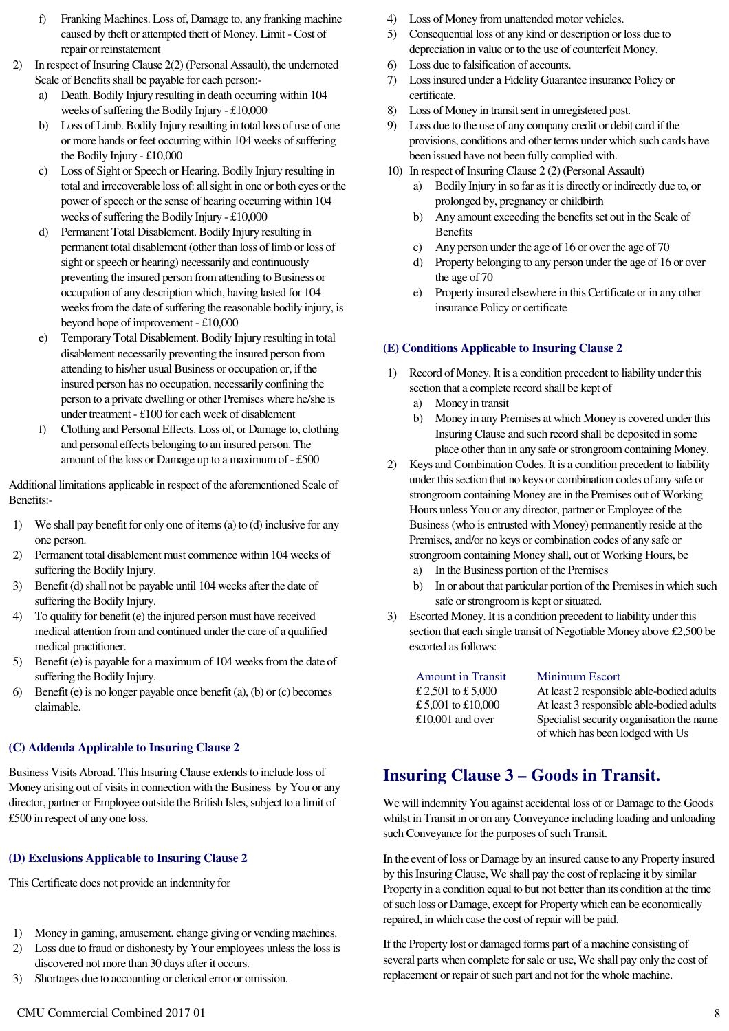f) Franking Machines. Loss of, Damage to, any franking machine caused by theft or attempted theft of Money. Limit - Cost of repair or reinstatement

2) In respect of Insuring Clause 2(2) (Personal Assault), the undernoted Scale of Benefits shall be payable for each person:-
   a) Death. Bodily Injury resulting in death occurring within 104 weeks of suffering the Bodily Injury - £10,000
   b) Loss of Limb. Bodily Injury resulting in total loss of use of one or more hands or feet occurring within 104 weeks of suffering the Bodily Injury - £10,000
   c) Loss of Sight or Speech or Hearing. Bodily Injury resulting in total and irrecoverable loss of: all sight in one or both eyes or the power of speech or the sense of hearing occurring within 104 weeks of suffering the Bodily Injury - £10,000
   d) Permanent Total Disablement. Bodily Injury resulting in permanent total disablement (other than loss of limb or loss of sight or speech or hearing) necessarily and continuously preventing the insured person from attending to Business or occupation of any description which, having lasted for 104 weeks from the date of suffering the reasonable bodily injury, is beyond hope of improvement - £10,000
   e) Temporary Total Disablement. Bodily Injury resulting in total disablement necessarily preventing the insured person from attending to his/her usual Business or occupation or, if the insured person has no occupation, necessarily confining the person to a private dwelling or other Premises where he/she is under treatment - £100 for each week of disablement
   f) Clothing and Personal Effects. Loss of, or Damage to, clothing and personal effects belonging to an insured person. The amount of the loss or Damage up to a maximum of - £500

Additional limitations applicable in respect of the aforementioned Scale of Benefits:-

1) We shall pay benefit for only one of items (a) to (d) inclusive for any one person.
2) Permanent total disablement must commence within 104 weeks of suffering the Bodily Injury.
3) Benefit (d) shall not be payable until 104 weeks after the date of suffering the Bodily Injury.
4) To qualify for benefit (e) the injured person must have received medical attention from and continued under the care of a qualified medical practitioner.
5) Benefit (e) is payable for a maximum of 104 weeks from the date of suffering the Bodily Injury.
6) Benefit (e) is no longer payable once benefit (a), (b) or (c) becomes claimable.

### (C) Addenda Applicable to Insuring Clause 2

Business Visits Abroad. This Insuring Clause extends to include loss of Money arising out of visits in connection with the Business by You or any director, partner or Employee outside the British Isles, subject to a limit of £500 in respect of any one loss.

### (D) Exclusions Applicable to Insuring Clause 2

This Certificate does not provide an indemnity for

1) Money in gaming, amusement, change giving or vending machines.
2) Loss due to fraud or dishonesty by Your employees unless the loss is discovered not more than 30 days after it occurs.
3) Shortages due to accounting or clerical error or omission.
4) Loss of Money from unattended motor vehicles.
5) Consequential loss of any kind or description or loss due to depreciation in value or to the use of counterfeit Money.
6) Loss due to falsification of accounts.
7) Loss insured under a Fidelity Guarantee insurance Policy or certificate.
8) Loss of Money in transit sent in unregistered post.
9) Loss due to the use of any company credit or debit card if the provisions, conditions and other terms under which such cards have been issued have not been fully complied with.
10) In respect of Insuring Clause 2 (2) (Personal Assault)
    a) Bodily Injury in so far as it is directly or indirectly due to, or prolonged by, pregnancy or childbirth
    b) Any amount exceeding the benefits set out in the Scale of Benefits
    c) Any person under the age of 16 or over the age of 70
    d) Property belonging to any person under the age of 16 or over the age of 70
    e) Property insured elsewhere in this Certificate or in any other insurance Policy or certificate

### (E) Conditions Applicable to Insuring Clause 2

1) Record of Money. It is a condition precedent to liability under this section that a complete record shall be kept of
   a) Money in transit
   b) Money in any Premises at which Money is covered under this Insuring Clause and such record shall be deposited in some place other than in any safe or strongroom containing Money.
2) Keys and Combination Codes. It is a condition precedent to liability under this section that no keys or combination codes of any safe or strongroom containing Money are in the Premises out of Working Hours unless You or any director, partner or Employee of the Business (who is entrusted with Money) permanently reside at the Premises, and/or no keys or combination codes of any safe or strongroom containing Money shall, out of Working Hours, be
   a) In the Business portion of the Premises
   b) In or about that particular portion of the Premises in which such safe or strongroom is kept or situated.
3) Escorted Money. It is a condition precedent to liability under this section that each single transit of Negotiable Money above £2,500 be escorted as follows:

| Amount in Transit | Minimum Escort |
|---|---|
| £ 2,501 to £ 5,000 | At least 2 responsible able-bodied adults |
| £ 5,001 to £10,000 | At least 3 responsible able-bodied adults |
| £10,001 and over | Specialist security organisation the name of which has been lodged with Us |

## Insuring Clause 3 – Goods in Transit.

We will indemnity You against accidental loss of or Damage to the Goods whilst in Transit in or on any Conveyance including loading and unloading such Conveyance for the purposes of such Transit.

In the event of loss or Damage by an insured cause to any Property insured by this Insuring Clause, We shall pay the cost of replacing it by similar Property in a condition equal to but not better than its condition at the time of such loss or Damage, except for Property which can be economically repaired, in which case the cost of repair will be paid.

If the Property lost or damaged forms part of a machine consisting of several parts when complete for sale or use, We shall pay only the cost of replacement or repair of such part and not for the whole machine.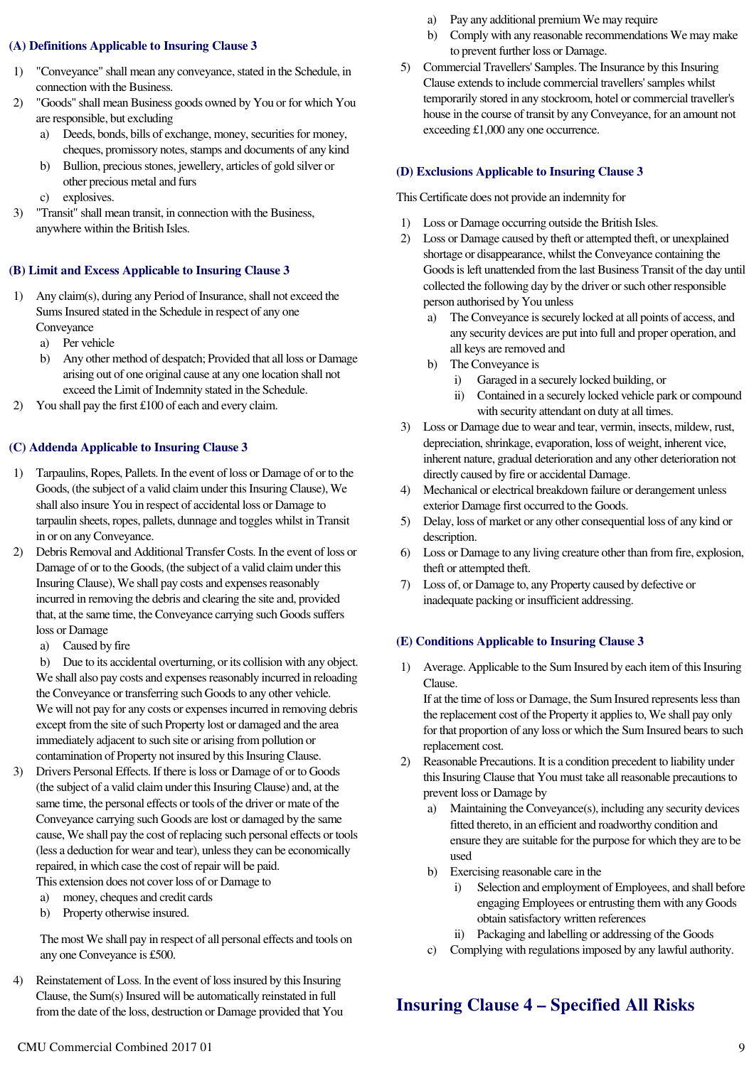### (A) Definitions Applicable to Insuring Clause 3

1) "Conveyance" shall mean any conveyance, stated in the Schedule, in connection with the Business.
2) "Goods" shall mean Business goods owned by You or for which You are responsible, but excluding
   a) Deeds, bonds, bills of exchange, money, securities for money, cheques, promissory notes, stamps and documents of any kind
   b) Bullion, precious stones, jewellery, articles of gold silver or other precious metal and furs
   c) explosives.
3) "Transit" shall mean transit, in connection with the Business, anywhere within the British Isles.

### (B) Limit and Excess Applicable to Insuring Clause 3

1) Any claim(s), during any Period of Insurance, shall not exceed the Sums Insured stated in the Schedule in respect of any one Conveyance
   a) Per vehicle
   b) Any other method of despatch; Provided that all loss or Damage arising out of one original cause at any one location shall not exceed the Limit of Indemnity stated in the Schedule.
2) You shall pay the first £100 of each and every claim.

### (C) Addenda Applicable to Insuring Clause 3

1) Tarpaulins, Ropes, Pallets. In the event of loss or Damage of or to the Goods, (the subject of a valid claim under this Insuring Clause), We shall also insure You in respect of accidental loss or Damage to tarpaulin sheets, ropes, pallets, dunnage and toggles whilst in Transit in or on any Conveyance.
2) Debris Removal and Additional Transfer Costs. In the event of loss or Damage of or to the Goods, (the subject of a valid claim under this Insuring Clause), We shall pay costs and expenses reasonably incurred in removing the debris and clearing the site and, provided that, at the same time, the Conveyance carrying such Goods suffers loss or Damage
   a) Caused by fire
   b) Due to its accidental overturning, or its collision with any object.

   We shall also pay costs and expenses reasonably incurred in reloading the Conveyance or transferring such Goods to any other vehicle.
   We will not pay for any costs or expenses incurred in removing debris except from the site of such Property lost or damaged and the area immediately adjacent to such site or arising from pollution or contamination of Property not insured by this Insuring Clause.
3) Drivers Personal Effects. If there is loss or Damage of or to Goods (the subject of a valid claim under this Insuring Clause) and, at the same time, the personal effects or tools of the driver or mate of the Conveyance carrying such Goods are lost or damaged by the same cause, We shall pay the cost of replacing such personal effects or tools (less a deduction for wear and tear), unless they can be economically repaired, in which case the cost of repair will be paid.
   This extension does not cover loss of or Damage to
   a) money, cheques and credit cards
   b) Property otherwise insured.

   The most We shall pay in respect of all personal effects and tools on any one Conveyance is £500.
4) Reinstatement of Loss. In the event of loss insured by this Insuring Clause, the Sum(s) Insured will be automatically reinstated in full from the date of the loss, destruction or Damage provided that You
   a) Pay any additional premium We may require
   b) Comply with any reasonable recommendations We may make to prevent further loss or Damage.
5) Commercial Travellers' Samples. The Insurance by this Insuring Clause extends to include commercial travellers' samples whilst temporarily stored in any stockroom, hotel or commercial traveller's house in the course of transit by any Conveyance, for an amount not exceeding £1,000 any one occurrence.

### (D) Exclusions Applicable to Insuring Clause 3

This Certificate does not provide an indemnity for

1) Loss or Damage occurring outside the British Isles.
2) Loss or Damage caused by theft or attempted theft, or unexplained shortage or disappearance, whilst the Conveyance containing the Goods is left unattended from the last Business Transit of the day until collected the following day by the driver or such other responsible person authorised by You unless
   a) The Conveyance is securely locked at all points of access, and any security devices are put into full and proper operation, and all keys are removed and
   b) The Conveyance is
      i) Garaged in a securely locked building, or
      ii) Contained in a securely locked vehicle park or compound with security attendant on duty at all times.
3) Loss or Damage due to wear and tear, vermin, insects, mildew, rust, depreciation, shrinkage, evaporation, loss of weight, inherent vice, inherent nature, gradual deterioration and any other deterioration not directly caused by fire or accidental Damage.
4) Mechanical or electrical breakdown failure or derangement unless exterior Damage first occurred to the Goods.
5) Delay, loss of market or any other consequential loss of any kind or description.
6) Loss or Damage to any living creature other than from fire, explosion, theft or attempted theft.
7) Loss of, or Damage to, any Property caused by defective or inadequate packing or insufficient addressing.

### (E) Conditions Applicable to Insuring Clause 3

1) Average. Applicable to the Sum Insured by each item of this Insuring Clause.
   If at the time of loss or Damage, the Sum Insured represents less than the replacement cost of the Property it applies to, We shall pay only for that proportion of any loss or which the Sum Insured bears to such replacement cost.
2) Reasonable Precautions. It is a condition precedent to liability under this Insuring Clause that You must take all reasonable precautions to prevent loss or Damage by
   a) Maintaining the Conveyance(s), including any security devices fitted thereto, in an efficient and roadworthy condition and ensure they are suitable for the purpose for which they are to be used
   b) Exercising reasonable care in the
      i) Selection and employment of Employees, and shall before engaging Employees or entrusting them with any Goods obtain satisfactory written references
      ii) Packaging and labelling or addressing of the Goods
   c) Complying with regulations imposed by any lawful authority.

## Insuring Clause 4 – Specified All Risks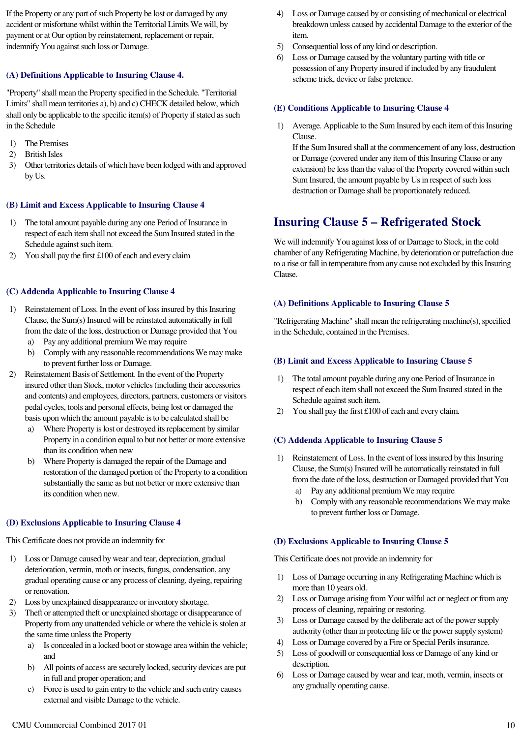If the Property or any part of such Property be lost or damaged by any accident or misfortune whilst within the Territorial Limits We will, by payment or at Our option by reinstatement, replacement or repair, indemnify You against such loss or Damage.

### (A) Definitions Applicable to Insuring Clause 4.

"Property" shall mean the Property specified in the Schedule. "Territorial Limits" shall mean territories a), b) and c) CHECK detailed below, which shall only be applicable to the specific item(s) of Property if stated as such in the Schedule

1) The Premises
2) British Isles
3) Other territories details of which have been lodged with and approved by Us.

### (B) Limit and Excess Applicable to Insuring Clause 4

1) The total amount payable during any one Period of Insurance in respect of each item shall not exceed the Sum Insured stated in the Schedule against such item.
2) You shall pay the first £100 of each and every claim

### (C) Addenda Applicable to Insuring Clause 4

1) Reinstatement of Loss. In the event of loss insured by this Insuring Clause, the Sum(s) Insured will be reinstated automatically in full from the date of the loss, destruction or Damage provided that You
   a) Pay any additional premium We may require
   b) Comply with any reasonable recommendations We may make to prevent further loss or Damage.
2) Reinstatement Basis of Settlement. In the event of the Property insured other than Stock, motor vehicles (including their accessories and contents) and employees, directors, partners, customers or visitors pedal cycles, tools and personal effects, being lost or damaged the basis upon which the amount payable is to be calculated shall be
   a) Where Property is lost or destroyed its replacement by similar Property in a condition equal to but not better or more extensive than its condition when new
   b) Where Property is damaged the repair of the Damage and restoration of the damaged portion of the Property to a condition substantially the same as but not better or more extensive than its condition when new.

### (D) Exclusions Applicable to Insuring Clause 4

This Certificate does not provide an indemnity for

1) Loss or Damage caused by wear and tear, depreciation, gradual deterioration, vermin, moth or insects, fungus, condensation, any gradual operating cause or any process of cleaning, dyeing, repairing or renovation.
2) Loss by unexplained disappearance or inventory shortage.
3) Theft or attempted theft or unexplained shortage or disappearance of Property from any unattended vehicle or where the vehicle is stolen at the same time unless the Property
   a) Is concealed in a locked boot or stowage area within the vehicle; and
   b) All points of access are securely locked, security devices are put in full and proper operation; and
   c) Force is used to gain entry to the vehicle and such entry causes external and visible Damage to the vehicle.
4) Loss or Damage caused by or consisting of mechanical or electrical breakdown unless caused by accidental Damage to the exterior of the item.
5) Consequential loss of any kind or description.
6) Loss or Damage caused by the voluntary parting with title or possession of any Property insured if included by any fraudulent scheme trick, device or false pretence.

### (E) Conditions Applicable to Insuring Clause 4

1) Average. Applicable to the Sum Insured by each item of this Insuring Clause.
   If the Sum Insured shall at the commencement of any loss, destruction or Damage (covered under any item of this Insuring Clause or any extension) be less than the value of the Property covered within such Sum Insured, the amount payable by Us in respect of such loss destruction or Damage shall be proportionately reduced.

## Insuring Clause 5 – Refrigerated Stock

We will indemnify You against loss of or Damage to Stock, in the cold chamber of any Refrigerating Machine, by deterioration or putrefaction due to a rise or fall in temperature from any cause not excluded by this Insuring Clause.

### (A) Definitions Applicable to Insuring Clause 5

"Refrigerating Machine" shall mean the refrigerating machine(s), specified in the Schedule, contained in the Premises.

### (B) Limit and Excess Applicable to Insuring Clause 5

1) The total amount payable during any one Period of Insurance in respect of each item shall not exceed the Sum Insured stated in the Schedule against such item.
2) You shall pay the first £100 of each and every claim.

### (C) Addenda Applicable to Insuring Clause 5

1) Reinstatement of Loss. In the event of loss insured by this Insuring Clause, the Sum(s) Insured will be automatically reinstated in full from the date of the loss, destruction or Damaged provided that You
   a) Pay any additional premium We may require
   b) Comply with any reasonable recommendations We may make to prevent further loss or Damage.

### (D) Exclusions Applicable to Insuring Clause 5

This Certificate does not provide an indemnity for

1) Loss of Damage occurring in any Refrigerating Machine which is more than 10 years old.
2) Loss or Damage arising from Your wilful act or neglect or from any process of cleaning, repairing or restoring.
3) Loss or Damage caused by the deliberate act of the power supply authority (other than in protecting life or the power supply system)
4) Loss or Damage covered by a Fire or Special Perils insurance.
5) Loss of goodwill or consequential loss or Damage of any kind or description.
6) Loss or Damage caused by wear and tear, moth, vermin, insects or any gradually operating cause.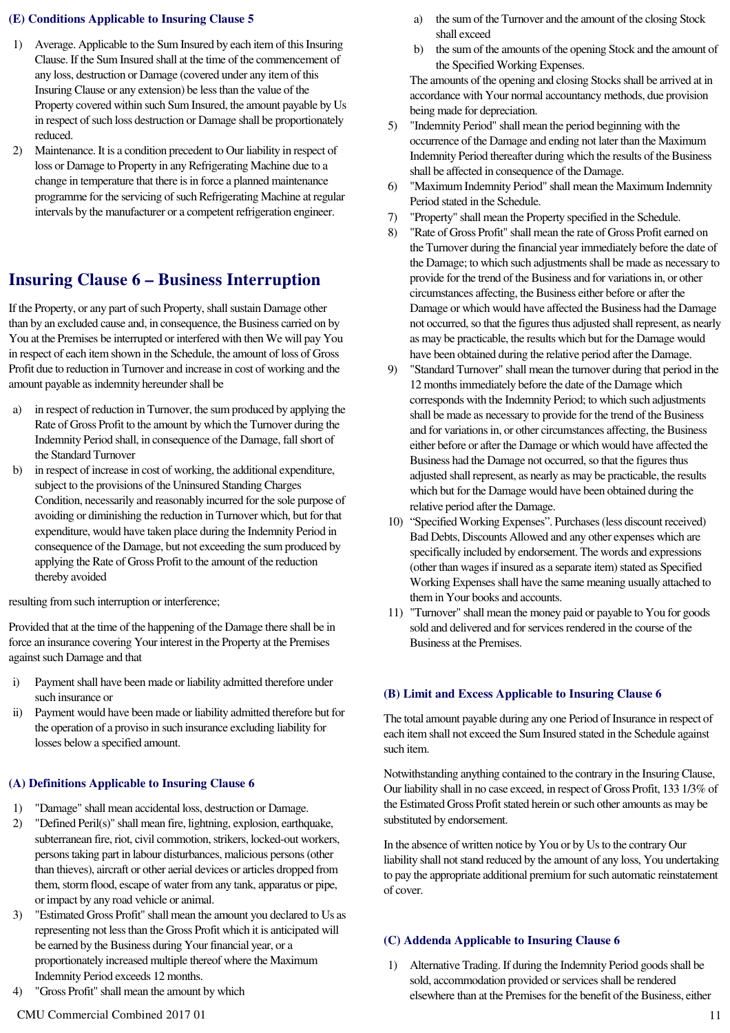### (E) Conditions Applicable to Insuring Clause 5

1) Average. Applicable to the Sum Insured by each item of this Insuring Clause. If the Sum Insured shall at the time of the commencement of any loss, destruction or Damage (covered under any item of this Insuring Clause or any extension) be less than the value of the Property covered within such Sum Insured, the amount payable by Us in respect of such loss destruction or Damage shall be proportionately reduced.
2) Maintenance. It is a condition precedent to Our liability in respect of loss or Damage to Property in any Refrigerating Machine due to a change in temperature that there is in force a planned maintenance programme for the servicing of such Refrigerating Machine at regular intervals by the manufacturer or a competent refrigeration engineer.

## Insuring Clause 6 – Business Interruption

If the Property, or any part of such Property, shall sustain Damage other than by an excluded cause and, in consequence, the Business carried on by You at the Premises be interrupted or interfered with then We will pay You in respect of each item shown in the Schedule, the amount of loss of Gross Profit due to reduction in Turnover and increase in cost of working and the amount payable as indemnity hereunder shall be

a) in respect of reduction in Turnover, the sum produced by applying the Rate of Gross Profit to the amount by which the Turnover during the Indemnity Period shall, in consequence of the Damage, fall short of the Standard Turnover
b) in respect of increase in cost of working, the additional expenditure, subject to the provisions of the Uninsured Standing Charges Condition, necessarily and reasonably incurred for the sole purpose of avoiding or diminishing the reduction in Turnover which, but for that expenditure, would have taken place during the Indemnity Period in consequence of the Damage, but not exceeding the sum produced by applying the Rate of Gross Profit to the amount of the reduction thereby avoided

resulting from such interruption or interference;

Provided that at the time of the happening of the Damage there shall be in force an insurance covering Your interest in the Property at the Premises against such Damage and that

i) Payment shall have been made or liability admitted therefore under such insurance or
ii) Payment would have been made or liability admitted therefore but for the operation of a proviso in such insurance excluding liability for losses below a specified amount.

### (A) Definitions Applicable to Insuring Clause 6

1) "Damage" shall mean accidental loss, destruction or Damage.
2) "Defined Peril(s)" shall mean fire, lightning, explosion, earthquake, subterranean fire, riot, civil commotion, strikers, locked-out workers, persons taking part in labour disturbances, malicious persons (other than thieves), aircraft or other aerial devices or articles dropped from them, storm flood, escape of water from any tank, apparatus or pipe, or impact by any road vehicle or animal.
3) "Estimated Gross Profit" shall mean the amount you declared to Us as representing not less than the Gross Profit which it is anticipated will be earned by the Business during Your financial year, or a proportionately increased multiple thereof where the Maximum Indemnity Period exceeds 12 months.
4) "Gross Profit" shall mean the amount by which
   a) the sum of the Turnover and the amount of the closing Stock shall exceed
   b) the sum of the amounts of the opening Stock and the amount of the Specified Working Expenses.

   The amounts of the opening and closing Stocks shall be arrived at in accordance with Your normal accountancy methods, due provision being made for depreciation.
5) "Indemnity Period" shall mean the period beginning with the occurrence of the Damage and ending not later than the Maximum Indemnity Period thereafter during which the results of the Business shall be affected in consequence of the Damage.
6) "Maximum Indemnity Period" shall mean the Maximum Indemnity Period stated in the Schedule.
7) "Property" shall mean the Property specified in the Schedule.
8) "Rate of Gross Profit" shall mean the rate of Gross Profit earned on the Turnover during the financial year immediately before the date of the Damage; to which such adjustments shall be made as necessary to provide for the trend of the Business and for variations in, or other circumstances affecting, the Business either before or after the Damage or which would have affected the Business had the Damage not occurred, so that the figures thus adjusted shall represent, as nearly as may be practicable, the results which but for the Damage would have been obtained during the relative period after the Damage.
9) "Standard Turnover" shall mean the turnover during that period in the 12 months immediately before the date of the Damage which corresponds with the Indemnity Period; to which such adjustments shall be made as necessary to provide for the trend of the Business and for variations in, or other circumstances affecting, the Business either before or after the Damage or which would have affected the Business had the Damage not occurred, so that the figures thus adjusted shall represent, as nearly as may be practicable, the results which but for the Damage would have been obtained during the relative period after the Damage.
10) "Specified Working Expenses". Purchases (less discount received) Bad Debts, Discounts Allowed and any other expenses which are specifically included by endorsement. The words and expressions (other than wages if insured as a separate item) stated as Specified Working Expenses shall have the same meaning usually attached to them in Your books and accounts.
11) "Turnover" shall mean the money paid or payable to You for goods sold and delivered and for services rendered in the course of the Business at the Premises.

### (B) Limit and Excess Applicable to Insuring Clause 6

The total amount payable during any one Period of Insurance in respect of each item shall not exceed the Sum Insured stated in the Schedule against such item.

Notwithstanding anything contained to the contrary in the Insuring Clause, Our liability shall in no case exceed, in respect of Gross Profit, 133 1/3% of the Estimated Gross Profit stated herein or such other amounts as may be substituted by endorsement.

In the absence of written notice by You or by Us to the contrary Our liability shall not stand reduced by the amount of any loss, You undertaking to pay the appropriate additional premium for such automatic reinstatement of cover.

### (C) Addenda Applicable to Insuring Clause 6

1) Alternative Trading. If during the Indemnity Period goods shall be sold, accommodation provided or services shall be rendered elsewhere than at the Premises for the benefit of the Business, either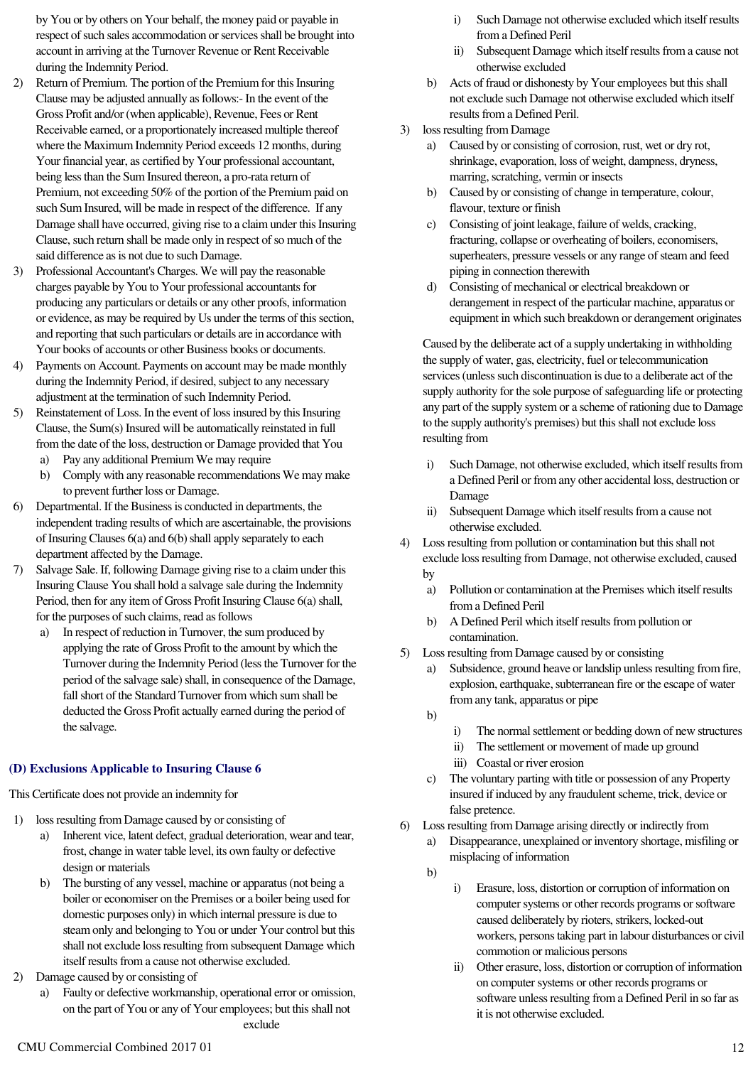by You or by others on Your behalf, the money paid or payable in respect of such sales accommodation or services shall be brought into account in arriving at the Turnover Revenue or Rent Receivable during the Indemnity Period.

2) Return of Premium. The portion of the Premium for this Insuring Clause may be adjusted annually as follows:- In the event of the Gross Profit and/or (when applicable), Revenue, Fees or Rent Receivable earned, or a proportionately increased multiple thereof where the Maximum Indemnity Period exceeds 12 months, during Your financial year, as certified by Your professional accountant, being less than the Sum Insured thereon, a pro-rata return of Premium, not exceeding 50% of the portion of the Premium paid on such Sum Insured, will be made in respect of the difference. If any Damage shall have occurred, giving rise to a claim under this Insuring Clause, such return shall be made only in respect of so much of the said difference as is not due to such Damage.
3) Professional Accountant's Charges. We will pay the reasonable charges payable by You to Your professional accountants for producing any particulars or details or any other proofs, information or evidence, as may be required by Us under the terms of this section, and reporting that such particulars or details are in accordance with Your books of accounts or other Business books or documents.
4) Payments on Account. Payments on account may be made monthly during the Indemnity Period, if desired, subject to any necessary adjustment at the termination of such Indemnity Period.
5) Reinstatement of Loss. In the event of loss insured by this Insuring Clause, the Sum(s) Insured will be automatically reinstated in full from the date of the loss, destruction or Damage provided that You
   a) Pay any additional Premium We may require
   b) Comply with any reasonable recommendations We may make to prevent further loss or Damage.
6) Departmental. If the Business is conducted in departments, the independent trading results of which are ascertainable, the provisions of Insuring Clauses 6(a) and 6(b) shall apply separately to each department affected by the Damage.
7) Salvage Sale. If, following Damage giving rise to a claim under this Insuring Clause You shall hold a salvage sale during the Indemnity Period, then for any item of Gross Profit Insuring Clause 6(a) shall, for the purposes of such claims, read as follows
   a) In respect of reduction in Turnover, the sum produced by applying the rate of Gross Profit to the amount by which the Turnover during the Indemnity Period (less the Turnover for the period of the salvage sale) shall, in consequence of the Damage, fall short of the Standard Turnover from which sum shall be deducted the Gross Profit actually earned during the period of the salvage.

### (D) Exclusions Applicable to Insuring Clause 6

This Certificate does not provide an indemnity for

1) loss resulting from Damage caused by or consisting of
   a) Inherent vice, latent defect, gradual deterioration, wear and tear, frost, change in water table level, its own faulty or defective design or materials
   b) The bursting of any vessel, machine or apparatus (not being a boiler or economiser on the Premises or a boiler being used for domestic purposes only) in which internal pressure is due to steam only and belonging to You or under Your control but this shall not exclude loss resulting from subsequent Damage which itself results from a cause not otherwise excluded.
2) Damage caused by or consisting of
   a) Faulty or defective workmanship, operational error or omission, on the part of You or any of Your employees; but this shall not exclude
      i) Such Damage not otherwise excluded which itself results from a Defined Peril
      ii) Subsequent Damage which itself results from a cause not otherwise excluded
   b) Acts of fraud or dishonesty by Your employees but this shall not exclude such Damage not otherwise excluded which itself results from a Defined Peril.
3) loss resulting from Damage
   a) Caused by or consisting of corrosion, rust, wet or dry rot, shrinkage, evaporation, loss of weight, dampness, dryness, marring, scratching, vermin or insects
   b) Caused by or consisting of change in temperature, colour, flavour, texture or finish
   c) Consisting of joint leakage, failure of welds, cracking, fracturing, collapse or overheating of boilers, economisers, superheaters, pressure vessels or any range of steam and feed piping in connection therewith
   d) Consisting of mechanical or electrical breakdown or derangement in respect of the particular machine, apparatus or equipment in which such breakdown or derangement originates

   Caused by the deliberate act of a supply undertaking in withholding the supply of water, gas, electricity, fuel or telecommunication services (unless such discontinuation is due to a deliberate act of the supply authority for the sole purpose of safeguarding life or protecting any part of the supply system or a scheme of rationing due to Damage to the supply authority's premises) but this shall not exclude loss resulting from

   i) Such Damage, not otherwise excluded, which itself results from a Defined Peril or from any other accidental loss, destruction or Damage
   ii) Subsequent Damage which itself results from a cause not otherwise excluded.
4) Loss resulting from pollution or contamination but this shall not exclude loss resulting from Damage, not otherwise excluded, caused by
   a) Pollution or contamination at the Premises which itself results from a Defined Peril
   b) A Defined Peril which itself results from pollution or contamination.
5) Loss resulting from Damage caused by or consisting
   a) Subsidence, ground heave or landslip unless resulting from fire, explosion, earthquake, subterranean fire or the escape of water from any tank, apparatus or pipe
   b)
      i) The normal settlement or bedding down of new structures
      ii) The settlement or movement of made up ground
      iii) Coastal or river erosion
   c) The voluntary parting with title or possession of any Property insured if induced by any fraudulent scheme, trick, device or false pretence.
6) Loss resulting from Damage arising directly or indirectly from
   a) Disappearance, unexplained or inventory shortage, misfiling or misplacing of information
   b)
      i) Erasure, loss, distortion or corruption of information on computer systems or other records programs or software caused deliberately by rioters, strikers, locked-out workers, persons taking part in labour disturbances or civil commotion or malicious persons
      ii) Other erasure, loss, distortion or corruption of information on computer systems or other records programs or software unless resulting from a Defined Peril in so far as it is not otherwise excluded.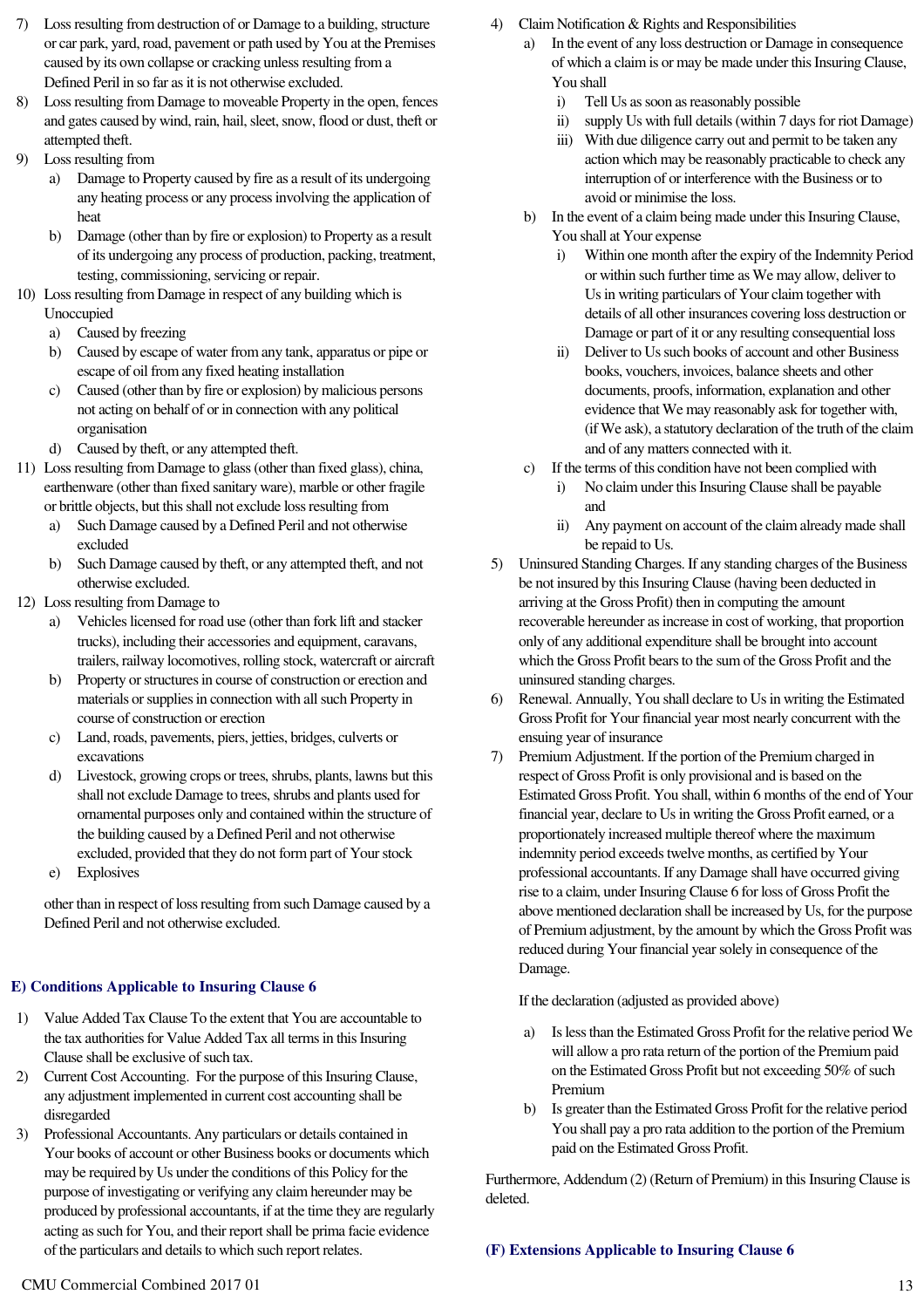7) Loss resulting from destruction of or Damage to a building, structure or car park, yard, road, pavement or path used by You at the Premises caused by its own collapse or cracking unless resulting from a Defined Peril in so far as it is not otherwise excluded.

8) Loss resulting from Damage to moveable Property in the open, fences and gates caused by wind, rain, hail, sleet, snow, flood or dust, theft or attempted theft.

9) Loss resulting from
   a) Damage to Property caused by fire as a result of its undergoing any heating process or any process involving the application of heat
   b) Damage (other than by fire or explosion) to Property as a result of its undergoing any process of production, packing, treatment, testing, commissioning, servicing or repair.

10) Loss resulting from Damage in respect of any building which is Unoccupied
   a) Caused by freezing
   b) Caused by escape of water from any tank, apparatus or pipe or escape of oil from any fixed heating installation
   c) Caused (other than by fire or explosion) by malicious persons not acting on behalf of or in connection with any political organisation
   d) Caused by theft, or any attempted theft.

11) Loss resulting from Damage to glass (other than fixed glass), china, earthenware (other than fixed sanitary ware), marble or other fragile or brittle objects, but this shall not exclude loss resulting from
   a) Such Damage caused by a Defined Peril and not otherwise excluded
   b) Such Damage caused by theft, or any attempted theft, and not otherwise excluded.

12) Loss resulting from Damage to
   a) Vehicles licensed for road use (other than fork lift and stacker trucks), including their accessories and equipment, caravans, trailers, railway locomotives, rolling stock, watercraft or aircraft
   b) Property or structures in course of construction or erection and materials or supplies in connection with all such Property in course of construction or erection
   c) Land, roads, pavements, piers, jetties, bridges, culverts or excavations
   d) Livestock, growing crops or trees, shrubs, plants, lawns but this shall not exclude Damage to trees, shrubs and plants used for ornamental purposes only and contained within the structure of the building caused by a Defined Peril and not otherwise excluded, provided that they do not form part of Your stock
   e) Explosives

   other than in respect of loss resulting from such Damage caused by a Defined Peril and not otherwise excluded.

## E) Conditions Applicable to Insuring Clause 6

1) Value Added Tax Clause To the extent that You are accountable to the tax authorities for Value Added Tax all terms in this Insuring Clause shall be exclusive of such tax.

2) Current Cost Accounting. For the purpose of this Insuring Clause, any adjustment implemented in current cost accounting shall be disregarded

3) Professional Accountants. Any particulars or details contained in Your books of account or other Business books or documents which may be required by Us under the conditions of this Policy for the purpose of investigating or verifying any claim hereunder may be produced by professional accountants, if at the time they are regularly acting as such for You, and their report shall be prima facie evidence of the particulars and details to which such report relates.

4) Claim Notification & Rights and Responsibilities
   a) In the event of any loss destruction or Damage in consequence of which a claim is or may be made under this Insuring Clause, You shall
      i) Tell Us as soon as reasonably possible
      ii) supply Us with full details (within 7 days for riot Damage)
      iii) With due diligence carry out and permit to be taken any action which may be reasonably practicable to check any interruption of or interference with the Business or to avoid or minimise the loss.
   b) In the event of a claim being made under this Insuring Clause, You shall at Your expense
      i) Within one month after the expiry of the Indemnity Period or within such further time as We may allow, deliver to Us in writing particulars of Your claim together with details of all other insurances covering loss destruction or Damage or part of it or any resulting consequential loss
      ii) Deliver to Us such books of account and other Business books, vouchers, invoices, balance sheets and other documents, proofs, information, explanation and other evidence that We may reasonably ask for together with, (if We ask), a statutory declaration of the truth of the claim and of any matters connected with it.
   c) If the terms of this condition have not been complied with
      i) No claim under this Insuring Clause shall be payable and
      ii) Any payment on account of the claim already made shall be repaid to Us.

5) Uninsured Standing Charges. If any standing charges of the Business be not insured by this Insuring Clause (having been deducted in arriving at the Gross Profit) then in computing the amount recoverable hereunder as increase in cost of working, that proportion only of any additional expenditure shall be brought into account which the Gross Profit bears to the sum of the Gross Profit and the uninsured standing charges.

6) Renewal. Annually, You shall declare to Us in writing the Estimated Gross Profit for Your financial year most nearly concurrent with the ensuing year of insurance

7) Premium Adjustment. If the portion of the Premium charged in respect of Gross Profit is only provisional and is based on the Estimated Gross Profit. You shall, within 6 months of the end of Your financial year, declare to Us in writing the Gross Profit earned, or a proportionately increased multiple thereof where the maximum indemnity period exceeds twelve months, as certified by Your professional accountants. If any Damage shall have occurred giving rise to a claim, under Insuring Clause 6 for loss of Gross Profit the above mentioned declaration shall be increased by Us, for the purpose of Premium adjustment, by the amount by which the Gross Profit was reduced during Your financial year solely in consequence of the Damage.

   If the declaration (adjusted as provided above)

   a) Is less than the Estimated Gross Profit for the relative period We will allow a pro rata return of the portion of the Premium paid on the Estimated Gross Profit but not exceeding 50% of such Premium
   b) Is greater than the Estimated Gross Profit for the relative period You shall pay a pro rata addition to the portion of the Premium paid on the Estimated Gross Profit.

Furthermore, Addendum (2) (Return of Premium) in this Insuring Clause is deleted.

## (F) Extensions Applicable to Insuring Clause 6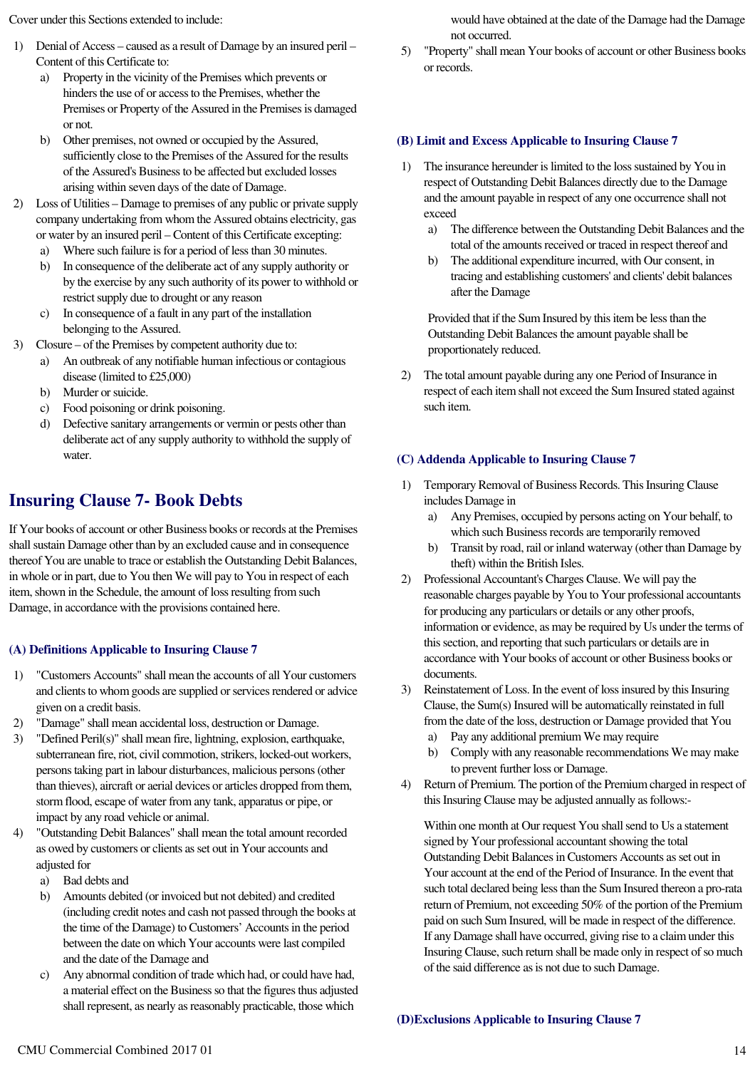Cover under this Sections extended to include:

1) Denial of Access – caused as a result of Damage by an insured peril – Content of this Certificate to:
   a) Property in the vicinity of the Premises which prevents or hinders the use of or access to the Premises, whether the Premises or Property of the Assured in the Premises is damaged or not.
   b) Other premises, not owned or occupied by the Assured, sufficiently close to the Premises of the Assured for the results of the Assured's Business to be affected but excluded losses arising within seven days of the date of Damage.
2) Loss of Utilities – Damage to premises of any public or private supply company undertaking from whom the Assured obtains electricity, gas or water by an insured peril – Content of this Certificate excepting:
   a) Where such failure is for a period of less than 30 minutes.
   b) In consequence of the deliberate act of any supply authority or by the exercise by any such authority of its power to withhold or restrict supply due to drought or any reason
   c) In consequence of a fault in any part of the installation belonging to the Assured.
3) Closure – of the Premises by competent authority due to:
   a) An outbreak of any notifiable human infectious or contagious disease (limited to £25,000)
   b) Murder or suicide.
   c) Food poisoning or drink poisoning.
   d) Defective sanitary arrangements or vermin or pests other than deliberate act of any supply authority to withhold the supply of water.

# Insuring Clause 7- Book Debts

If Your books of account or other Business books or records at the Premises shall sustain Damage other than by an excluded cause and in consequence thereof You are unable to trace or establish the Outstanding Debit Balances, in whole or in part, due to You then We will pay to You in respect of each item, shown in the Schedule, the amount of loss resulting from such Damage, in accordance with the provisions contained here.

### (A) Definitions Applicable to Insuring Clause 7

1) "Customers Accounts" shall mean the accounts of all Your customers and clients to whom goods are supplied or services rendered or advice given on a credit basis.
2) "Damage" shall mean accidental loss, destruction or Damage.
3) "Defined Peril(s)" shall mean fire, lightning, explosion, earthquake, subterranean fire, riot, civil commotion, strikers, locked-out workers, persons taking part in labour disturbances, malicious persons (other than thieves), aircraft or aerial devices or articles dropped from them, storm flood, escape of water from any tank, apparatus or pipe, or impact by any road vehicle or animal.
4) "Outstanding Debit Balances" shall mean the total amount recorded as owed by customers or clients as set out in Your accounts and adjusted for
   a) Bad debts and
   b) Amounts debited (or invoiced but not debited) and credited (including credit notes and cash not passed through the books at the time of the Damage) to Customers' Accounts in the period between the date on which Your accounts were last compiled and the date of the Damage and
   c) Any abnormal condition of trade which had, or could have had, a material effect on the Business so that the figures thus adjusted shall represent, as nearly as reasonably practicable, those which would have obtained at the date of the Damage had the Damage not occurred.
5) "Property" shall mean Your books of account or other Business books or records.

### (B) Limit and Excess Applicable to Insuring Clause 7

1) The insurance hereunder is limited to the loss sustained by You in respect of Outstanding Debit Balances directly due to the Damage and the amount payable in respect of any one occurrence shall not exceed
   a) The difference between the Outstanding Debit Balances and the total of the amounts received or traced in respect thereof and
   b) The additional expenditure incurred, with Our consent, in tracing and establishing customers' and clients' debit balances after the Damage

   Provided that if the Sum Insured by this item be less than the Outstanding Debit Balances the amount payable shall be proportionately reduced.

2) The total amount payable during any one Period of Insurance in respect of each item shall not exceed the Sum Insured stated against such item.

### (C) Addenda Applicable to Insuring Clause 7

1) Temporary Removal of Business Records. This Insuring Clause includes Damage in
   a) Any Premises, occupied by persons acting on Your behalf, to which such Business records are temporarily removed
   b) Transit by road, rail or inland waterway (other than Damage by theft) within the British Isles.
2) Professional Accountant's Charges Clause. We will pay the reasonable charges payable by You to Your professional accountants for producing any particulars or details or any other proofs, information or evidence, as may be required by Us under the terms of this section, and reporting that such particulars or details are in accordance with Your books of account or other Business books or documents.
3) Reinstatement of Loss. In the event of loss insured by this Insuring Clause, the Sum(s) Insured will be automatically reinstated in full from the date of the loss, destruction or Damage provided that You
   a) Pay any additional premium We may require
   b) Comply with any reasonable recommendations We may make to prevent further loss or Damage.
4) Return of Premium. The portion of the Premium charged in respect of this Insuring Clause may be adjusted annually as follows:-

   Within one month at Our request You shall send to Us a statement signed by Your professional accountant showing the total Outstanding Debit Balances in Customers Accounts as set out in Your account at the end of the Period of Insurance. In the event that such total declared being less than the Sum Insured thereon a pro-rata return of Premium, not exceeding 50% of the portion of the Premium paid on such Sum Insured, will be made in respect of the difference. If any Damage shall have occurred, giving rise to a claim under this Insuring Clause, such return shall be made only in respect of so much of the said difference as is not due to such Damage.

### (D)Exclusions Applicable to Insuring Clause 7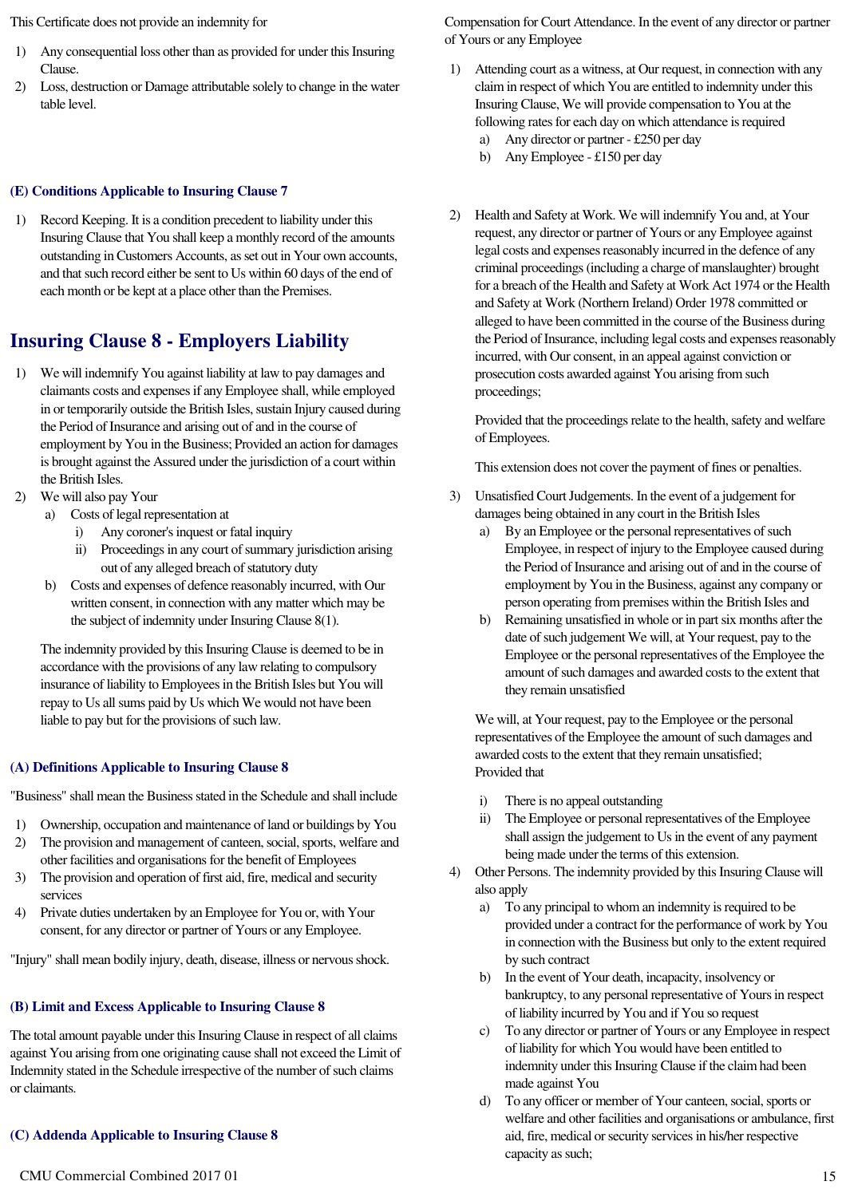This Certificate does not provide an indemnity for

1) Any consequential loss other than as provided for under this Insuring Clause.
2) Loss, destruction or Damage attributable solely to change in the water table level.

### (E) Conditions Applicable to Insuring Clause 7

1) Record Keeping. It is a condition precedent to liability under this Insuring Clause that You shall keep a monthly record of the amounts outstanding in Customers Accounts, as set out in Your own accounts, and that such record either be sent to Us within 60 days of the end of each month or be kept at a place other than the Premises.

## Insuring Clause 8 - Employers Liability

1) We will indemnify You against liability at law to pay damages and claimants costs and expenses if any Employee shall, while employed in or temporarily outside the British Isles, sustain Injury caused during the Period of Insurance and arising out of and in the course of employment by You in the Business; Provided an action for damages is brought against the Assured under the jurisdiction of a court within the British Isles.
2) We will also pay Your
   a) Costs of legal representation at
      i) Any coroner's inquest or fatal inquiry
      ii) Proceedings in any court of summary jurisdiction arising out of any alleged breach of statutory duty
   b) Costs and expenses of defence reasonably incurred, with Our written consent, in connection with any matter which may be the subject of indemnity under Insuring Clause 8(1).

   The indemnity provided by this Insuring Clause is deemed to be in accordance with the provisions of any law relating to compulsory insurance of liability to Employees in the British Isles but You will repay to Us all sums paid by Us which We would not have been liable to pay but for the provisions of such law.

### (A) Definitions Applicable to Insuring Clause 8

"Business" shall mean the Business stated in the Schedule and shall include

1) Ownership, occupation and maintenance of land or buildings by You
2) The provision and management of canteen, social, sports, welfare and other facilities and organisations for the benefit of Employees
3) The provision and operation of first aid, fire, medical and security services
4) Private duties undertaken by an Employee for You or, with Your consent, for any director or partner of Yours or any Employee.

"Injury" shall mean bodily injury, death, disease, illness or nervous shock.

### (B) Limit and Excess Applicable to Insuring Clause 8

The total amount payable under this Insuring Clause in respect of all claims against You arising from one originating cause shall not exceed the Limit of Indemnity stated in the Schedule irrespective of the number of such claims or claimants.

### (C) Addenda Applicable to Insuring Clause 8

Compensation for Court Attendance. In the event of any director or partner of Yours or any Employee

1) Attending court as a witness, at Our request, in connection with any claim in respect of which You are entitled to indemnity under this Insuring Clause, We will provide compensation to You at the following rates for each day on which attendance is required
   a) Any director or partner - £250 per day
   b) Any Employee - £150 per day

2) Health and Safety at Work. We will indemnify You and, at Your request, any director or partner of Yours or any Employee against legal costs and expenses reasonably incurred in the defence of any criminal proceedings (including a charge of manslaughter) brought for a breach of the Health and Safety at Work Act 1974 or the Health and Safety at Work (Northern Ireland) Order 1978 committed or alleged to have been committed in the course of the Business during the Period of Insurance, including legal costs and expenses reasonably incurred, with Our consent, in an appeal against conviction or prosecution costs awarded against You arising from such proceedings;

   Provided that the proceedings relate to the health, safety and welfare of Employees.

   This extension does not cover the payment of fines or penalties.

3) Unsatisfied Court Judgements. In the event of a judgement for damages being obtained in any court in the British Isles
   a) By an Employee or the personal representatives of such Employee, in respect of injury to the Employee caused during the Period of Insurance and arising out of and in the course of employment by You in the Business, against any company or person operating from premises within the British Isles and
   b) Remaining unsatisfied in whole or in part six months after the date of such judgement We will, at Your request, pay to the Employee or the personal representatives of the Employee the amount of such damages and awarded costs to the extent that they remain unsatisfied

   We will, at Your request, pay to the Employee or the personal representatives of the Employee the amount of such damages and awarded costs to the extent that they remain unsatisfied;
   Provided that

   i) There is no appeal outstanding
   ii) The Employee or personal representatives of the Employee shall assign the judgement to Us in the event of any payment being made under the terms of this extension.
4) Other Persons. The indemnity provided by this Insuring Clause will also apply
   a) To any principal to whom an indemnity is required to be provided under a contract for the performance of work by You in connection with the Business but only to the extent required by such contract
   b) In the event of Your death, incapacity, insolvency or bankruptcy, to any personal representative of Yours in respect of liability incurred by You and if You so request
   c) To any director or partner of Yours or any Employee in respect of liability for which You would have been entitled to indemnity under this Insuring Clause if the claim had been made against You
   d) To any officer or member of Your canteen, social, sports or welfare and other facilities and organisations or ambulance, first aid, fire, medical or security services in his/her respective capacity as such;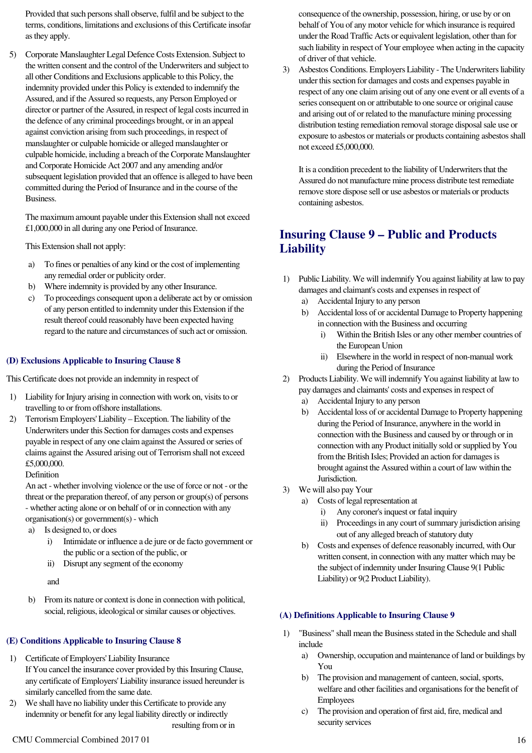Provided that such persons shall observe, fulfil and be subject to the terms, conditions, limitations and exclusions of this Certificate insofar as they apply.

5) Corporate Manslaughter Legal Defence Costs Extension. Subject to the written consent and the control of the Underwriters and subject to all other Conditions and Exclusions applicable to this Policy, the indemnity provided under this Policy is extended to indemnify the Assured, and if the Assured so requests, any Person Employed or director or partner of the Assured, in respect of legal costs incurred in the defence of any criminal proceedings brought, or in an appeal against conviction arising from such proceedings, in respect of manslaughter or culpable homicide or alleged manslaughter or culpable homicide, including a breach of the Corporate Manslaughter and Corporate Homicide Act 2007 and any amending and/or subsequent legislation provided that an offence is alleged to have been committed during the Period of Insurance and in the course of the Business.

   The maximum amount payable under this Extension shall not exceed £1,000,000 in all during any one Period of Insurance.

   This Extension shall not apply:

   a) To fines or penalties of any kind or the cost of implementing any remedial order or publicity order.
   b) Where indemnity is provided by any other Insurance.
   c) To proceedings consequent upon a deliberate act by or omission of any person entitled to indemnity under this Extension if the result thereof could reasonably have been expected having regard to the nature and circumstances of such act or omission.

### (D) Exclusions Applicable to Insuring Clause 8

This Certificate does not provide an indemnity in respect of

1) Liability for Injury arising in connection with work on, visits to or travelling to or from offshore installations.
2) Terrorism Employers' Liability – Exception. The liability of the Underwriters under this Section for damages costs and expenses payable in respect of any one claim against the Assured or series of claims against the Assured arising out of Terrorism shall not exceed £5,000,000.
   Definition
   An act - whether involving violence or the use of force or not - or the threat or the preparation thereof, of any person or group(s) of persons - whether acting alone or on behalf of or in connection with any organisation(s) or government(s) - which
   a) Is designed to, or does
      i) Intimidate or influence a de jure or de facto government or the public or a section of the public, or
      ii) Disrupt any segment of the economy

      and

   b) From its nature or context is done in connection with political, social, religious, ideological or similar causes or objectives.

### (E) Conditions Applicable to Insuring Clause 8

1) Certificate of Employers' Liability Insurance
   If You cancel the insurance cover provided by this Insuring Clause, any certificate of Employers' Liability insurance issued hereunder is similarly cancelled from the same date.
2) We shall have no liability under this Certificate to provide any indemnity or benefit for any legal liability directly or indirectly resulting from or in consequence of the ownership, possession, hiring, or use by or on behalf of You of any motor vehicle for which insurance is required under the Road Traffic Acts or equivalent legislation, other than for such liability in respect of Your employee when acting in the capacity of driver of that vehicle.
3) Asbestos Conditions. Employers Liability - The Underwriters liability under this section for damages and costs and expenses payable in respect of any one claim arising out of any one event or all events of a series consequent on or attributable to one source or original cause and arising out of or related to the manufacture mining processing distribution testing remediation removal storage disposal sale use or exposure to asbestos or materials or products containing asbestos shall not exceed £5,000,000.

   It is a condition precedent to the liability of Underwriters that the Assured do not manufacture mine process distribute test remediate remove store dispose sell or use asbestos or materials or products containing asbestos.

## Insuring Clause 9 – Public and Products Liability

1) Public Liability. We will indemnify You against liability at law to pay damages and claimant's costs and expenses in respect of
   a) Accidental Injury to any person
   b) Accidental loss of or accidental Damage to Property happening in connection with the Business and occurring
      i) Within the British Isles or any other member countries of the European Union
      ii) Elsewhere in the world in respect of non-manual work during the Period of Insurance
2) Products Liability. We will indemnify You against liability at law to pay damages and claimants' costs and expenses in respect of
   a) Accidental Injury to any person
   b) Accidental loss of or accidental Damage to Property happening during the Period of Insurance, anywhere in the world in connection with the Business and caused by or through or in connection with any Product initially sold or supplied by You from the British Isles; Provided an action for damages is brought against the Assured within a court of law within the Jurisdiction.
3) We will also pay Your
   a) Costs of legal representation at
      i) Any coroner's inquest or fatal inquiry
      ii) Proceedings in any court of summary jurisdiction arising out of any alleged breach of statutory duty
   b) Costs and expenses of defence reasonably incurred, with Our written consent, in connection with any matter which may be the subject of indemnity under Insuring Clause 9(1 Public Liability) or 9(2 Product Liability).

### (A) Definitions Applicable to Insuring Clause 9

1) "Business" shall mean the Business stated in the Schedule and shall include
   a) Ownership, occupation and maintenance of land or buildings by You
   b) The provision and management of canteen, social, sports, welfare and other facilities and organisations for the benefit of Employees
   c) The provision and operation of first aid, fire, medical and security services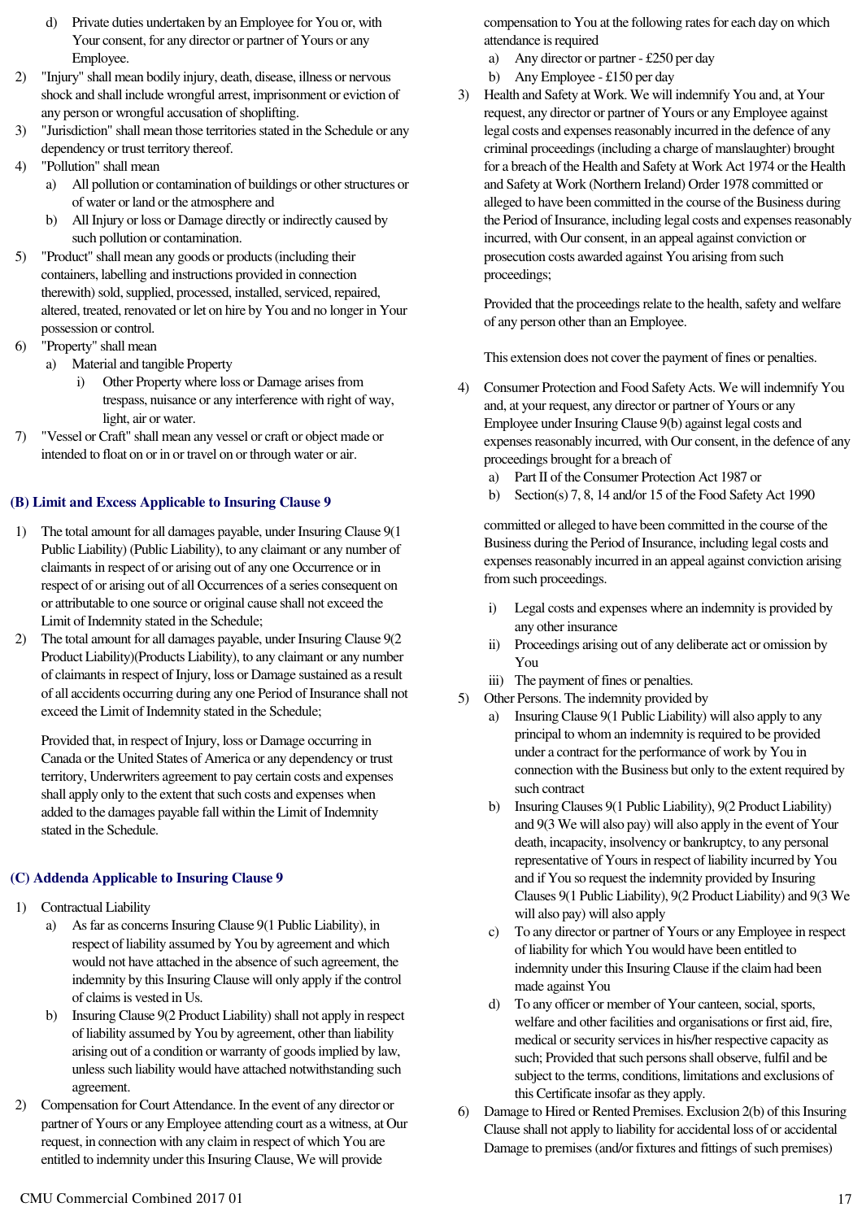d) Private duties undertaken by an Employee for You or, with Your consent, for any director or partner of Yours or any Employee.

2) "Injury" shall mean bodily injury, death, disease, illness or nervous shock and shall include wrongful arrest, imprisonment or eviction of any person or wrongful accusation of shoplifting.
3) "Jurisdiction" shall mean those territories stated in the Schedule or any dependency or trust territory thereof.
4) "Pollution" shall mean
   a) All pollution or contamination of buildings or other structures or of water or land or the atmosphere and
   b) All Injury or loss or Damage directly or indirectly caused by such pollution or contamination.
5) "Product" shall mean any goods or products (including their containers, labelling and instructions provided in connection therewith) sold, supplied, processed, installed, serviced, repaired, altered, treated, renovated or let on hire by You and no longer in Your possession or control.
6) "Property" shall mean
   a) Material and tangible Property
      i) Other Property where loss or Damage arises from trespass, nuisance or any interference with right of way, light, air or water.
7) "Vessel or Craft" shall mean any vessel or craft or object made or intended to float on or in or travel on or through water or air.

### (B) Limit and Excess Applicable to Insuring Clause 9

1) The total amount for all damages payable, under Insuring Clause 9(1 Public Liability) (Public Liability), to any claimant or any number of claimants in respect of or arising out of any one Occurrence or in respect of or arising out of all Occurrences of a series consequent on or attributable to one source or original cause shall not exceed the Limit of Indemnity stated in the Schedule;
2) The total amount for all damages payable, under Insuring Clause 9(2 Product Liability)(Products Liability), to any claimant or any number of claimants in respect of Injury, loss or Damage sustained as a result of all accidents occurring during any one Period of Insurance shall not exceed the Limit of Indemnity stated in the Schedule;

   Provided that, in respect of Injury, loss or Damage occurring in Canada or the United States of America or any dependency or trust territory, Underwriters agreement to pay certain costs and expenses shall apply only to the extent that such costs and expenses when added to the damages payable fall within the Limit of Indemnity stated in the Schedule.

### (C) Addenda Applicable to Insuring Clause 9

1) Contractual Liability
   a) As far as concerns Insuring Clause 9(1 Public Liability), in respect of liability assumed by You by agreement and which would not have attached in the absence of such agreement, the indemnity by this Insuring Clause will only apply if the control of claims is vested in Us.
   b) Insuring Clause 9(2 Product Liability) shall not apply in respect of liability assumed by You by agreement, other than liability arising out of a condition or warranty of goods implied by law, unless such liability would have attached notwithstanding such agreement.
2) Compensation for Court Attendance. In the event of any director or partner of Yours or any Employee attending court as a witness, at Our request, in connection with any claim in respect of which You are entitled to indemnity under this Insuring Clause, We will provide compensation to You at the following rates for each day on which attendance is required
   a) Any director or partner - £250 per day
   b) Any Employee - £150 per day
3) Health and Safety at Work. We will indemnify You and, at Your request, any director or partner of Yours or any Employee against legal costs and expenses reasonably incurred in the defence of any criminal proceedings (including a charge of manslaughter) brought for a breach of the Health and Safety at Work Act 1974 or the Health and Safety at Work (Northern Ireland) Order 1978 committed or alleged to have been committed in the course of the Business during the Period of Insurance, including legal costs and expenses reasonably incurred, with Our consent, in an appeal against conviction or prosecution costs awarded against You arising from such proceedings;

   Provided that the proceedings relate to the health, safety and welfare of any person other than an Employee.

   This extension does not cover the payment of fines or penalties.

4) Consumer Protection and Food Safety Acts. We will indemnify You and, at your request, any director or partner of Yours or any Employee under Insuring Clause 9(b) against legal costs and expenses reasonably incurred, with Our consent, in the defence of any proceedings brought for a breach of
   a) Part II of the Consumer Protection Act 1987 or
   b) Section(s) 7, 8, 14 and/or 15 of the Food Safety Act 1990

   committed or alleged to have been committed in the course of the Business during the Period of Insurance, including legal costs and expenses reasonably incurred in an appeal against conviction arising from such proceedings.

   i) Legal costs and expenses where an indemnity is provided by any other insurance
   ii) Proceedings arising out of any deliberate act or omission by You
   iii) The payment of fines or penalties.
5) Other Persons. The indemnity provided by
   a) Insuring Clause 9(1 Public Liability) will also apply to any principal to whom an indemnity is required to be provided under a contract for the performance of work by You in connection with the Business but only to the extent required by such contract
   b) Insuring Clauses 9(1 Public Liability), 9(2 Product Liability) and 9(3 We will also pay) will also apply in the event of Your death, incapacity, insolvency or bankruptcy, to any personal representative of Yours in respect of liability incurred by You and if You so request the indemnity provided by Insuring Clauses 9(1 Public Liability), 9(2 Product Liability) and 9(3 We will also pay) will also apply
   c) To any director or partner of Yours or any Employee in respect of liability for which You would have been entitled to indemnity under this Insuring Clause if the claim had been made against You
   d) To any officer or member of Your canteen, social, sports, welfare and other facilities and organisations or first aid, fire, medical or security services in his/her respective capacity as such; Provided that such persons shall observe, fulfil and be subject to the terms, conditions, limitations and exclusions of this Certificate insofar as they apply.
6) Damage to Hired or Rented Premises. Exclusion 2(b) of this Insuring Clause shall not apply to liability for accidental loss of or accidental Damage to premises (and/or fixtures and fittings of such premises)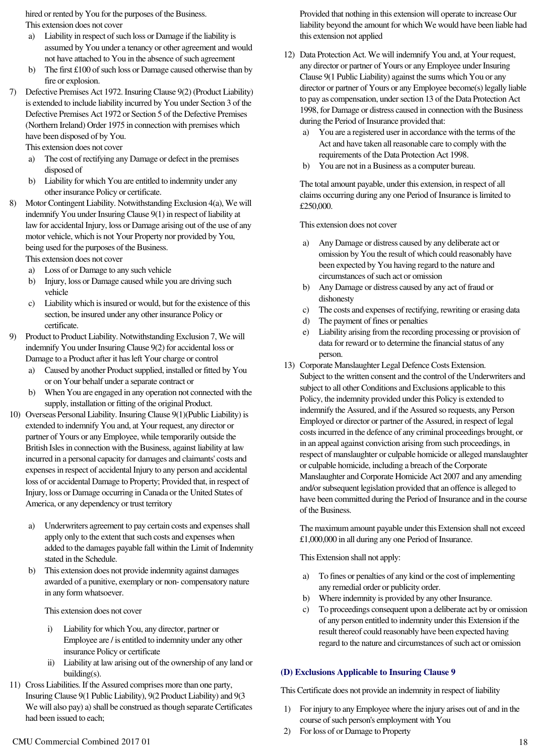hired or rented by You for the purposes of the Business.

This extension does not cover

a) Liability in respect of such loss or Damage if the liability is assumed by You under a tenancy or other agreement and would not have attached to You in the absence of such agreement
b) The first £100 of such loss or Damage caused otherwise than by fire or explosion.

7) Defective Premises Act 1972. Insuring Clause 9(2) (Product Liability) is extended to include liability incurred by You under Section 3 of the Defective Premises Act 1972 or Section 5 of the Defective Premises (Northern Ireland) Order 1975 in connection with premises which have been disposed of by You.

This extension does not cover

a) The cost of rectifying any Damage or defect in the premises disposed of
b) Liability for which You are entitled to indemnity under any other insurance Policy or certificate.

8) Motor Contingent Liability. Notwithstanding Exclusion 4(a), We will indemnify You under Insuring Clause 9(1) in respect of liability at law for accidental Injury, loss or Damage arising out of the use of any motor vehicle, which is not Your Property nor provided by You, being used for the purposes of the Business.

This extension does not cover

a) Loss of or Damage to any such vehicle
b) Injury, loss or Damage caused while you are driving such vehicle
c) Liability which is insured or would, but for the existence of this section, be insured under any other insurance Policy or certificate.

9) Product to Product Liability. Notwithstanding Exclusion 7, We will indemnify You under Insuring Clause 9(2) for accidental loss or Damage to a Product after it has left Your charge or control

a) Caused by another Product supplied, installed or fitted by You or on Your behalf under a separate contract or
b) When You are engaged in any operation not connected with the supply, installation or fitting of the original Product.

10) Overseas Personal Liability. Insuring Clause 9(1)(Public Liability) is extended to indemnify You and, at Your request, any director or partner of Yours or any Employee, while temporarily outside the British Isles in connection with the Business, against liability at law incurred in a personal capacity for damages and claimants' costs and expenses in respect of accidental Injury to any person and accidental loss of or accidental Damage to Property; Provided that, in respect of Injury, loss or Damage occurring in Canada or the United States of America, or any dependency or trust territory

a) Underwriters agreement to pay certain costs and expenses shall apply only to the extent that such costs and expenses when added to the damages payable fall within the Limit of Indemnity stated in the Schedule.
b) This extension does not provide indemnity against damages awarded of a punitive, exemplary or non- compensatory nature in any form whatsoever.

This extension does not cover

i) Liability for which You, any director, partner or Employee are / is entitled to indemnity under any other insurance Policy or certificate
ii) Liability at law arising out of the ownership of any land or building(s).

11) Cross Liabilities. If the Assured comprises more than one party, Insuring Clause 9(1 Public Liability), 9(2 Product Liability) and 9(3 We will also pay) a) shall be construed as though separate Certificates had been issued to each;

Provided that nothing in this extension will operate to increase Our liability beyond the amount for which We would have been liable had this extension not applied

12) Data Protection Act. We will indemnify You and, at Your request, any director or partner of Yours or any Employee under Insuring Clause 9(1 Public Liability) against the sums which You or any director or partner of Yours or any Employee become(s) legally liable to pay as compensation, under section 13 of the Data Protection Act 1998, for Damage or distress caused in connection with the Business during the Period of Insurance provided that:

a) You are a registered user in accordance with the terms of the Act and have taken all reasonable care to comply with the requirements of the Data Protection Act 1998.
b) You are not in a Business as a computer bureau.

The total amount payable, under this extension, in respect of all claims occurring during any one Period of Insurance is limited to £250,000.

This extension does not cover

a) Any Damage or distress caused by any deliberate act or omission by You the result of which could reasonably have been expected by You having regard to the nature and circumstances of such act or omission
b) Any Damage or distress caused by any act of fraud or dishonesty
c) The costs and expenses of rectifying, rewriting or erasing data
d) The payment of fines or penalties
e) Liability arising from the recording processing or provision of data for reward or to determine the financial status of any person.

13) Corporate Manslaughter Legal Defence Costs Extension.
Subject to the written consent and the control of the Underwriters and subject to all other Conditions and Exclusions applicable to this Policy, the indemnity provided under this Policy is extended to indemnify the Assured, and if the Assured so requests, any Person Employed or director or partner of the Assured, in respect of legal costs incurred in the defence of any criminal proceedings brought, or in an appeal against conviction arising from such proceedings, in respect of manslaughter or culpable homicide or alleged manslaughter or culpable homicide, including a breach of the Corporate Manslaughter and Corporate Homicide Act 2007 and any amending and/or subsequent legislation provided that an offence is alleged to have been committed during the Period of Insurance and in the course of the Business.

The maximum amount payable under this Extension shall not exceed £1,000,000 in all during any one Period of Insurance.

This Extension shall not apply:

a) To fines or penalties of any kind or the cost of implementing any remedial order or publicity order.
b) Where indemnity is provided by any other Insurance.
c) To proceedings consequent upon a deliberate act by or omission of any person entitled to indemnity under this Extension if the result thereof could reasonably have been expected having regard to the nature and circumstances of such act or omission

### (D) Exclusions Applicable to Insuring Clause 9

This Certificate does not provide an indemnity in respect of liability

1) For injury to any Employee where the injury arises out of and in the course of such person's employment with You
2) For loss of or Damage to Property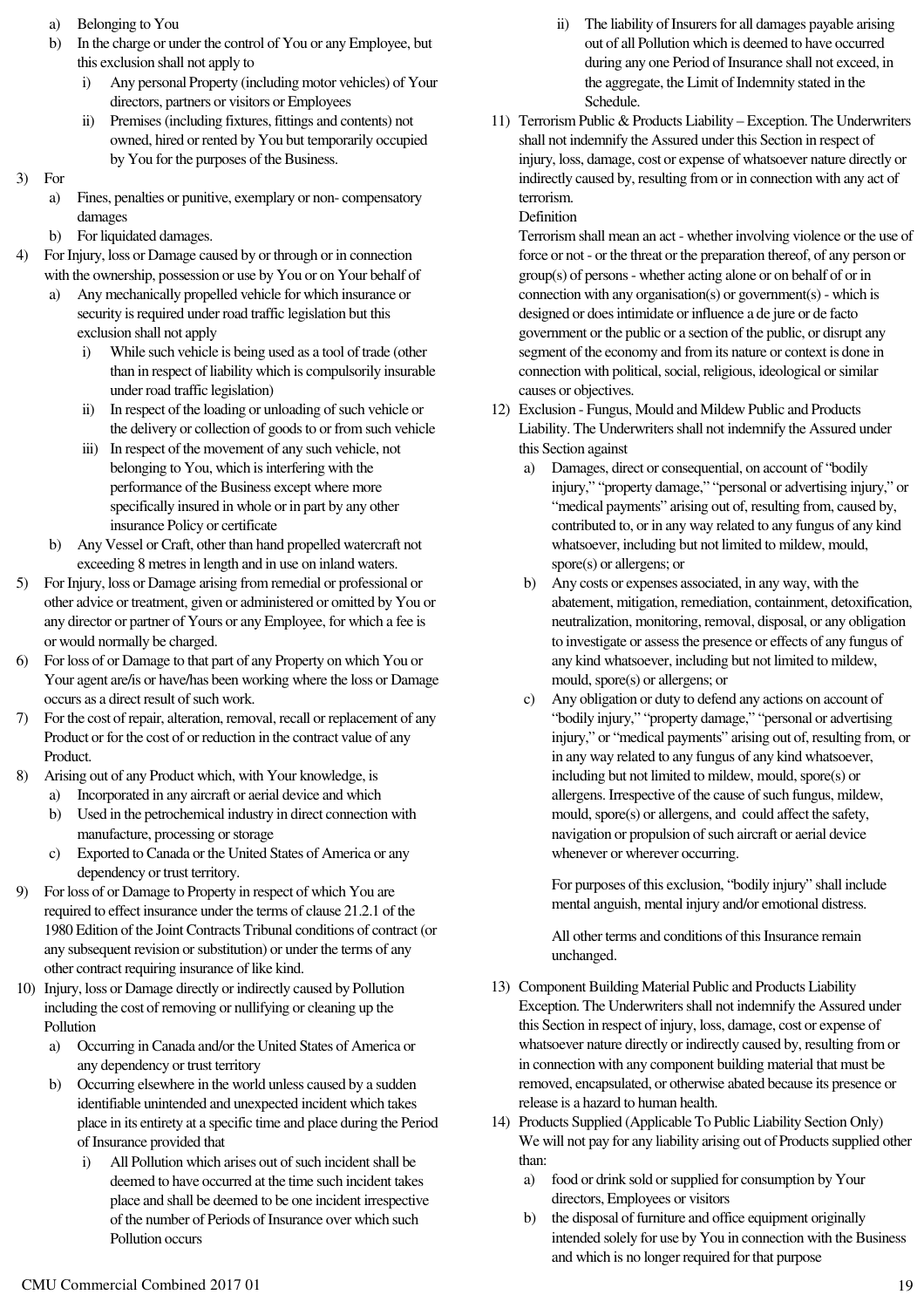a) Belonging to You
b) In the charge or under the control of You or any Employee, but this exclusion shall not apply to
   i) Any personal Property (including motor vehicles) of Your directors, partners or visitors or Employees
   ii) Premises (including fixtures, fittings and contents) not owned, hired or rented by You but temporarily occupied by You for the purposes of the Business.

3) For
   a) Fines, penalties or punitive, exemplary or non- compensatory damages
   b) For liquidated damages.
4) For Injury, loss or Damage caused by or through or in connection with the ownership, possession or use by You or on Your behalf of
   a) Any mechanically propelled vehicle for which insurance or security is required under road traffic legislation but this exclusion shall not apply
      i) While such vehicle is being used as a tool of trade (other than in respect of liability which is compulsorily insurable under road traffic legislation)
      ii) In respect of the loading or unloading of such vehicle or the delivery or collection of goods to or from such vehicle
      iii) In respect of the movement of any such vehicle, not belonging to You, which is interfering with the performance of the Business except where more specifically insured in whole or in part by any other insurance Policy or certificate
   b) Any Vessel or Craft, other than hand propelled watercraft not exceeding 8 metres in length and in use on inland waters.
5) For Injury, loss or Damage arising from remedial or professional or other advice or treatment, given or administered or omitted by You or any director or partner of Yours or any Employee, for which a fee is or would normally be charged.
6) For loss of or Damage to that part of any Property on which You or Your agent are/is or have/has been working where the loss or Damage occurs as a direct result of such work.
7) For the cost of repair, alteration, removal, recall or replacement of any Product or for the cost of or reduction in the contract value of any Product.
8) Arising out of any Product which, with Your knowledge, is
   a) Incorporated in any aircraft or aerial device and which
   b) Used in the petrochemical industry in direct connection with manufacture, processing or storage
   c) Exported to Canada or the United States of America or any dependency or trust territory.
9) For loss of or Damage to Property in respect of which You are required to effect insurance under the terms of clause 21.2.1 of the 1980 Edition of the Joint Contracts Tribunal conditions of contract (or any subsequent revision or substitution) or under the terms of any other contract requiring insurance of like kind.
10) Injury, loss or Damage directly or indirectly caused by Pollution including the cost of removing or nullifying or cleaning up the Pollution
    a) Occurring in Canada and/or the United States of America or any dependency or trust territory
    b) Occurring elsewhere in the world unless caused by a sudden identifiable unintended and unexpected incident which takes place in its entirety at a specific time and place during the Period of Insurance provided that
       i) All Pollution which arises out of such incident shall be deemed to have occurred at the time such incident takes place and shall be deemed to be one incident irrespective of the number of Periods of Insurance over which such Pollution occurs
       ii) The liability of Insurers for all damages payable arising out of all Pollution which is deemed to have occurred during any one Period of Insurance shall not exceed, in the aggregate, the Limit of Indemnity stated in the Schedule.
11) Terrorism Public & Products Liability – Exception. The Underwriters shall not indemnify the Assured under this Section in respect of injury, loss, damage, cost or expense of whatsoever nature directly or indirectly caused by, resulting from or in connection with any act of terrorism.

    Definition

    Terrorism shall mean an act - whether involving violence or the use of force or not - or the threat or the preparation thereof, of any person or group(s) of persons - whether acting alone or on behalf of or in connection with any organisation(s) or government(s) - which is designed or does intimidate or influence a de jure or de facto government or the public or a section of the public, or disrupt any segment of the economy and from its nature or context is done in connection with political, social, religious, ideological or similar causes or objectives.
12) Exclusion - Fungus, Mould and Mildew Public and Products Liability. The Underwriters shall not indemnify the Assured under this Section against
    a) Damages, direct or consequential, on account of "bodily injury," "property damage," "personal or advertising injury," or "medical payments" arising out of, resulting from, caused by, contributed to, or in any way related to any fungus of any kind whatsoever, including but not limited to mildew, mould, spore(s) or allergens; or
    b) Any costs or expenses associated, in any way, with the abatement, mitigation, remediation, containment, detoxification, neutralization, monitoring, removal, disposal, or any obligation to investigate or assess the presence or effects of any fungus of any kind whatsoever, including but not limited to mildew, mould, spore(s) or allergens; or
    c) Any obligation or duty to defend any actions on account of "bodily injury," "property damage," "personal or advertising injury," or "medical payments" arising out of, resulting from, or in any way related to any fungus of any kind whatsoever, including but not limited to mildew, mould, spore(s) or allergens. Irrespective of the cause of such fungus, mildew, mould, spore(s) or allergens, and could affect the safety, navigation or propulsion of such aircraft or aerial device whenever or wherever occurring.

    For purposes of this exclusion, "bodily injury" shall include mental anguish, mental injury and/or emotional distress.

    All other terms and conditions of this Insurance remain unchanged.
13) Component Building Material Public and Products Liability Exception. The Underwriters shall not indemnify the Assured under this Section in respect of injury, loss, damage, cost or expense of whatsoever nature directly or indirectly caused by, resulting from or in connection with any component building material that must be removed, encapsulated, or otherwise abated because its presence or release is a hazard to human health.
14) Products Supplied (Applicable To Public Liability Section Only) We will not pay for any liability arising out of Products supplied other than:
    a) food or drink sold or supplied for consumption by Your directors, Employees or visitors
    b) the disposal of furniture and office equipment originally intended solely for use by You in connection with the Business and which is no longer required for that purpose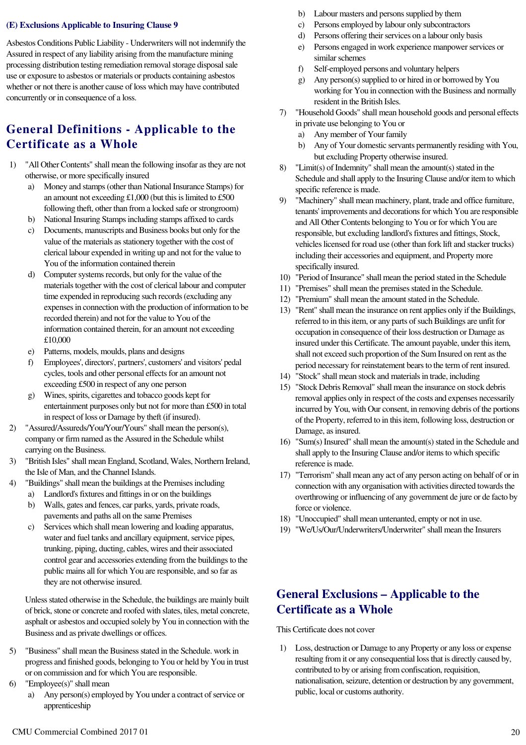### (E) Exclusions Applicable to Insuring Clause 9

Asbestos Conditions Public Liability - Underwriters will not indemnify the Assured in respect of any liability arising from the manufacture mining processing distribution testing remediation removal storage disposal sale use or exposure to asbestos or materials or products containing asbestos whether or not there is another cause of loss which may have contributed concurrently or in consequence of a loss.

## General Definitions - Applicable to the Certificate as a Whole

1) "All Other Contents" shall mean the following insofar as they are not otherwise, or more specifically insured
   a) Money and stamps (other than National Insurance Stamps) for an amount not exceeding £1,000 (but this is limited to £500 following theft, other than from a locked safe or strongroom)
   b) National Insuring Stamps including stamps affixed to cards
   c) Documents, manuscripts and Business books but only for the value of the materials as stationery together with the cost of clerical labour expended in writing up and not for the value to You of the information contained therein
   d) Computer systems records, but only for the value of the materials together with the cost of clerical labour and computer time expended in reproducing such records (excluding any expenses in connection with the production of information to be recorded therein) and not for the value to You of the information contained therein, for an amount not exceeding £10,000
   e) Patterns, models, moulds, plans and designs
   f) Employees', directors', partners', customers' and visitors' pedal cycles, tools and other personal effects for an amount not exceeding £500 in respect of any one person
   g) Wines, spirits, cigarettes and tobacco goods kept for entertainment purposes only but not for more than £500 in total in respect of loss or Damage by theft (if insured).
2) "Assured/Assureds/You/Your/Yours" shall mean the person(s), company or firm named as the Assured in the Schedule whilst carrying on the Business.
3) "British Isles" shall mean England, Scotland, Wales, Northern Ireland, the Isle of Man, and the Channel Islands.
4) "Buildings" shall mean the buildings at the Premises including
   a) Landlord's fixtures and fittings in or on the buildings
   b) Walls, gates and fences, car parks, yards, private roads, pavements and paths all on the same Premises
   c) Services which shall mean lowering and loading apparatus, water and fuel tanks and ancillary equipment, service pipes, trunking, piping, ducting, cables, wires and their associated control gear and accessories extending from the buildings to the public mains all for which You are responsible, and so far as they are not otherwise insured.

   Unless stated otherwise in the Schedule, the buildings are mainly built of brick, stone or concrete and roofed with slates, tiles, metal concrete, asphalt or asbestos and occupied solely by You in connection with the Business and as private dwellings or offices.

5) "Business" shall mean the Business stated in the Schedule. work in progress and finished goods, belonging to You or held by You in trust or on commission and for which You are responsible.
6) "Employee(s)" shall mean
   a) Any person(s) employed by You under a contract of service or apprenticeship
   b) Labour masters and persons supplied by them
   c) Persons employed by labour only subcontractors
   d) Persons offering their services on a labour only basis
   e) Persons engaged in work experience manpower services or similar schemes
   f) Self-employed persons and voluntary helpers
   g) Any person(s) supplied to or hired in or borrowed by You working for You in connection with the Business and normally resident in the British Isles.
7) "Household Goods" shall mean household goods and personal effects in private use belonging to You or
   a) Any member of Your family
   b) Any of Your domestic servants permanently residing with You, but excluding Property otherwise insured.
8) "Limit(s) of Indemnity" shall mean the amount(s) stated in the Schedule and shall apply to the Insuring Clause and/or item to which specific reference is made.
9) "Machinery" shall mean machinery, plant, trade and office furniture, tenants' improvements and decorations for which You are responsible and All Other Contents belonging to You or for which You are responsible, but excluding landlord's fixtures and fittings, Stock, vehicles licensed for road use (other than fork lift and stacker trucks) including their accessories and equipment, and Property more specifically insured.
10) "Period of Insurance" shall mean the period stated in the Schedule
11) "Premises" shall mean the premises stated in the Schedule.
12) "Premium" shall mean the amount stated in the Schedule.
13) "Rent" shall mean the insurance on rent applies only if the Buildings, referred to in this item, or any parts of such Buildings are unfit for occupation in consequence of their loss destruction or Damage as insured under this Certificate. The amount payable, under this item, shall not exceed such proportion of the Sum Insured on rent as the period necessary for reinstatement bears to the term of rent insured.
14) "Stock" shall mean stock and materials in trade, including
15) "Stock Debris Removal" shall mean the insurance on stock debris removal applies only in respect of the costs and expenses necessarily incurred by You, with Our consent, in removing debris of the portions of the Property, referred to in this item, following loss, destruction or Damage, as insured.
16) "Sum(s) Insured" shall mean the amount(s) stated in the Schedule and shall apply to the Insuring Clause and/or items to which specific reference is made.
17) "Terrorism" shall mean any act of any person acting on behalf of or in connection with any organisation with activities directed towards the overthrowing or influencing of any government de jure or de facto by force or violence.
18) "Unoccupied" shall mean untenanted, empty or not in use.
19) "We/Us/Our/Underwriters/Underwriter" shall mean the Insurers

## General Exclusions – Applicable to the Certificate as a Whole

This Certificate does not cover

1) Loss, destruction or Damage to any Property or any loss or expense resulting from it or any consequential loss that is directly caused by, contributed to by or arising from confiscation, requisition, nationalisation, seizure, detention or destruction by any government, public, local or customs authority.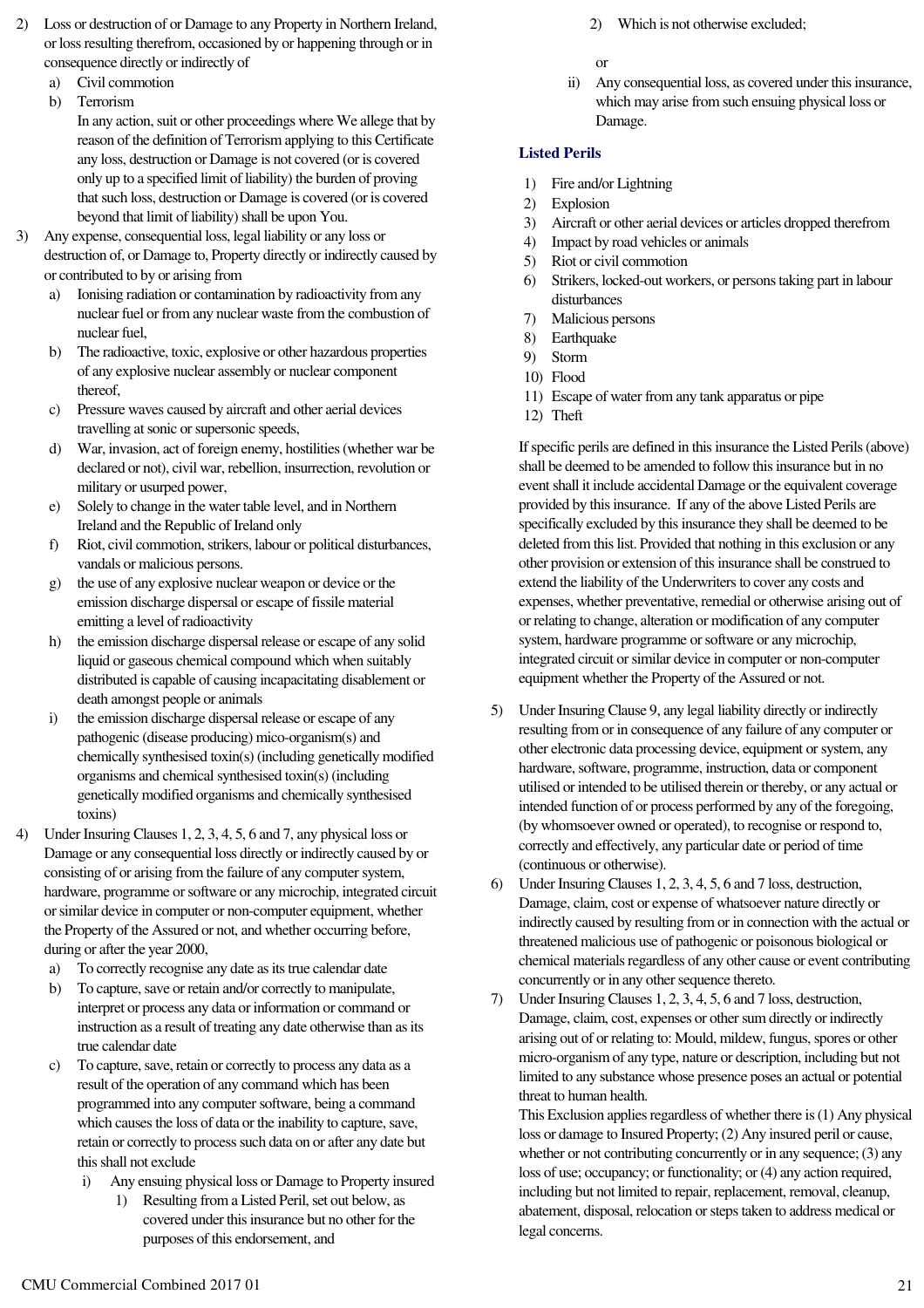2) Loss or destruction of or Damage to any Property in Northern Ireland, or loss resulting therefrom, occasioned by or happening through or in consequence directly or indirectly of
   a) Civil commotion
   b) Terrorism
   In any action, suit or other proceedings where We allege that by reason of the definition of Terrorism applying to this Certificate any loss, destruction or Damage is not covered (or is covered only up to a specified limit of liability) the burden of proving that such loss, destruction or Damage is covered (or is covered beyond that limit of liability) shall be upon You.
3) Any expense, consequential loss, legal liability or any loss or destruction of, or Damage to, Property directly or indirectly caused by or contributed to by or arising from
   a) Ionising radiation or contamination by radioactivity from any nuclear fuel or from any nuclear waste from the combustion of nuclear fuel,
   b) The radioactive, toxic, explosive or other hazardous properties of any explosive nuclear assembly or nuclear component thereof,
   c) Pressure waves caused by aircraft and other aerial devices travelling at sonic or supersonic speeds,
   d) War, invasion, act of foreign enemy, hostilities (whether war be declared or not), civil war, rebellion, insurrection, revolution or military or usurped power,
   e) Solely to change in the water table level, and in Northern Ireland and the Republic of Ireland only
   f) Riot, civil commotion, strikers, labour or political disturbances, vandals or malicious persons.
   g) the use of any explosive nuclear weapon or device or the emission discharge dispersal or escape of fissile material emitting a level of radioactivity
   h) the emission discharge dispersal release or escape of any solid liquid or gaseous chemical compound which when suitably distributed is capable of causing incapacitating disablement or death amongst people or animals
   i) the emission discharge dispersal release or escape of any pathogenic (disease producing) mico-organism(s) and chemically synthesised toxin(s) (including genetically modified organisms and chemical synthesised toxin(s) (including genetically modified organisms and chemically synthesised toxins)
4) Under Insuring Clauses 1, 2, 3, 4, 5, 6 and 7, any physical loss or Damage or any consequential loss directly or indirectly caused by or consisting of or arising from the failure of any computer system, hardware, programme or software or any microchip, integrated circuit or similar device in computer or non-computer equipment, whether the Property of the Assured or not, and whether occurring before, during or after the year 2000,
   a) To correctly recognise any date as its true calendar date
   b) To capture, save or retain and/or correctly to manipulate, interpret or process any data or information or command or instruction as a result of treating any date otherwise than as its true calendar date
   c) To capture, save, retain or correctly to process any data as a result of the operation of any command which has been programmed into any computer software, being a command which causes the loss of data or the inability to capture, save, retain or correctly to process such data on or after any date but this shall not exclude
      i) Any ensuing physical loss or Damage to Property insured
         1) Resulting from a Listed Peril, set out below, as covered under this insurance but no other for the purposes of this endorsement, and
         2) Which is not otherwise excluded;

      or
      ii) Any consequential loss, as covered under this insurance, which may arise from such ensuing physical loss or Damage.

### Listed Perils

1) Fire and/or Lightning
2) Explosion
3) Aircraft or other aerial devices or articles dropped therefrom
4) Impact by road vehicles or animals
5) Riot or civil commotion
6) Strikers, locked-out workers, or persons taking part in labour disturbances
7) Malicious persons
8) Earthquake
9) Storm
10) Flood
11) Escape of water from any tank apparatus or pipe
12) Theft

If specific perils are defined in this insurance the Listed Perils (above) shall be deemed to be amended to follow this insurance but in no event shall it include accidental Damage or the equivalent coverage provided by this insurance. If any of the above Listed Perils are specifically excluded by this insurance they shall be deemed to be deleted from this list. Provided that nothing in this exclusion or any other provision or extension of this insurance shall be construed to extend the liability of the Underwriters to cover any costs and expenses, whether preventative, remedial or otherwise arising out of or relating to change, alteration or modification of any computer system, hardware programme or software or any microchip, integrated circuit or similar device in computer or non-computer equipment whether the Property of the Assured or not.

5) Under Insuring Clause 9, any legal liability directly or indirectly resulting from or in consequence of any failure of any computer or other electronic data processing device, equipment or system, any hardware, software, programme, instruction, data or component utilised or intended to be utilised therein or thereby, or any actual or intended function of or process performed by any of the foregoing, (by whomsoever owned or operated), to recognise or respond to, correctly and effectively, any particular date or period of time (continuous or otherwise).
6) Under Insuring Clauses 1, 2, 3, 4, 5, 6 and 7 loss, destruction, Damage, claim, cost or expense of whatsoever nature directly or indirectly caused by resulting from or in connection with the actual or threatened malicious use of pathogenic or poisonous biological or chemical materials regardless of any other cause or event contributing concurrently or in any other sequence thereto.
7) Under Insuring Clauses 1, 2, 3, 4, 5, 6 and 7 loss, destruction, Damage, claim, cost, expenses or other sum directly or indirectly arising out of or relating to: Mould, mildew, fungus, spores or other micro-organism of any type, nature or description, including but not limited to any substance whose presence poses an actual or potential threat to human health.
   This Exclusion applies regardless of whether there is (1) Any physical loss or damage to Insured Property; (2) Any insured peril or cause, whether or not contributing concurrently or in any sequence; (3) any loss of use; occupancy; or functionality; or (4) any action required, including but not limited to repair, replacement, removal, cleanup, abatement, disposal, relocation or steps taken to address medical or legal concerns.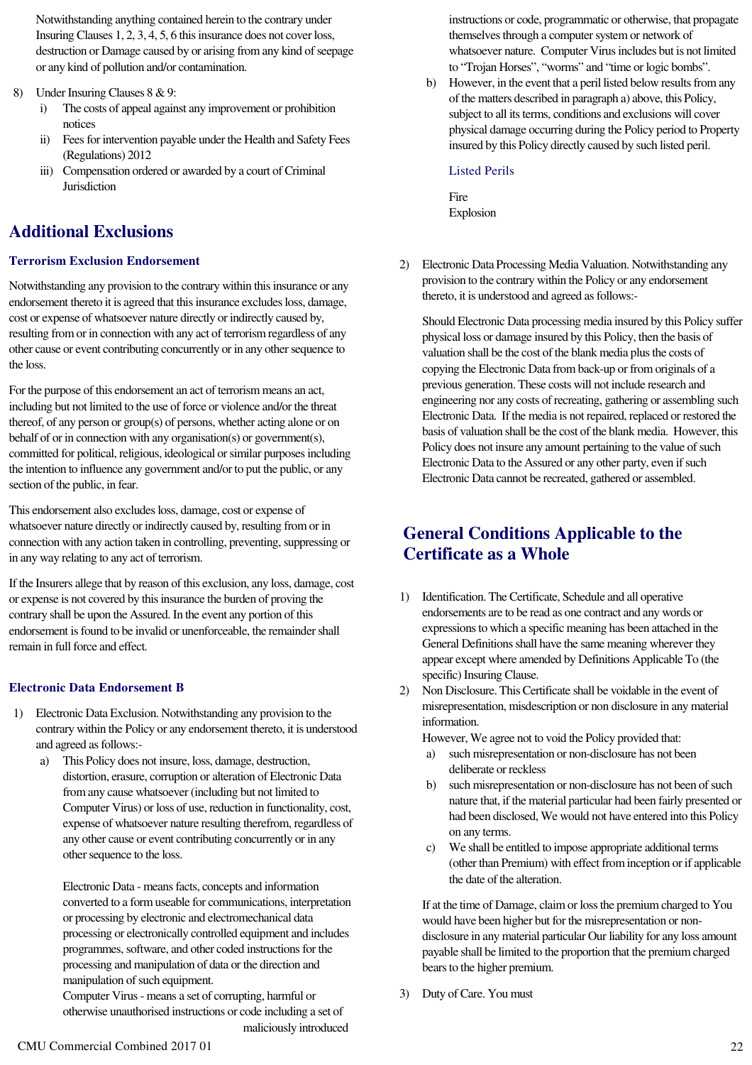Notwithstanding anything contained herein to the contrary under Insuring Clauses 1, 2, 3, 4, 5, 6 this insurance does not cover loss, destruction or Damage caused by or arising from any kind of seepage or any kind of pollution and/or contamination.

8) Under Insuring Clauses 8 & 9:
   i) The costs of appeal against any improvement or prohibition notices
   ii) Fees for intervention payable under the Health and Safety Fees (Regulations) 2012
   iii) Compensation ordered or awarded by a court of Criminal Jurisdiction

## Additional Exclusions

### Terrorism Exclusion Endorsement

Notwithstanding any provision to the contrary within this insurance or any endorsement thereto it is agreed that this insurance excludes loss, damage, cost or expense of whatsoever nature directly or indirectly caused by, resulting from or in connection with any act of terrorism regardless of any other cause or event contributing concurrently or in any other sequence to the loss.

For the purpose of this endorsement an act of terrorism means an act, including but not limited to the use of force or violence and/or the threat thereof, of any person or group(s) of persons, whether acting alone or on behalf of or in connection with any organisation(s) or government(s), committed for political, religious, ideological or similar purposes including the intention to influence any government and/or to put the public, or any section of the public, in fear.

This endorsement also excludes loss, damage, cost or expense of whatsoever nature directly or indirectly caused by, resulting from or in connection with any action taken in controlling, preventing, suppressing or in any way relating to any act of terrorism.

If the Insurers allege that by reason of this exclusion, any loss, damage, cost or expense is not covered by this insurance the burden of proving the contrary shall be upon the Assured. In the event any portion of this endorsement is found to be invalid or unenforceable, the remainder shall remain in full force and effect.

### Electronic Data Endorsement B

1) Electronic Data Exclusion. Notwithstanding any provision to the contrary within the Policy or any endorsement thereto, it is understood and agreed as follows:-
   a) This Policy does not insure, loss, damage, destruction, distortion, erasure, corruption or alteration of Electronic Data from any cause whatsoever (including but not limited to Computer Virus) or loss of use, reduction in functionality, cost, expense of whatsoever nature resulting therefrom, regardless of any other cause or event contributing concurrently or in any other sequence to the loss.

      Electronic Data - means facts, concepts and information converted to a form useable for communications, interpretation or processing by electronic and electromechanical data processing or electronically controlled equipment and includes programmes, software, and other coded instructions for the processing and manipulation of data or the direction and manipulation of such equipment.
      Computer Virus - means a set of corrupting, harmful or otherwise unauthorised instructions or code including a set of maliciously introduced instructions or code, programmatic or otherwise, that propagate themselves through a computer system or network of whatsoever nature. Computer Virus includes but is not limited to "Trojan Horses", "worms" and "time or logic bombs".
   b) However, in the event that a peril listed below results from any of the matters described in paragraph a) above, this Policy, subject to all its terms, conditions and exclusions will cover physical damage occurring during the Policy period to Property insured by this Policy directly caused by such listed peril.

      Listed Perils

      Fire
      Explosion

2) Electronic Data Processing Media Valuation. Notwithstanding any provision to the contrary within the Policy or any endorsement thereto, it is understood and agreed as follows:-

   Should Electronic Data processing media insured by this Policy suffer physical loss or damage insured by this Policy, then the basis of valuation shall be the cost of the blank media plus the costs of copying the Electronic Data from back-up or from originals of a previous generation. These costs will not include research and engineering nor any costs of recreating, gathering or assembling such Electronic Data. If the media is not repaired, replaced or restored the basis of valuation shall be the cost of the blank media. However, this Policy does not insure any amount pertaining to the value of such Electronic Data to the Assured or any other party, even if such Electronic Data cannot be recreated, gathered or assembled.

## General Conditions Applicable to the Certificate as a Whole

1) Identification. The Certificate, Schedule and all operative endorsements are to be read as one contract and any words or expressions to which a specific meaning has been attached in the General Definitions shall have the same meaning wherever they appear except where amended by Definitions Applicable To (the specific) Insuring Clause.
2) Non Disclosure. This Certificate shall be voidable in the event of misrepresentation, misdescription or non disclosure in any material information.
   However, We agree not to void the Policy provided that:
   a) such misrepresentation or non-disclosure has not been deliberate or reckless
   b) such misrepresentation or non-disclosure has not been of such nature that, if the material particular had been fairly presented or had been disclosed, We would not have entered into this Policy on any terms.
   c) We shall be entitled to impose appropriate additional terms (other than Premium) with effect from inception or if applicable the date of the alteration.

   If at the time of Damage, claim or loss the premium charged to You would have been higher but for the misrepresentation or non-disclosure in any material particular Our liability for any loss amount payable shall be limited to the proportion that the premium charged bears to the higher premium.
3) Duty of Care. You must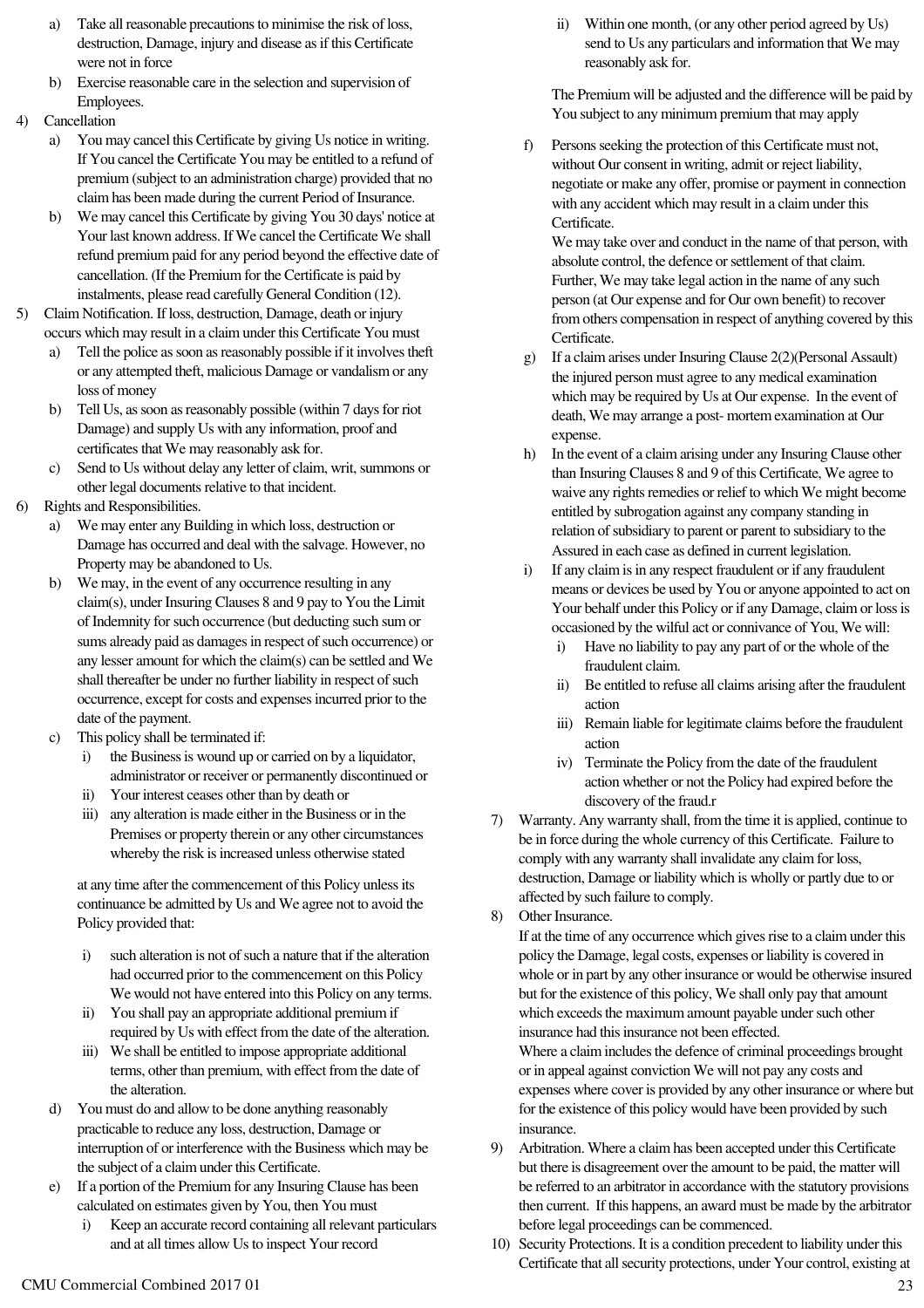a) Take all reasonable precautions to minimise the risk of loss, destruction, Damage, injury and disease as if this Certificate were not in force
b) Exercise reasonable care in the selection and supervision of Employees.

4) Cancellation
   a) You may cancel this Certificate by giving Us notice in writing. If You cancel the Certificate You may be entitled to a refund of premium (subject to an administration charge) provided that no claim has been made during the current Period of Insurance.
   b) We may cancel this Certificate by giving You 30 days' notice at Your last known address. If We cancel the Certificate We shall refund premium paid for any period beyond the effective date of cancellation. (If the Premium for the Certificate is paid by instalments, please read carefully General Condition (12).

5) Claim Notification. If loss, destruction, Damage, death or injury occurs which may result in a claim under this Certificate You must
   a) Tell the police as soon as reasonably possible if it involves theft or any attempted theft, malicious Damage or vandalism or any loss of money
   b) Tell Us, as soon as reasonably possible (within 7 days for riot Damage) and supply Us with any information, proof and certificates that We may reasonably ask for.
   c) Send to Us without delay any letter of claim, writ, summons or other legal documents relative to that incident.

6) Rights and Responsibilities.
   a) We may enter any Building in which loss, destruction or Damage has occurred and deal with the salvage. However, no Property may be abandoned to Us.
   b) We may, in the event of any occurrence resulting in any claim(s), under Insuring Clauses 8 and 9 pay to You the Limit of Indemnity for such occurrence (but deducting such sum or sums already paid as damages in respect of such occurrence) or any lesser amount for which the claim(s) can be settled and We shall thereafter be under no further liability in respect of such occurrence, except for costs and expenses incurred prior to the date of the payment.
   c) This policy shall be terminated if:
      i) the Business is wound up or carried on by a liquidator, administrator or receiver or permanently discontinued or
      ii) Your interest ceases other than by death or
      iii) any alteration is made either in the Business or in the Premises or property therein or any other circumstances whereby the risk is increased unless otherwise stated

      at any time after the commencement of this Policy unless its continuance be admitted by Us and We agree not to avoid the Policy provided that:

      i) such alteration is not of such a nature that if the alteration had occurred prior to the commencement on this Policy We would not have entered into this Policy on any terms.
      ii) You shall pay an appropriate additional premium if required by Us with effect from the date of the alteration.
      iii) We shall be entitled to impose appropriate additional terms, other than premium, with effect from the date of the alteration.
   d) You must do and allow to be done anything reasonably practicable to reduce any loss, destruction, Damage or interruption of or interference with the Business which may be the subject of a claim under this Certificate.
   e) If a portion of the Premium for any Insuring Clause has been calculated on estimates given by You, then You must
      i) Keep an accurate record containing all relevant particulars and at all times allow Us to inspect Your record
      ii) Within one month, (or any other period agreed by Us) send to Us any particulars and information that We may reasonably ask for.

      The Premium will be adjusted and the difference will be paid by You subject to any minimum premium that may apply
   f) Persons seeking the protection of this Certificate must not, without Our consent in writing, admit or reject liability, negotiate or make any offer, promise or payment in connection with any accident which may result in a claim under this Certificate.
      We may take over and conduct in the name of that person, with absolute control, the defence or settlement of that claim. Further, We may take legal action in the name of any such person (at Our expense and for Our own benefit) to recover from others compensation in respect of anything covered by this Certificate.
   g) If a claim arises under Insuring Clause 2(2)(Personal Assault) the injured person must agree to any medical examination which may be required by Us at Our expense. In the event of death, We may arrange a post- mortem examination at Our expense.
   h) In the event of a claim arising under any Insuring Clause other than Insuring Clauses 8 and 9 of this Certificate, We agree to waive any rights remedies or relief to which We might become entitled by subrogation against any company standing in relation of subsidiary to parent or parent to subsidiary to the Assured in each case as defined in current legislation.
   i) If any claim is in any respect fraudulent or if any fraudulent means or devices be used by You or anyone appointed to act on Your behalf under this Policy or if any Damage, claim or loss is occasioned by the wilful act or connivance of You, We will:
      i) Have no liability to pay any part of or the whole of the fraudulent claim.
      ii) Be entitled to refuse all claims arising after the fraudulent action
      iii) Remain liable for legitimate claims before the fraudulent action
      iv) Terminate the Policy from the date of the fraudulent action whether or not the Policy had expired before the discovery of the fraud.r

7) Warranty. Any warranty shall, from the time it is applied, continue to be in force during the whole currency of this Certificate. Failure to comply with any warranty shall invalidate any claim for loss, destruction, Damage or liability which is wholly or partly due to or affected by such failure to comply.

8) Other Insurance.
   If at the time of any occurrence which gives rise to a claim under this policy the Damage, legal costs, expenses or liability is covered in whole or in part by any other insurance or would be otherwise insured but for the existence of this policy, We shall only pay that amount which exceeds the maximum amount payable under such other insurance had this insurance not been effected.
   Where a claim includes the defence of criminal proceedings brought or in appeal against conviction We will not pay any costs and expenses where cover is provided by any other insurance or where but for the existence of this policy would have been provided by such insurance.

9) Arbitration. Where a claim has been accepted under this Certificate but there is disagreement over the amount to be paid, the matter will be referred to an arbitrator in accordance with the statutory provisions then current. If this happens, an award must be made by the arbitrator before legal proceedings can be commenced.

10) Security Protections. It is a condition precedent to liability under this Certificate that all security protections, under Your control, existing at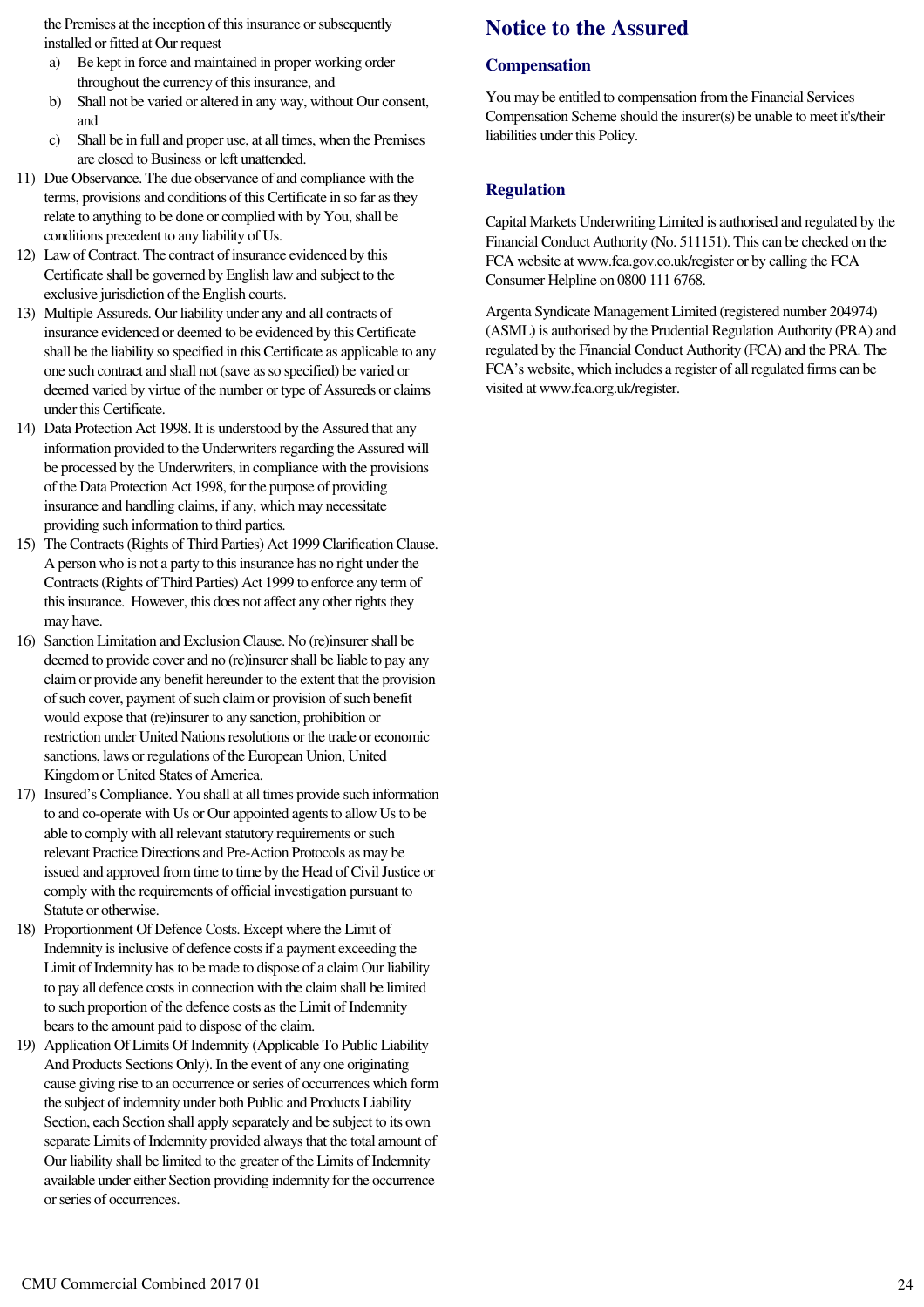the Premises at the inception of this insurance or subsequently installed or fitted at Our request

a) Be kept in force and maintained in proper working order throughout the currency of this insurance, and
b) Shall not be varied or altered in any way, without Our consent, and
c) Shall be in full and proper use, at all times, when the Premises are closed to Business or left unattended.

11) Due Observance. The due observance of and compliance with the terms, provisions and conditions of this Certificate in so far as they relate to anything to be done or complied with by You, shall be conditions precedent to any liability of Us.
12) Law of Contract. The contract of insurance evidenced by this Certificate shall be governed by English law and subject to the exclusive jurisdiction of the English courts.
13) Multiple Assureds. Our liability under any and all contracts of insurance evidenced or deemed to be evidenced by this Certificate shall be the liability so specified in this Certificate as applicable to any one such contract and shall not (save as so specified) be varied or deemed varied by virtue of the number or type of Assureds or claims under this Certificate.
14) Data Protection Act 1998. It is understood by the Assured that any information provided to the Underwriters regarding the Assured will be processed by the Underwriters, in compliance with the provisions of the Data Protection Act 1998, for the purpose of providing insurance and handling claims, if any, which may necessitate providing such information to third parties.
15) The Contracts (Rights of Third Parties) Act 1999 Clarification Clause. A person who is not a party to this insurance has no right under the Contracts (Rights of Third Parties) Act 1999 to enforce any term of this insurance. However, this does not affect any other rights they may have.
16) Sanction Limitation and Exclusion Clause. No (re)insurer shall be deemed to provide cover and no (re)insurer shall be liable to pay any claim or provide any benefit hereunder to the extent that the provision of such cover, payment of such claim or provision of such benefit would expose that (re)insurer to any sanction, prohibition or restriction under United Nations resolutions or the trade or economic sanctions, laws or regulations of the European Union, United Kingdom or United States of America.
17) Insured's Compliance. You shall at all times provide such information to and co-operate with Us or Our appointed agents to allow Us to be able to comply with all relevant statutory requirements or such relevant Practice Directions and Pre-Action Protocols as may be issued and approved from time to time by the Head of Civil Justice or comply with the requirements of official investigation pursuant to Statute or otherwise.
18) Proportionment Of Defence Costs. Except where the Limit of Indemnity is inclusive of defence costs if a payment exceeding the Limit of Indemnity has to be made to dispose of a claim Our liability to pay all defence costs in connection with the claim shall be limited to such proportion of the defence costs as the Limit of Indemnity bears to the amount paid to dispose of the claim.
19) Application Of Limits Of Indemnity (Applicable To Public Liability And Products Sections Only). In the event of any one originating cause giving rise to an occurrence or series of occurrences which form the subject of indemnity under both Public and Products Liability Section, each Section shall apply separately and be subject to its own separate Limits of Indemnity provided always that the total amount of Our liability shall be limited to the greater of the Limits of Indemnity available under either Section providing indemnity for the occurrence or series of occurrences.

# Notice to the Assured

## Compensation

You may be entitled to compensation from the Financial Services Compensation Scheme should the insurer(s) be unable to meet it's/their liabilities under this Policy.

## Regulation

Capital Markets Underwriting Limited is authorised and regulated by the Financial Conduct Authority (No. 511151). This can be checked on the FCA website at www.fca.gov.co.uk/register or by calling the FCA Consumer Helpline on 0800 111 6768.

Argenta Syndicate Management Limited (registered number 204974) (ASML) is authorised by the Prudential Regulation Authority (PRA) and regulated by the Financial Conduct Authority (FCA) and the PRA. The FCA's website, which includes a register of all regulated firms can be visited at www.fca.org.uk/register.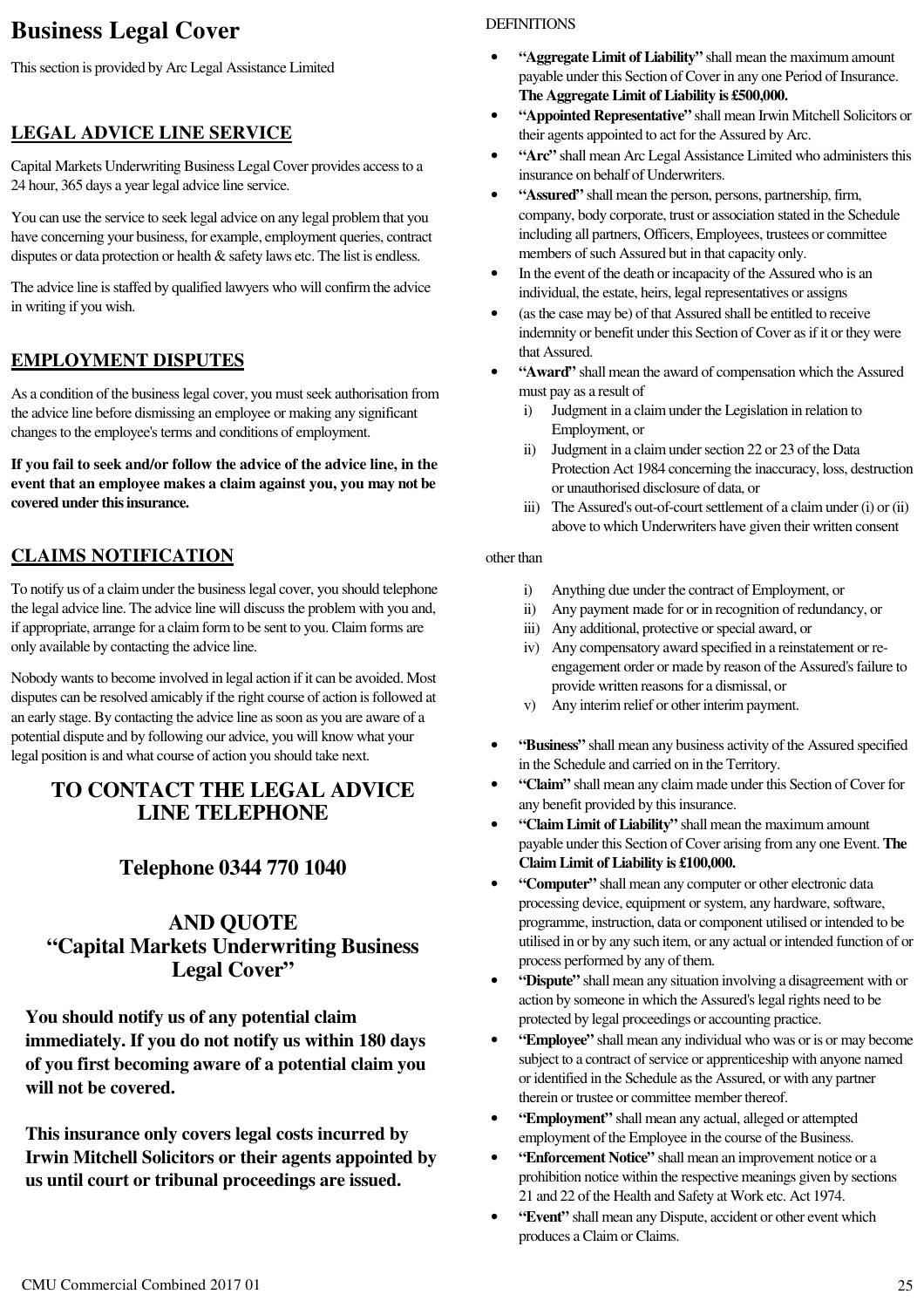# Business Legal Cover

This section is provided by Arc Legal Assistance Limited

## LEGAL ADVICE LINE SERVICE

Capital Markets Underwriting Business Legal Cover provides access to a 24 hour, 365 days a year legal advice line service.

You can use the service to seek legal advice on any legal problem that you have concerning your business, for example, employment queries, contract disputes or data protection or health & safety laws etc. The list is endless.

The advice line is staffed by qualified lawyers who will confirm the advice in writing if you wish.

## EMPLOYMENT DISPUTES

As a condition of the business legal cover, you must seek authorisation from the advice line before dismissing an employee or making any significant changes to the employee's terms and conditions of employment.

**If you fail to seek and/or follow the advice of the advice line, in the event that an employee makes a claim against you, you may not be covered under this insurance.**

## CLAIMS NOTIFICATION

To notify us of a claim under the business legal cover, you should telephone the legal advice line. The advice line will discuss the problem with you and, if appropriate, arrange for a claim form to be sent to you. Claim forms are only available by contacting the advice line.

Nobody wants to become involved in legal action if it can be avoided. Most disputes can be resolved amicably if the right course of action is followed at an early stage. By contacting the advice line as soon as you are aware of a potential dispute and by following our advice, you will know what your legal position is and what course of action you should take next.

### TO CONTACT THE LEGAL ADVICE LINE TELEPHONE

### Telephone 0344 770 1040

### AND QUOTE “Capital Markets Underwriting Business Legal Cover”

**You should notify us of any potential claim immediately. If you do not notify us within 180 days of you first becoming aware of a potential claim you will not be covered.**

**This insurance only covers legal costs incurred by Irwin Mitchell Solicitors or their agents appointed by us until court or tribunal proceedings are issued.**

DEFINITIONS

- **“Aggregate Limit of Liability”** shall mean the maximum amount payable under this Section of Cover in any one Period of Insurance. **The Aggregate Limit of Liability is £500,000.**
- **“Appointed Representative”** shall mean Irwin Mitchell Solicitors or their agents appointed to act for the Assured by Arc.
- **“Arc”** shall mean Arc Legal Assistance Limited who administers this insurance on behalf of Underwriters.
- **“Assured”** shall mean the person, persons, partnership, firm, company, body corporate, trust or association stated in the Schedule including all partners, Officers, Employees, trustees or committee members of such Assured but in that capacity only.
- In the event of the death or incapacity of the Assured who is an individual, the estate, heirs, legal representatives or assigns
- (as the case may be) of that Assured shall be entitled to receive indemnity or benefit under this Section of Cover as if it or they were that Assured.
- **“Award”** shall mean the award of compensation which the Assured must pay as a result of
  - i) Judgment in a claim under the Legislation in relation to Employment, or
  - ii) Judgment in a claim under section 22 or 23 of the Data Protection Act 1984 concerning the inaccuracy, loss, destruction or unauthorised disclosure of data, or
  - iii) The Assured's out-of-court settlement of a claim under (i) or (ii) above to which Underwriters have given their written consent

other than

  - i) Anything due under the contract of Employment, or
  - ii) Any payment made for or in recognition of redundancy, or
  - iii) Any additional, protective or special award, or
  - iv) Any compensatory award specified in a reinstatement or re-engagement order or made by reason of the Assured's failure to provide written reasons for a dismissal, or
  - v) Any interim relief or other interim payment.

- **“Business”** shall mean any business activity of the Assured specified in the Schedule and carried on in the Territory.
- **“Claim”** shall mean any claim made under this Section of Cover for any benefit provided by this insurance.
- **“Claim Limit of Liability”** shall mean the maximum amount payable under this Section of Cover arising from any one Event. **The Claim Limit of Liability is £100,000.**
- **“Computer”** shall mean any computer or other electronic data processing device, equipment or system, any hardware, software, programme, instruction, data or component utilised or intended to be utilised in or by any such item, or any actual or intended function of or process performed by any of them.
- **“Dispute”** shall mean any situation involving a disagreement with or action by someone in which the Assured's legal rights need to be protected by legal proceedings or accounting practice.
- **“Employee”** shall mean any individual who was or is or may become subject to a contract of service or apprenticeship with anyone named or identified in the Schedule as the Assured, or with any partner therein or trustee or committee member thereof.
- **“Employment”** shall mean any actual, alleged or attempted employment of the Employee in the course of the Business.
- **“Enforcement Notice”** shall mean an improvement notice or a prohibition notice within the respective meanings given by sections 21 and 22 of the Health and Safety at Work etc. Act 1974.
- **“Event”** shall mean any Dispute, accident or other event which produces a Claim or Claims.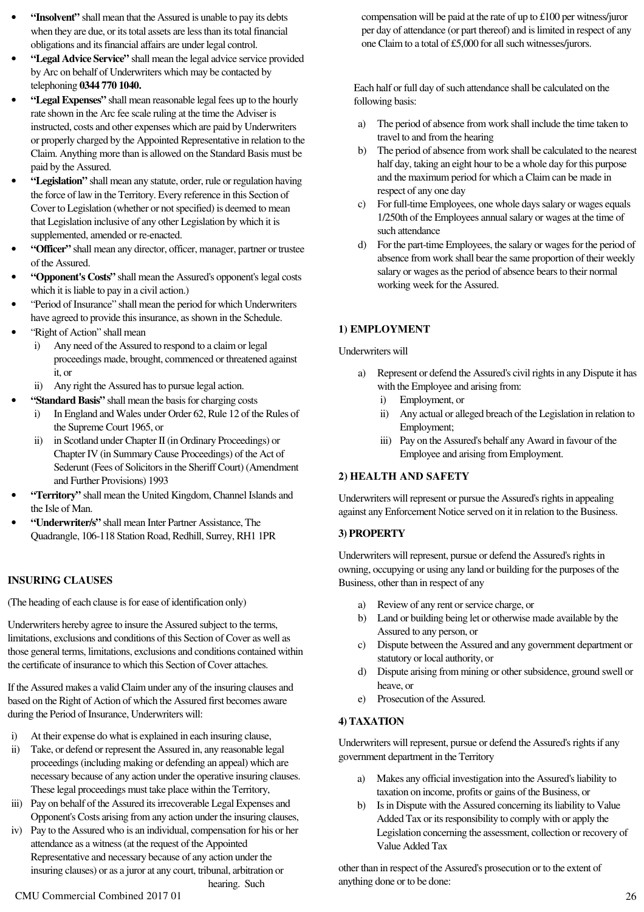- **"Insolvent"** shall mean that the Assured is unable to pay its debts when they are due, or its total assets are less than its total financial obligations and its financial affairs are under legal control.
- **"Legal Advice Service"** shall mean the legal advice service provided by Arc on behalf of Underwriters which may be contacted by telephoning **0344 770 1040.**
- **"Legal Expenses"** shall mean reasonable legal fees up to the hourly rate shown in the Arc fee scale ruling at the time the Adviser is instructed, costs and other expenses which are paid by Underwriters or properly charged by the Appointed Representative in relation to the Claim. Anything more than is allowed on the Standard Basis must be paid by the Assured.
- **"Legislation"** shall mean any statute, order, rule or regulation having the force of law in the Territory. Every reference in this Section of Cover to Legislation (whether or not specified) is deemed to mean that Legislation inclusive of any other Legislation by which it is supplemented, amended or re-enacted.
- **"Officer"** shall mean any director, officer, manager, partner or trustee of the Assured.
- **"Opponent's Costs"** shall mean the Assured's opponent's legal costs which it is liable to pay in a civil action.)
- "Period of Insurance" shall mean the period for which Underwriters have agreed to provide this insurance, as shown in the Schedule.
- "Right of Action" shall mean
  - i) Any need of the Assured to respond to a claim or legal proceedings made, brought, commenced or threatened against it, or
  - ii) Any right the Assured has to pursue legal action.
- **"Standard Basis"** shall mean the basis for charging costs
  - i) In England and Wales under Order 62, Rule 12 of the Rules of the Supreme Court 1965, or
  - ii) in Scotland under Chapter II (in Ordinary Proceedings) or Chapter IV (in Summary Cause Proceedings) of the Act of Sederunt (Fees of Solicitors in the Sheriff Court) (Amendment and Further Provisions) 1993
- **"Territory"** shall mean the United Kingdom, Channel Islands and the Isle of Man.
- **"Underwriter/s"** shall mean Inter Partner Assistance, The Quadrangle, 106-118 Station Road, Redhill, Surrey, RH1 1PR

## INSURING CLAUSES

(The heading of each clause is for ease of identification only)

Underwriters hereby agree to insure the Assured subject to the terms, limitations, exclusions and conditions of this Section of Cover as well as those general terms, limitations, exclusions and conditions contained within the certificate of insurance to which this Section of Cover attaches.

If the Assured makes a valid Claim under any of the insuring clauses and based on the Right of Action of which the Assured first becomes aware during the Period of Insurance, Underwriters will:

i) At their expense do what is explained in each insuring clause,
ii) Take, or defend or represent the Assured in, any reasonable legal proceedings (including making or defending an appeal) which are necessary because of any action under the operative insuring clauses. These legal proceedings must take place within the Territory,
iii) Pay on behalf of the Assured its irrecoverable Legal Expenses and Opponent's Costs arising from any action under the insuring clauses,
iv) Pay to the Assured who is an individual, compensation for his or her attendance as a witness (at the request of the Appointed Representative and necessary because of any action under the insuring clauses) or as a juror at any court, tribunal, arbitration or hearing. Such compensation will be paid at the rate of up to £100 per witness/juror per day of attendance (or part thereof) and is limited in respect of any one Claim to a total of £5,000 for all such witnesses/jurors.

Each half or full day of such attendance shall be calculated on the following basis:

a) The period of absence from work shall include the time taken to travel to and from the hearing
b) The period of absence from work shall be calculated to the nearest half day, taking an eight hour to be a whole day for this purpose and the maximum period for which a Claim can be made in respect of any one day
c) For full-time Employees, one whole days salary or wages equals 1/250th of the Employees annual salary or wages at the time of such attendance
d) For the part-time Employees, the salary or wages for the period of absence from work shall bear the same proportion of their weekly salary or wages as the period of absence bears to their normal working week for the Assured.

### 1) EMPLOYMENT

Underwriters will

a) Represent or defend the Assured's civil rights in any Dispute it has with the Employee and arising from:
   i) Employment, or
   ii) Any actual or alleged breach of the Legislation in relation to Employment;
   iii) Pay on the Assured's behalf any Award in favour of the Employee and arising from Employment.

### 2) HEALTH AND SAFETY

Underwriters will represent or pursue the Assured's rights in appealing against any Enforcement Notice served on it in relation to the Business.

### 3) PROPERTY

Underwriters will represent, pursue or defend the Assured's rights in owning, occupying or using any land or building for the purposes of the Business, other than in respect of any

a) Review of any rent or service charge, or
b) Land or building being let or otherwise made available by the Assured to any person, or
c) Dispute between the Assured and any government department or statutory or local authority, or
d) Dispute arising from mining or other subsidence, ground swell or heave, or
e) Prosecution of the Assured.

### 4) TAXATION

Underwriters will represent, pursue or defend the Assured's rights if any government department in the Territory

a) Makes any official investigation into the Assured's liability to taxation on income, profits or gains of the Business, or
b) Is in Dispute with the Assured concerning its liability to Value Added Tax or its responsibility to comply with or apply the Legislation concerning the assessment, collection or recovery of Value Added Tax

other than in respect of the Assured's prosecution or to the extent of anything done or to be done: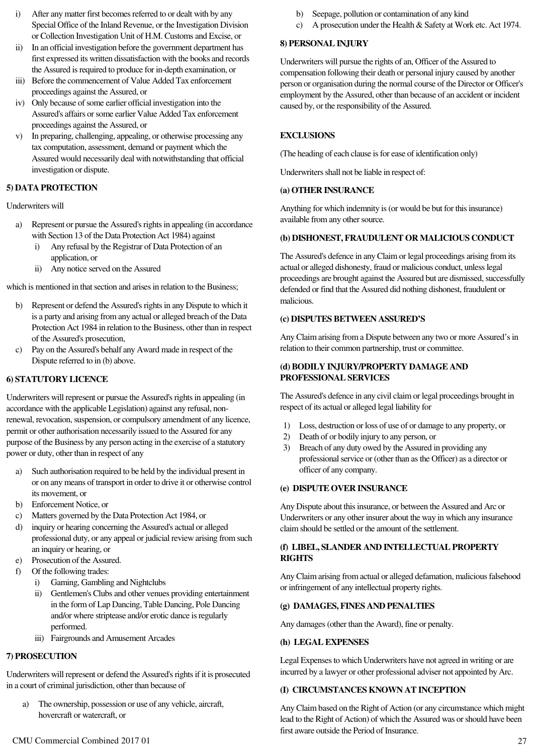i) After any matter first becomes referred to or dealt with by any Special Office of the Inland Revenue, or the Investigation Division or Collection Investigation Unit of H.M. Customs and Excise, or
ii) In an official investigation before the government department has first expressed its written dissatisfaction with the books and records the Assured is required to produce for in-depth examination, or
iii) Before the commencement of Value Added Tax enforcement proceedings against the Assured, or
iv) Only because of some earlier official investigation into the Assured's affairs or some earlier Value Added Tax enforcement proceedings against the Assured, or
v) In preparing, challenging, appealing, or otherwise processing any tax computation, assessment, demand or payment which the Assured would necessarily deal with notwithstanding that official investigation or dispute.

**5) DATA PROTECTION**

Underwriters will

a) Represent or pursue the Assured's rights in appealing (in accordance with Section 13 of the Data Protection Act 1984) against
   i) Any refusal by the Registrar of Data Protection of an application, or
   ii) Any notice served on the Assured

which is mentioned in that section and arises in relation to the Business;

b) Represent or defend the Assured's rights in any Dispute to which it is a party and arising from any actual or alleged breach of the Data Protection Act 1984 in relation to the Business, other than in respect of the Assured's prosecution,
c) Pay on the Assured's behalf any Award made in respect of the Dispute referred to in (b) above.

**6) STATUTORY LICENCE**

Underwriters will represent or pursue the Assured's rights in appealing (in accordance with the applicable Legislation) against any refusal, non-renewal, revocation, suspension, or compulsory amendment of any licence, permit or other authorisation necessarily issued to the Assured for any purpose of the Business by any person acting in the exercise of a statutory power or duty, other than in respect of any

a) Such authorisation required to be held by the individual present in or on any means of transport in order to drive it or otherwise control its movement, or
b) Enforcement Notice, or
c) Matters governed by the Data Protection Act 1984, or
d) inquiry or hearing concerning the Assured's actual or alleged professional duty, or any appeal or judicial review arising from such an inquiry or hearing, or
e) Prosecution of the Assured.
f) Of the following trades:
   i) Gaming, Gambling and Nightclubs
   ii) Gentlemen's Clubs and other venues providing entertainment in the form of Lap Dancing, Table Dancing, Pole Dancing and/or where striptease and/or erotic dance is regularly performed.
   iii) Fairgrounds and Amusement Arcades

**7) PROSECUTION**

Underwriters will represent or defend the Assured's rights if it is prosecuted in a court of criminal jurisdiction, other than because of

a) The ownership, possession or use of any vehicle, aircraft, hovercraft or watercraft, or
b) Seepage, pollution or contamination of any kind
c) A prosecution under the Health & Safety at Work etc. Act 1974.

**8) PERSONAL INJURY**

Underwriters will pursue the rights of an, Officer of the Assured to compensation following their death or personal injury caused by another person or organisation during the normal course of the Director or Officer's employment by the Assured, other than because of an accident or incident caused by, or the responsibility of the Assured.

**EXCLUSIONS**

(The heading of each clause is for ease of identification only)

Underwriters shall not be liable in respect of:

**(a) OTHER INSURANCE**

Anything for which indemnity is (or would be but for this insurance) available from any other source.

**(b) DISHONEST, FRAUDULENT OR MALICIOUS CONDUCT**

The Assured's defence in any Claim or legal proceedings arising from its actual or alleged dishonesty, fraud or malicious conduct, unless legal proceedings are brought against the Assured but are dismissed, successfully defended or find that the Assured did nothing dishonest, fraudulent or malicious.

**(c) DISPUTES BETWEEN ASSURED'S**

Any Claim arising from a Dispute between any two or more Assured's in relation to their common partnership, trust or committee.

**(d) BODILY INJURY/PROPERTY DAMAGE AND PROFESSIONAL SERVICES**

The Assured's defence in any civil claim or legal proceedings brought in respect of its actual or alleged legal liability for

1) Loss, destruction or loss of use of or damage to any property, or
2) Death of or bodily injury to any person, or
3) Breach of any duty owed by the Assured in providing any professional service or (other than as the Officer) as a director or officer of any company.

**(e) DISPUTE OVER INSURANCE**

Any Dispute about this insurance, or between the Assured and Arc or Underwriters or any other insurer about the way in which any insurance claim should be settled or the amount of the settlement.

**(f) LIBEL, SLANDER AND INTELLECTUAL PROPERTY RIGHTS**

Any Claim arising from actual or alleged defamation, malicious falsehood or infringement of any intellectual property rights.

**(g) DAMAGES, FINES AND PENALTIES**

Any damages (other than the Award), fine or penalty.

**(h) LEGAL EXPENSES**

Legal Expenses to which Underwriters have not agreed in writing or are incurred by a lawyer or other professional adviser not appointed by Arc.

**(I) CIRCUMSTANCES KNOWN AT INCEPTION**

Any Claim based on the Right of Action (or any circumstance which might lead to the Right of Action) of which the Assured was or should have been first aware outside the Period of Insurance.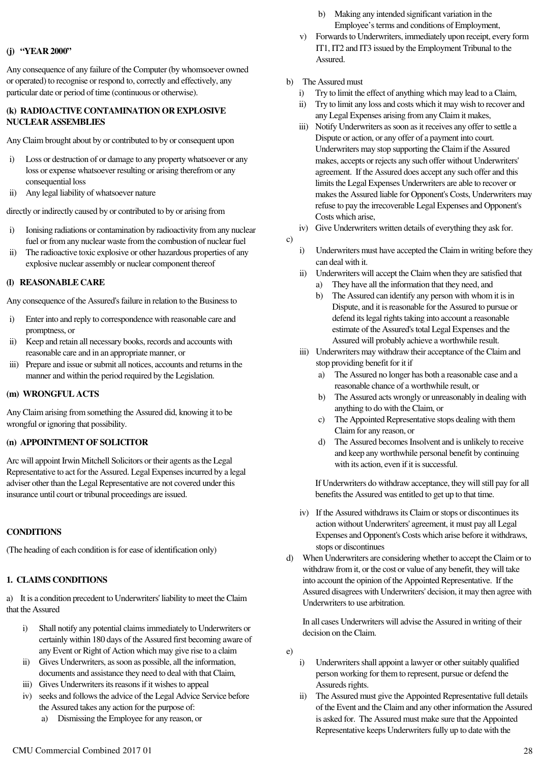**(j) "YEAR 2000"**

Any consequence of any failure of the Computer (by whomsoever owned or operated) to recognise or respond to, correctly and effectively, any particular date or period of time (continuous or otherwise).

**(k) RADIOACTIVE CONTAMINATION OR EXPLOSIVE NUCLEAR ASSEMBLIES**

Any Claim brought about by or contributed to by or consequent upon

i) Loss or destruction of or damage to any property whatsoever or any loss or expense whatsoever resulting or arising therefrom or any consequential loss
ii) Any legal liability of whatsoever nature

directly or indirectly caused by or contributed to by or arising from

i) Ionising radiations or contamination by radioactivity from any nuclear fuel or from any nuclear waste from the combustion of nuclear fuel
ii) The radioactive toxic explosive or other hazardous properties of any explosive nuclear assembly or nuclear component thereof

**(l) REASONABLE CARE**

Any consequence of the Assured's failure in relation to the Business to

i) Enter into and reply to correspondence with reasonable care and promptness, or
ii) Keep and retain all necessary books, records and accounts with reasonable care and in an appropriate manner, or
iii) Prepare and issue or submit all notices, accounts and returns in the manner and within the period required by the Legislation.

**(m) WRONGFUL ACTS**

Any Claim arising from something the Assured did, knowing it to be wrongful or ignoring that possibility.

**(n) APPOINTMENT OF SOLICITOR**

Arc will appoint Irwin Mitchell Solicitors or their agents as the Legal Representative to act for the Assured. Legal Expenses incurred by a legal adviser other than the Legal Representative are not covered under this insurance until court or tribunal proceedings are issued.

## CONDITIONS

(The heading of each condition is for ease of identification only)

### 1. CLAIMS CONDITIONS

a) It is a condition precedent to Underwriters' liability to meet the Claim that the Assured

i) Shall notify any potential claims immediately to Underwriters or certainly within 180 days of the Assured first becoming aware of any Event or Right of Action which may give rise to a claim
ii) Gives Underwriters, as soon as possible, all the information, documents and assistance they need to deal with that Claim,
iii) Gives Underwriters its reasons if it wishes to appeal
iv) seeks and follows the advice of the Legal Advice Service before the Assured takes any action for the purpose of:
   a) Dismissing the Employee for any reason, or
   b) Making any intended significant variation in the Employee's terms and conditions of Employment,
v) Forwards to Underwriters, immediately upon receipt, every form IT1, IT2 and IT3 issued by the Employment Tribunal to the Assured.

b) The Assured must

i) Try to limit the effect of anything which may lead to a Claim,
ii) Try to limit any loss and costs which it may wish to recover and any Legal Expenses arising from any Claim it makes,
iii) Notify Underwriters as soon as it receives any offer to settle a Dispute or action, or any offer of a payment into court. Underwriters may stop supporting the Claim if the Assured makes, accepts or rejects any such offer without Underwriters' agreement. If the Assured does accept any such offer and this limits the Legal Expenses Underwriters are able to recover or makes the Assured liable for Opponent's Costs, Underwriters may refuse to pay the irrecoverable Legal Expenses and Opponent's Costs which arise,
iv) Give Underwriters written details of everything they ask for.

c)

i) Underwriters must have accepted the Claim in writing before they can deal with it.
ii) Underwriters will accept the Claim when they are satisfied that
   a) They have all the information that they need, and
   b) The Assured can identify any person with whom it is in Dispute, and it is reasonable for the Assured to pursue or defend its legal rights taking into account a reasonable estimate of the Assured's total Legal Expenses and the Assured will probably achieve a worthwhile result.
iii) Underwriters may withdraw their acceptance of the Claim and stop providing benefit for it if
   a) The Assured no longer has both a reasonable case and a reasonable chance of a worthwhile result, or
   b) The Assured acts wrongly or unreasonably in dealing with anything to do with the Claim, or
   c) The Appointed Representative stops dealing with them Claim for any reason, or
   d) The Assured becomes Insolvent and is unlikely to receive and keep any worthwhile personal benefit by continuing with its action, even if it is successful.

   If Underwriters do withdraw acceptance, they will still pay for all benefits the Assured was entitled to get up to that time.

iv) If the Assured withdraws its Claim or stops or discontinues its action without Underwriters' agreement, it must pay all Legal Expenses and Opponent's Costs which arise before it withdraws, stops or discontinues

d) When Underwriters are considering whether to accept the Claim or to withdraw from it, or the cost or value of any benefit, they will take into account the opinion of the Appointed Representative. If the Assured disagrees with Underwriters' decision, it may then agree with Underwriters to use arbitration.

In all cases Underwriters will advise the Assured in writing of their decision on the Claim.

e)

i) Underwriters shall appoint a lawyer or other suitably qualified person working for them to represent, pursue or defend the Assureds rights.
ii) The Assured must give the Appointed Representative full details of the Event and the Claim and any other information the Assured is asked for. The Assured must make sure that the Appointed Representative keeps Underwriters fully up to date with the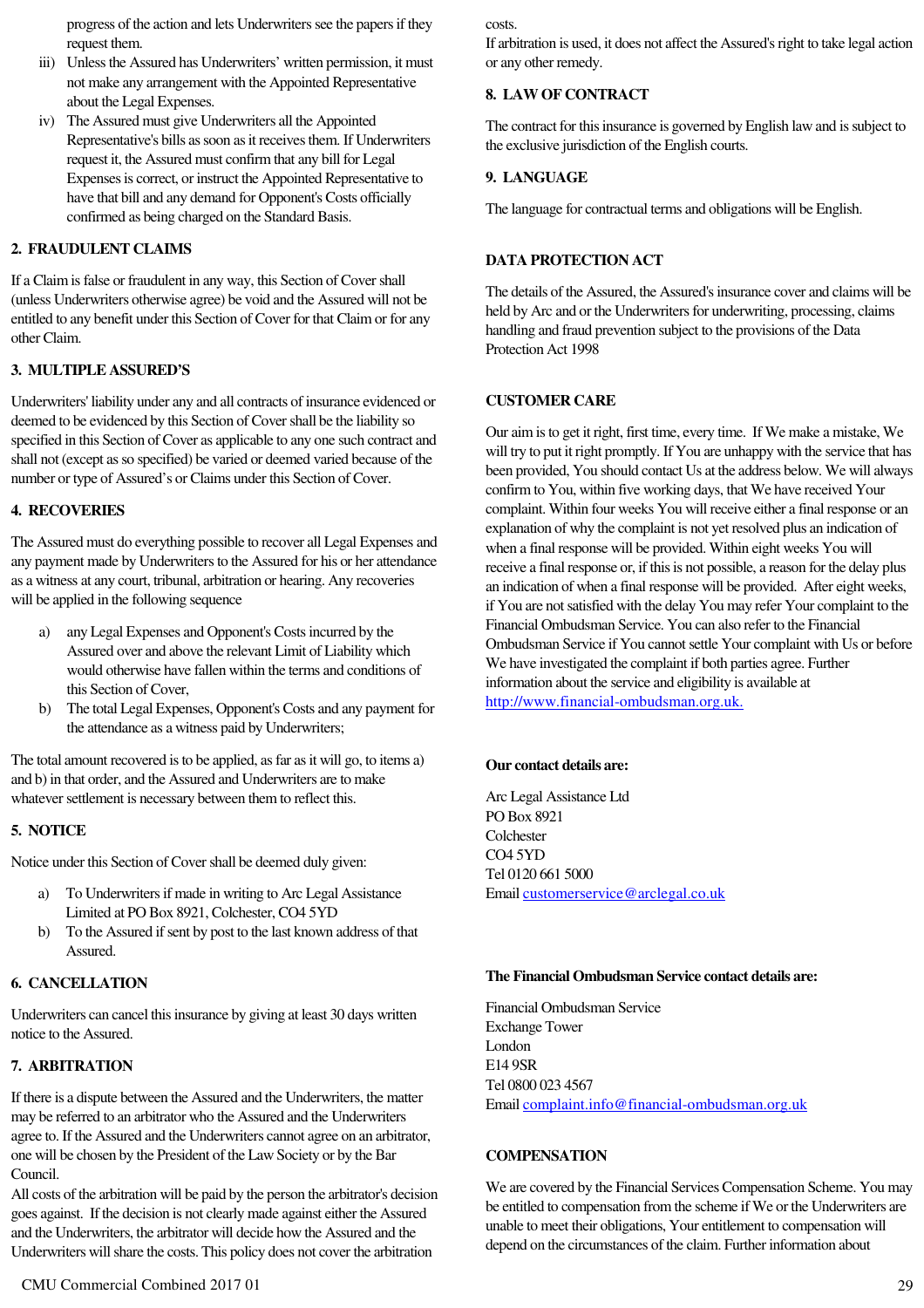progress of the action and lets Underwriters see the papers if they request them.

iii) Unless the Assured has Underwriters' written permission, it must not make any arrangement with the Appointed Representative about the Legal Expenses.

iv) The Assured must give Underwriters all the Appointed Representative's bills as soon as it receives them. If Underwriters request it, the Assured must confirm that any bill for Legal Expenses is correct, or instruct the Appointed Representative to have that bill and any demand for Opponent's Costs officially confirmed as being charged on the Standard Basis.

## 2. FRAUDULENT CLAIMS

If a Claim is false or fraudulent in any way, this Section of Cover shall (unless Underwriters otherwise agree) be void and the Assured will not be entitled to any benefit under this Section of Cover for that Claim or for any other Claim.

## 3. MULTIPLE ASSURED'S

Underwriters' liability under any and all contracts of insurance evidenced or deemed to be evidenced by this Section of Cover shall be the liability so specified in this Section of Cover as applicable to any one such contract and shall not (except as so specified) be varied or deemed varied because of the number or type of Assured's or Claims under this Section of Cover.

## 4. RECOVERIES

The Assured must do everything possible to recover all Legal Expenses and any payment made by Underwriters to the Assured for his or her attendance as a witness at any court, tribunal, arbitration or hearing. Any recoveries will be applied in the following sequence

a) any Legal Expenses and Opponent's Costs incurred by the Assured over and above the relevant Limit of Liability which would otherwise have fallen within the terms and conditions of this Section of Cover,

b) The total Legal Expenses, Opponent's Costs and any payment for the attendance as a witness paid by Underwriters;

The total amount recovered is to be applied, as far as it will go, to items a) and b) in that order, and the Assured and Underwriters are to make whatever settlement is necessary between them to reflect this.

## 5. NOTICE

Notice under this Section of Cover shall be deemed duly given:

a) To Underwriters if made in writing to Arc Legal Assistance Limited at PO Box 8921, Colchester, CO4 5YD

b) To the Assured if sent by post to the last known address of that Assured.

## 6. CANCELLATION

Underwriters can cancel this insurance by giving at least 30 days written notice to the Assured.

## 7. ARBITRATION

If there is a dispute between the Assured and the Underwriters, the matter may be referred to an arbitrator who the Assured and the Underwriters agree to. If the Assured and the Underwriters cannot agree on an arbitrator, one will be chosen by the President of the Law Society or by the Bar Council.

All costs of the arbitration will be paid by the person the arbitrator's decision goes against. If the decision is not clearly made against either the Assured and the Underwriters, the arbitrator will decide how the Assured and the Underwriters will share the costs. This policy does not cover the arbitration costs.

If arbitration is used, it does not affect the Assured's right to take legal action or any other remedy.

## 8. LAW OF CONTRACT

The contract for this insurance is governed by English law and is subject to the exclusive jurisdiction of the English courts.

## 9. LANGUAGE

The language for contractual terms and obligations will be English.

## DATA PROTECTION ACT

The details of the Assured, the Assured's insurance cover and claims will be held by Arc and or the Underwriters for underwriting, processing, claims handling and fraud prevention subject to the provisions of the Data Protection Act 1998

## CUSTOMER CARE

Our aim is to get it right, first time, every time. If We make a mistake, We will try to put it right promptly. If You are unhappy with the service that has been provided, You should contact Us at the address below. We will always confirm to You, within five working days, that We have received Your complaint. Within four weeks You will receive either a final response or an explanation of why the complaint is not yet resolved plus an indication of when a final response will be provided. Within eight weeks You will receive a final response or, if this is not possible, a reason for the delay plus an indication of when a final response will be provided. After eight weeks, if You are not satisfied with the delay You may refer Your complaint to the Financial Ombudsman Service. You can also refer to the Financial Ombudsman Service if You cannot settle Your complaint with Us or before We have investigated the complaint if both parties agree. Further information about the service and eligibility is available at http://www.financial-ombudsman.org.uk.

**Our contact details are:**

Arc Legal Assistance Ltd
PO Box 8921
Colchester
CO4 5YD
Tel 0120 661 5000
Email customerservice@arclegal.co.uk

**The Financial Ombudsman Service contact details are:**

Financial Ombudsman Service
Exchange Tower
London
E14 9SR
Tel 0800 023 4567
Email complaint.info@financial-ombudsman.org.uk

## COMPENSATION

We are covered by the Financial Services Compensation Scheme. You may be entitled to compensation from the scheme if We or the Underwriters are unable to meet their obligations, Your entitlement to compensation will depend on the circumstances of the claim. Further information about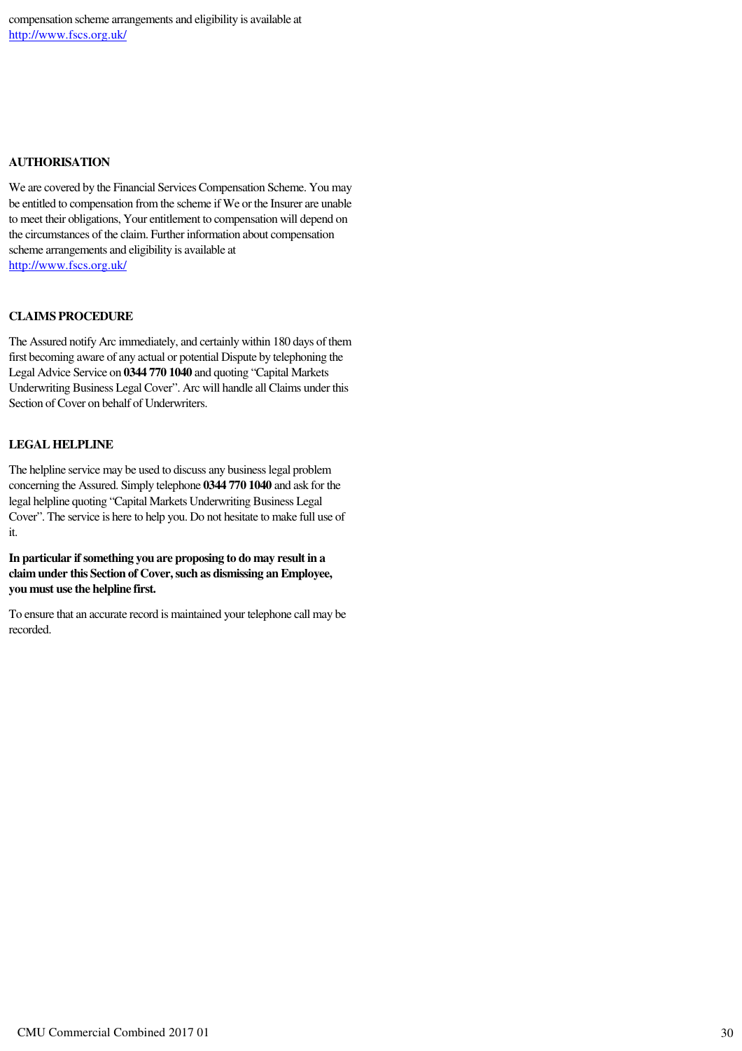compensation scheme arrangements and eligibility is available at
http://www.fscs.org.uk/

## AUTHORISATION

We are covered by the Financial Services Compensation Scheme. You may be entitled to compensation from the scheme if We or the Insurer are unable to meet their obligations, Your entitlement to compensation will depend on the circumstances of the claim. Further information about compensation scheme arrangements and eligibility is available at
http://www.fscs.org.uk/

## CLAIMS PROCEDURE

The Assured notify Arc immediately, and certainly within 180 days of them first becoming aware of any actual or potential Dispute by telephoning the Legal Advice Service on **0344 770 1040** and quoting "Capital Markets Underwriting Business Legal Cover". Arc will handle all Claims under this Section of Cover on behalf of Underwriters.

## LEGAL HELPLINE

The helpline service may be used to discuss any business legal problem concerning the Assured. Simply telephone **0344 770 1040** and ask for the legal helpline quoting "Capital Markets Underwriting Business Legal Cover". The service is here to help you. Do not hesitate to make full use of it.

**In particular if something you are proposing to do may result in a claim under this Section of Cover, such as dismissing an Employee, you must use the helpline first.**

To ensure that an accurate record is maintained your telephone call may be recorded.